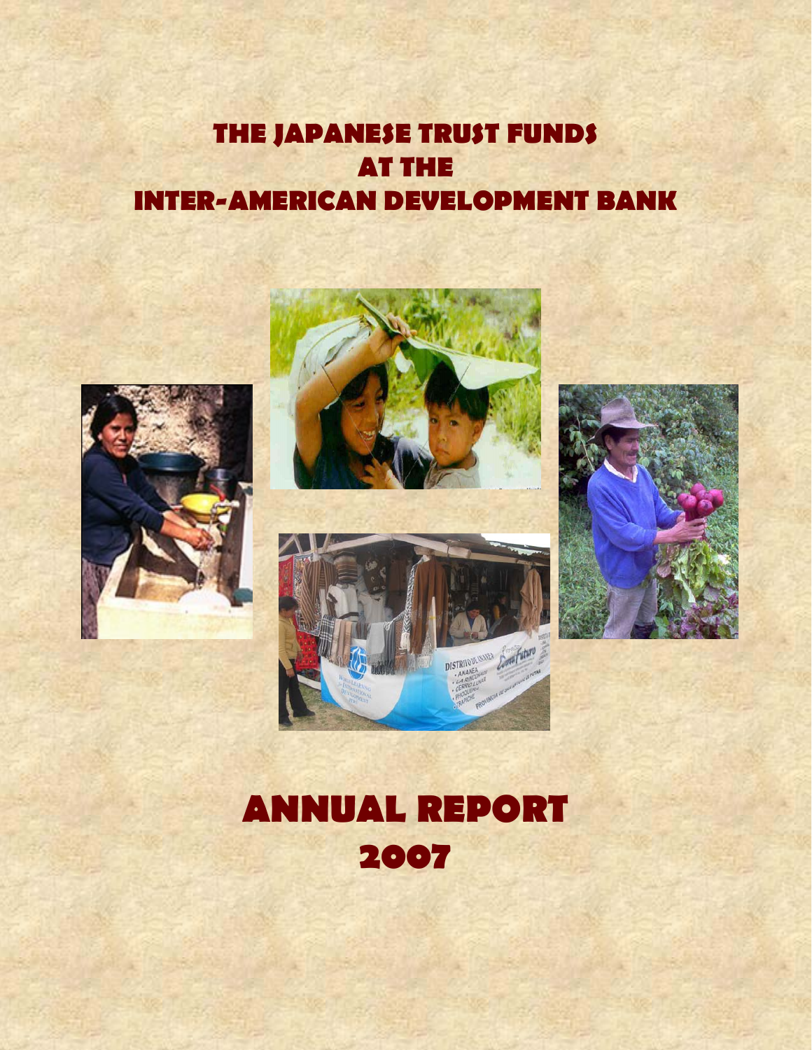# THE JAPANESE TRUST FUNDS AT THE INTER-AMERICAN DEVELOPMENT BANK

# ANNUAL REPORT 2007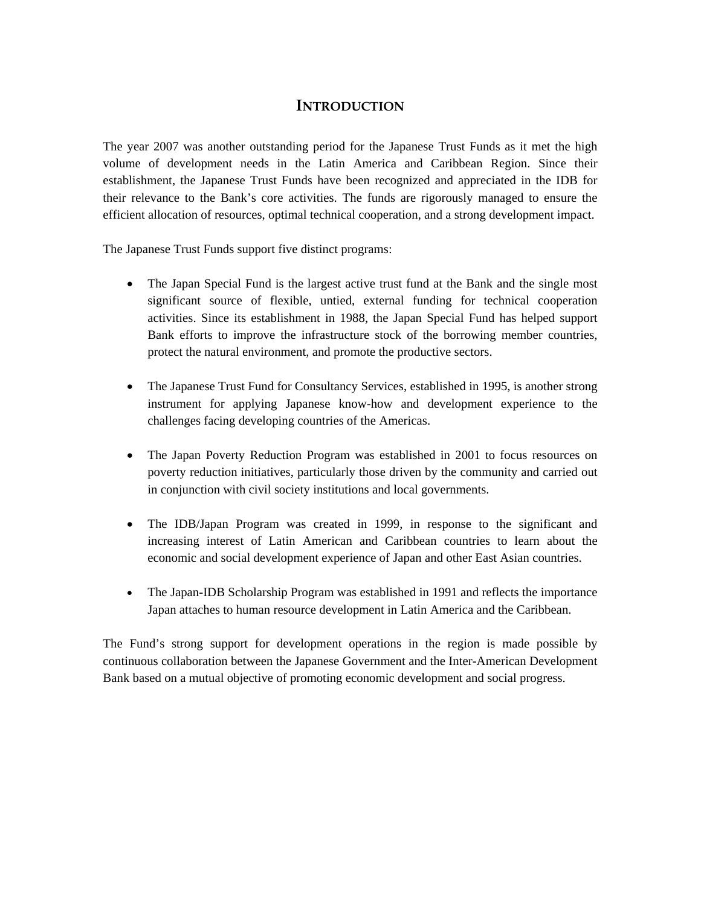# INTRODUCTION

The year 2007 was another outstanding period for the Japanese Trust Funds as it met the high volume of development needs in the Latin America and Caribbean Region. Since their establishment, the Japanese Trust Funds have been recognized and appreciated in the IDB for their relevance to the Bank's core activities. The funds are rigorously managed to ensure the efficient allocation of resources, optimal technical cooperation, and a strong development impact.

The Japanese Trust Funds support five distinct programs:

- The Japan Special Fund is the largest active trust fund at the Bank and the single most significant source of flexible, untied, external funding for technical cooperation activities. Since its establishment in 1988, the Japan Special Fund has helped support Bank efforts to improve the infrastructure stock of the borrowing member countries, protect the natural environment, and promote the productive sectors.

- The Japanese Trust Fund for Consultancy Services, established in 1995, is another strong instrument for applying Japanese know-how and development experience to the challenges facing developing countries of the Americas.

- The Japan Poverty Reduction Program was established in 2001 to focus resources on poverty reduction initiatives, particularly those driven by the community and carried out in conjunction with civil society institutions and local governments.

- The IDB/Japan Program was created in 1999, in response to the significant and increasing interest of Latin American and Caribbean countries to learn about the economic and social development experience of Japan and other East Asian countries.

- The Japan-IDB Scholarship Program was established in 1991 and reflects the importance Japan attaches to human resource development in Latin America and the Caribbean.

The Fund's strong support for development operations in the region is made possible by continuous collaboration between the Japanese Government and the Inter-American Development Bank based on a mutual objective of promoting economic development and social progress.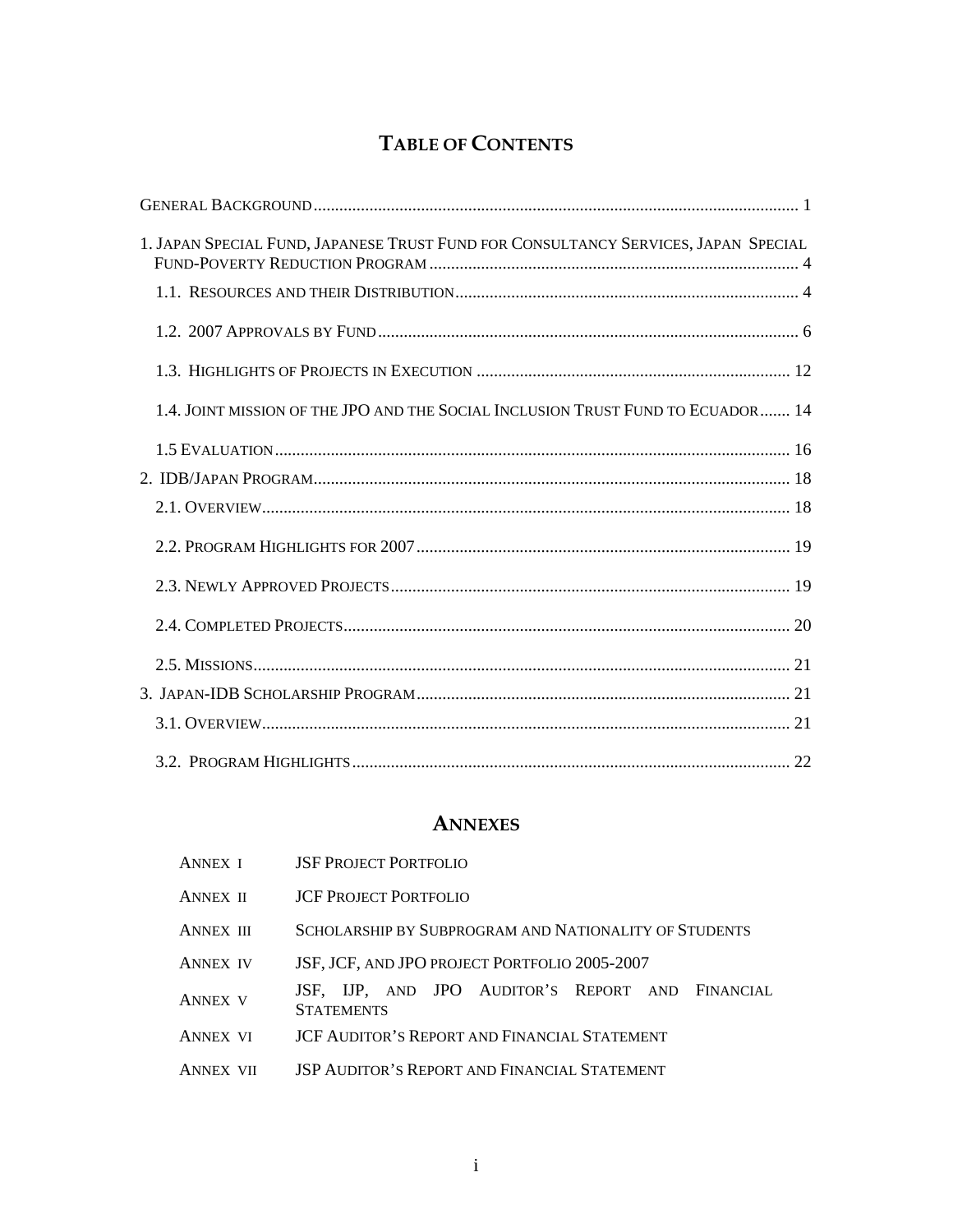# TABLE OF CONTENTS

GENERAL BACKGROUND ..... 1

1. JAPAN SPECIAL FUND, JAPANESE TRUST FUND FOR CONSULTANCY SERVICES, JAPAN SPECIAL FUND-POVERTY REDUCTION PROGRAM ..... 4

 1.1. RESOURCES AND THEIR DISTRIBUTION ..... 4

 1.2. 2007 APPROVALS BY FUND ..... 6

 1.3. HIGHLIGHTS OF PROJECTS IN EXECUTION ..... 12

 1.4. JOINT MISSION OF THE JPO AND THE SOCIAL INCLUSION TRUST FUND TO ECUADOR ..... 14

 1.5 EVALUATION ..... 16

2. IDB/JAPAN PROGRAM ..... 18

 2.1. OVERVIEW ..... 18

 2.2. PROGRAM HIGHLIGHTS FOR 2007 ..... 19

 2.3. NEWLY APPROVED PROJECTS ..... 19

 2.4. COMPLETED PROJECTS ..... 20

 2.5. MISSIONS ..... 21

3. JAPAN-IDB SCHOLARSHIP PROGRAM ..... 21

 3.1. OVERVIEW ..... 21

 3.2. PROGRAM HIGHLIGHTS ..... 22

# ANNEXES

| | |
|---|---|
| ANNEX I | JSF PROJECT PORTFOLIO |
| ANNEX II | JCF PROJECT PORTFOLIO |
| ANNEX III | SCHOLARSHIP BY SUBPROGRAM AND NATIONALITY OF STUDENTS |
| ANNEX IV | JSF, JCF, AND JPO PROJECT PORTFOLIO 2005-2007 |
| ANNEX V | JSF, IJP, AND JPO AUDITOR'S REPORT AND FINANCIAL STATEMENTS |
| ANNEX VI | JCF AUDITOR'S REPORT AND FINANCIAL STATEMENT |
| ANNEX VII | JSP AUDITOR'S REPORT AND FINANCIAL STATEMENT |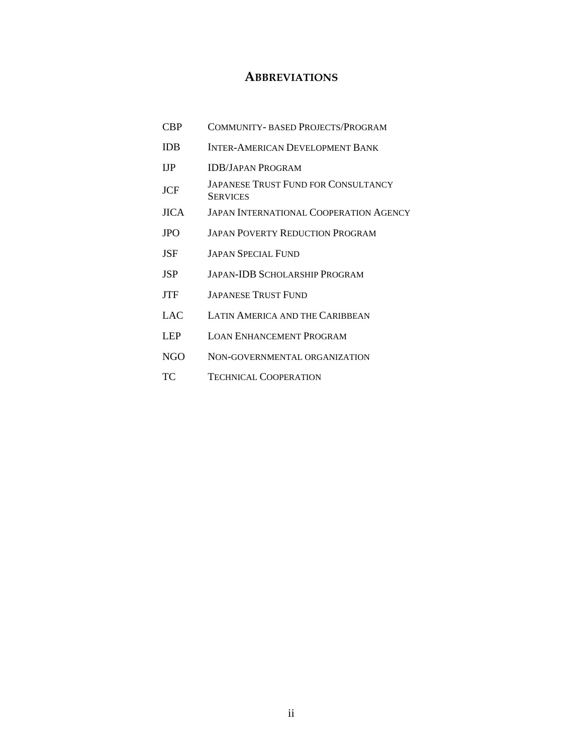# ABBREVIATIONS

| | |
|---|---|
| CBP | Community- based Projects/Program |
| IDB | Inter-American Development Bank |
| IJP | IDB/Japan Program |
| JCF | Japanese Trust Fund for Consultancy Services |
| JICA | Japan International Cooperation Agency |
| JPO | Japan Poverty Reduction Program |
| JSF | Japan Special Fund |
| JSP | Japan-IDB Scholarship Program |
| JTF | Japanese Trust Fund |
| LAC | Latin America and the Caribbean |
| LEP | Loan Enhancement Program |
| NGO | Non-governmental organization |
| TC | Technical Cooperation |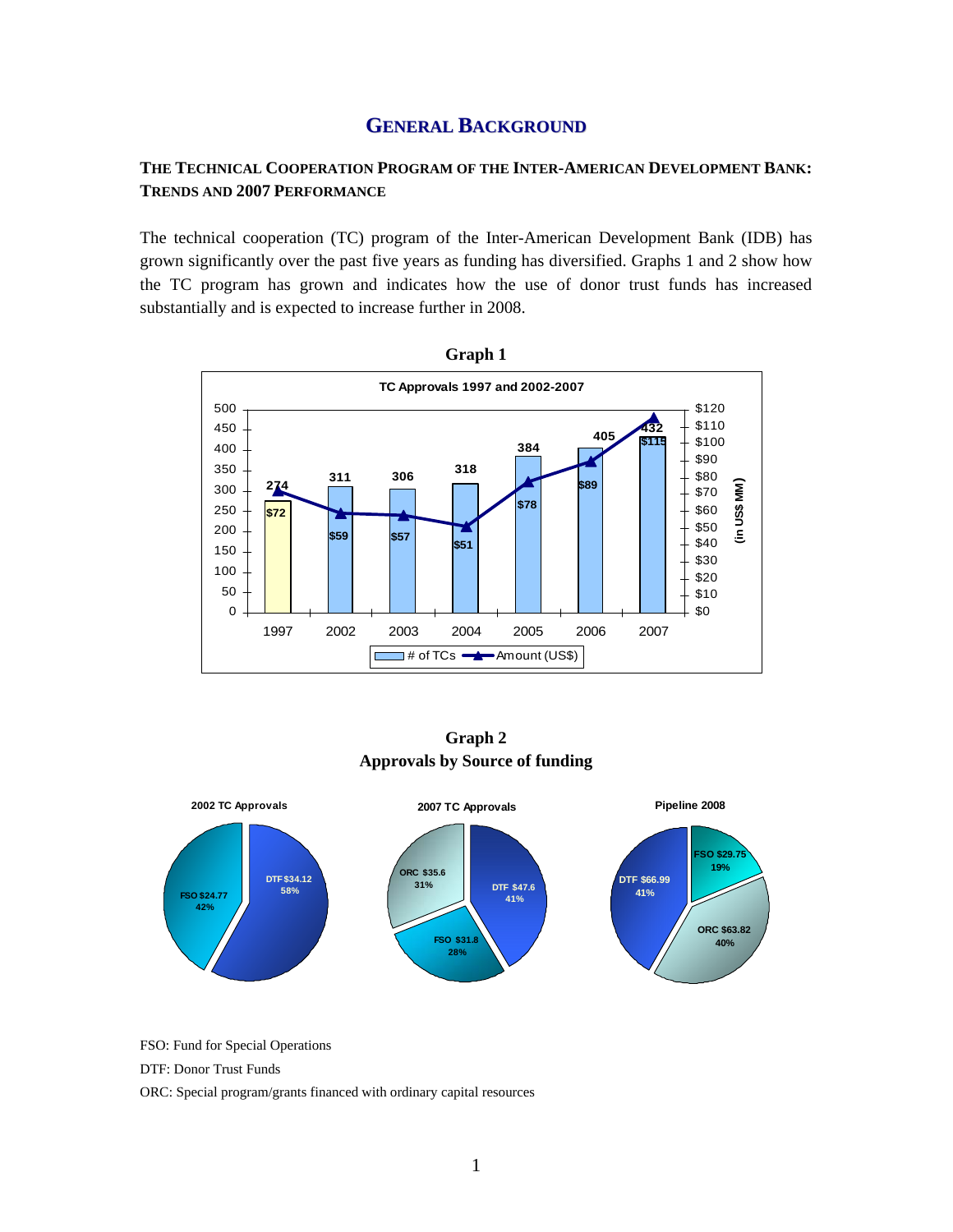# GENERAL BACKGROUND

**THE TECHNICAL COOPERATION PROGRAM OF THE INTER-AMERICAN DEVELOPMENT BANK: TRENDS AND 2007 PERFORMANCE**

The technical cooperation (TC) program of the Inter-American Development Bank (IDB) has grown significantly over the past five years as funding has diversified. Graphs 1 and 2 show how the TC program has grown and indicates how the use of donor trust funds has increased substantially and is expected to increase further in 2008.

**Graph 1**

**TC Approvals 1997 and 2002-2007**

| Year | # of TCs | Amount (US$ MM) |
|---|---|---|
| 1997 | 274 | $72 |
| 2002 | 311 | $59 |
| 2003 | 306 | $57 |
| 2004 | 318 | $51 |
| 2005 | 384 | $78 |
| 2006 | 405 | $89 |
| 2007 | 432 | $115 |

**Graph 2**
**Approvals by Source of funding**

| 2002 TC Approvals | 2007 TC Approvals | Pipeline 2008 |
|---|---|---|
| DTF $34.12 (58%) | DTF $47.6 (41%) | DTF $66.99 (41%) |
| FSO $24.77 (42%) | FSO $31.8 (28%) | FSO $29.75 (19%) |
| | ORC $35.6 (31%) | ORC $63.82 (40%) |

FSO: Fund for Special Operations

DTF: Donor Trust Funds

ORC: Special program/grants financed with ordinary capital resources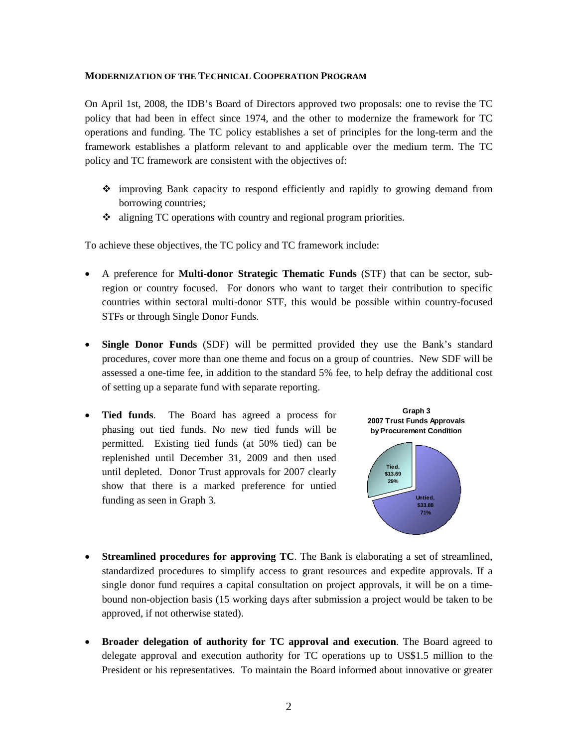**MODERNIZATION OF THE TECHNICAL COOPERATION PROGRAM**

On April 1st, 2008, the IDB's Board of Directors approved two proposals: one to revise the TC policy that had been in effect since 1974, and the other to modernize the framework for TC operations and funding. The TC policy establishes a set of principles for the long-term and the framework establishes a platform relevant to and applicable over the medium term. The TC policy and TC framework are consistent with the objectives of:

- improving Bank capacity to respond efficiently and rapidly to growing demand from borrowing countries;
- aligning TC operations with country and regional program priorities.

To achieve these objectives, the TC policy and TC framework include:

- A preference for **Multi-donor Strategic Thematic Funds** (STF) that can be sector, sub-region or country focused. For donors who want to target their contribution to specific countries within sectoral multi-donor STF, this would be possible within country-focused STFs or through Single Donor Funds.

- **Single Donor Funds** (SDF) will be permitted provided they use the Bank's standard procedures, cover more than one theme and focus on a group of countries. New SDF will be assessed a one-time fee, in addition to the standard 5% fee, to help defray the additional cost of setting up a separate fund with separate reporting.

- **Tied funds**. The Board has agreed a process for phasing out tied funds. No new tied funds will be permitted. Existing tied funds (at 50% tied) can be replenished until December 31, 2009 and then used until depleted. Donor Trust approvals for 2007 clearly show that there is a marked preference for untied funding as seen in Graph 3.

**Graph 3**
**2007 Trust Funds Approvals by Procurement Condition**

| Procurement Condition | Amount | Share |
|---|---|---|
| Tied | $13.69 | 29% |
| Untied | $33.88 | 71% |

- **Streamlined procedures for approving TC**. The Bank is elaborating a set of streamlined, standardized procedures to simplify access to grant resources and expedite approvals. If a single donor fund requires a capital consultation on project approvals, it will be on a time-bound non-objection basis (15 working days after submission a project would be taken to be approved, if not otherwise stated).

- **Broader delegation of authority for TC approval and execution**. The Board agreed to delegate approval and execution authority for TC operations up to US$1.5 million to the President or his representatives. To maintain the Board informed about innovative or greater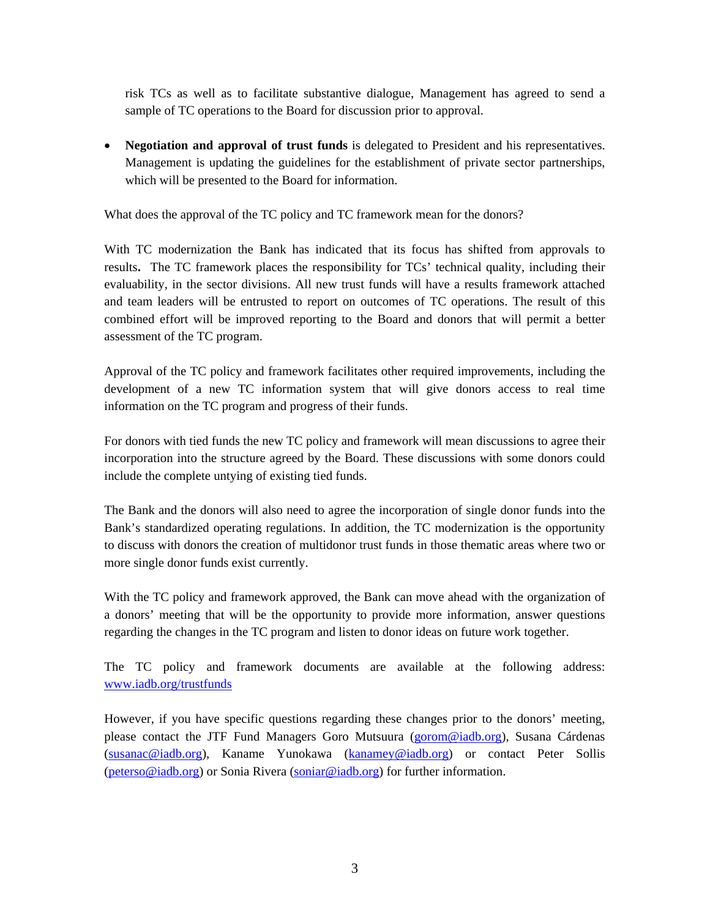risk TCs as well as to facilitate substantive dialogue, Management has agreed to send a sample of TC operations to the Board for discussion prior to approval.

- **Negotiation and approval of trust funds** is delegated to President and his representatives. Management is updating the guidelines for the establishment of private sector partnerships, which will be presented to the Board for information.

What does the approval of the TC policy and TC framework mean for the donors?

With TC modernization the Bank has indicated that its focus has shifted from approvals to results**.** The TC framework places the responsibility for TCs' technical quality, including their evaluability, in the sector divisions. All new trust funds will have a results framework attached and team leaders will be entrusted to report on outcomes of TC operations. The result of this combined effort will be improved reporting to the Board and donors that will permit a better assessment of the TC program.

Approval of the TC policy and framework facilitates other required improvements, including the development of a new TC information system that will give donors access to real time information on the TC program and progress of their funds.

For donors with tied funds the new TC policy and framework will mean discussions to agree their incorporation into the structure agreed by the Board. These discussions with some donors could include the complete untying of existing tied funds.

The Bank and the donors will also need to agree the incorporation of single donor funds into the Bank's standardized operating regulations. In addition, the TC modernization is the opportunity to discuss with donors the creation of multidonor trust funds in those thematic areas where two or more single donor funds exist currently.

With the TC policy and framework approved, the Bank can move ahead with the organization of a donors' meeting that will be the opportunity to provide more information, answer questions regarding the changes in the TC program and listen to donor ideas on future work together.

The TC policy and framework documents are available at the following address: www.iadb.org/trustfunds

However, if you have specific questions regarding these changes prior to the donors' meeting, please contact the JTF Fund Managers Goro Mutsuura (gorom@iadb.org), Susana Cárdenas (susanac@iadb.org), Kaname Yunokawa (kanamey@iadb.org) or contact Peter Sollis (peterso@iadb.org) or Sonia Rivera (soniar@iadb.org) for further information.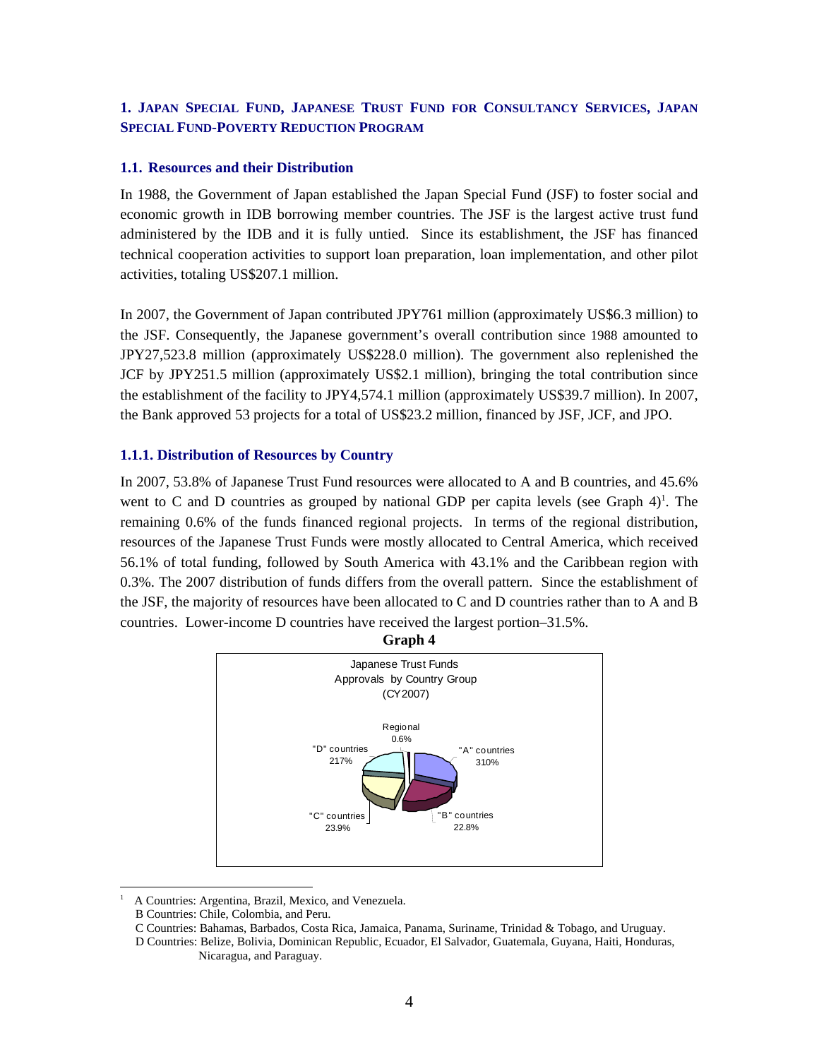## 1. Japan Special Fund, Japanese Trust Fund for Consultancy Services, Japan Special Fund-Poverty Reduction Program

### 1.1. Resources and their Distribution

In 1988, the Government of Japan established the Japan Special Fund (JSF) to foster social and economic growth in IDB borrowing member countries. The JSF is the largest active trust fund administered by the IDB and it is fully untied. Since its establishment, the JSF has financed technical cooperation activities to support loan preparation, loan implementation, and other pilot activities, totaling US$207.1 million.

In 2007, the Government of Japan contributed JPY761 million (approximately US$6.3 million) to the JSF. Consequently, the Japanese government's overall contribution since 1988 amounted to JPY27,523.8 million (approximately US$228.0 million). The government also replenished the JCF by JPY251.5 million (approximately US$2.1 million), bringing the total contribution since the establishment of the facility to JPY4,574.1 million (approximately US$39.7 million). In 2007, the Bank approved 53 projects for a total of US$23.2 million, financed by JSF, JCF, and JPO.

#### 1.1.1. Distribution of Resources by Country

In 2007, 53.8% of Japanese Trust Fund resources were allocated to A and B countries, and 45.6% went to C and D countries as grouped by national GDP per capita levels (see Graph 4)[1]. The remaining 0.6% of the funds financed regional projects. In terms of the regional distribution, resources of the Japanese Trust Funds were mostly allocated to Central America, which received 56.1% of total funding, followed by South America with 43.1% and the Caribbean region with 0.3%. The 2007 distribution of funds differs from the overall pattern. Since the establishment of the JSF, the majority of resources have been allocated to C and D countries rather than to A and B countries. Lower-income D countries have received the largest portion–31.5%.

**Graph 4**

Japanese Trust Funds
Approvals by Country Group
(CY2007)

Regional 0.6%; "A" countries 310%; "B" countries 22.8%; "C" countries 23.9%; "D" countries 217%

---

[1] A Countries: Argentina, Brazil, Mexico, and Venezuela.
B Countries: Chile, Colombia, and Peru.
C Countries: Bahamas, Barbados, Costa Rica, Jamaica, Panama, Suriname, Trinidad & Tobago, and Uruguay.
D Countries: Belize, Bolivia, Dominican Republic, Ecuador, El Salvador, Guatemala, Guyana, Haiti, Honduras, Nicaragua, and Paraguay.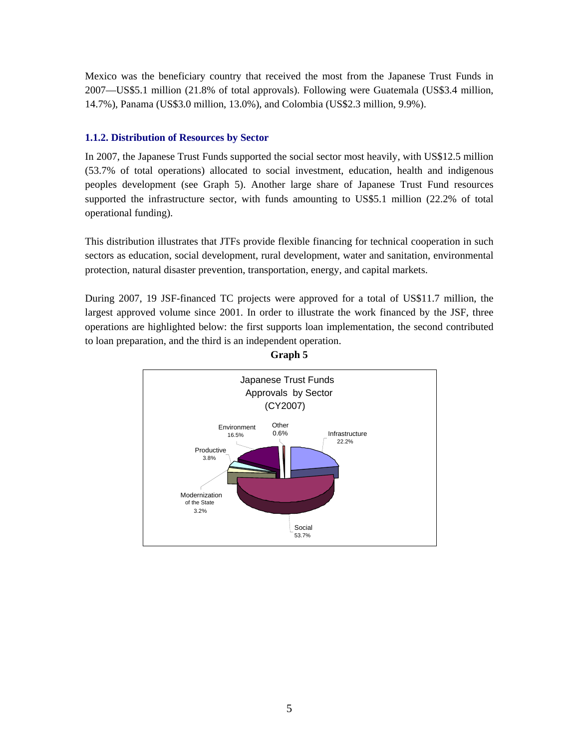Mexico was the beneficiary country that received the most from the Japanese Trust Funds in 2007—US$5.1 million (21.8% of total approvals). Following were Guatemala (US$3.4 million, 14.7%), Panama (US$3.0 million, 13.0%), and Colombia (US$2.3 million, 9.9%).

### 1.1.2. Distribution of Resources by Sector

In 2007, the Japanese Trust Funds supported the social sector most heavily, with US$12.5 million (53.7% of total operations) allocated to social investment, education, health and indigenous peoples development (see Graph 5). Another large share of Japanese Trust Fund resources supported the infrastructure sector, with funds amounting to US$5.1 million (22.2% of total operational funding).

This distribution illustrates that JTFs provide flexible financing for technical cooperation in such sectors as education, social development, rural development, water and sanitation, environmental protection, natural disaster prevention, transportation, energy, and capital markets.

During 2007, 19 JSF-financed TC projects were approved for a total of US$11.7 million, the largest approved volume since 2001. In order to illustrate the work financed by the JSF, three operations are highlighted below: the first supports loan implementation, the second contributed to loan preparation, and the third is an independent operation.

**Graph 5**

Japanese Trust Funds Approvals by Sector (CY2007)

| Sector | Share |
|---|---|
| Social | 53.7% |
| Infrastructure | 22.2% |
| Environment | 16.5% |
| Productive | 3.8% |
| Modernization of the State | 3.2% |
| Other | 0.6% |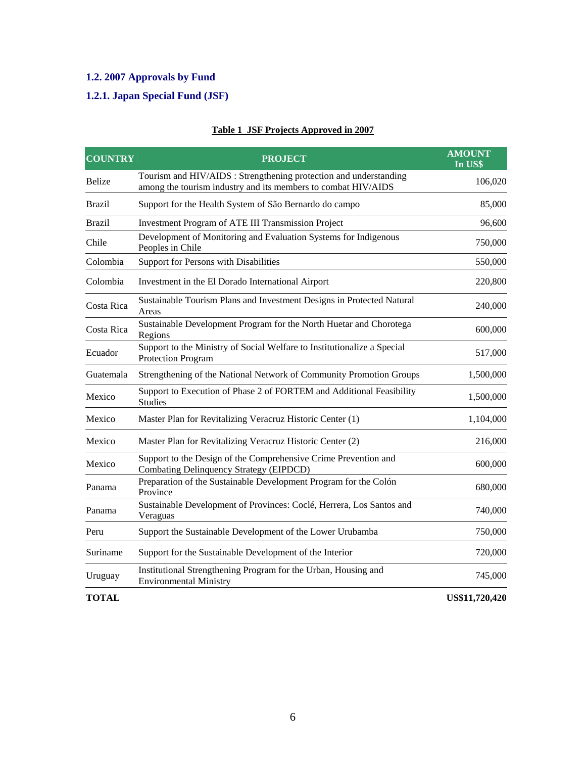### 1.2. 2007 Approvals by Fund

### 1.2.1. Japan Special Fund (JSF)

**Table 1 JSF Projects Approved in 2007**

| COUNTRY | PROJECT | AMOUNT In US$ |
|---|---|---|
| Belize | Tourism and HIV/AIDS : Strengthening protection and understanding among the tourism industry and its members to combat HIV/AIDS | 106,020 |
| Brazil | Support for the Health System of São Bernardo do campo | 85,000 |
| Brazil | Investment Program of ATE III Transmission Project | 96,600 |
| Chile | Development of Monitoring and Evaluation Systems for Indigenous Peoples in Chile | 750,000 |
| Colombia | Support for Persons with Disabilities | 550,000 |
| Colombia | Investment in the El Dorado International Airport | 220,800 |
| Costa Rica | Sustainable Tourism Plans and Investment Designs in Protected Natural Areas | 240,000 |
| Costa Rica | Sustainable Development Program for the North Huetar and Chorotega Regions | 600,000 |
| Ecuador | Support to the Ministry of Social Welfare to Institutionalize a Special Protection Program | 517,000 |
| Guatemala | Strengthening of the National Network of Community Promotion Groups | 1,500,000 |
| Mexico | Support to Execution of Phase 2 of FORTEM and Additional Feasibility Studies | 1,500,000 |
| Mexico | Master Plan for Revitalizing Veracruz Historic Center (1) | 1,104,000 |
| Mexico | Master Plan for Revitalizing Veracruz Historic Center (2) | 216,000 |
| Mexico | Support to the Design of the Comprehensive Crime Prevention and Combating Delinquency Strategy (EIPDCD) | 600,000 |
| Panama | Preparation of the Sustainable Development Program for the Colón Province | 680,000 |
| Panama | Sustainable Development of Provinces: Coclé, Herrera, Los Santos and Veraguas | 740,000 |
| Peru | Support the Sustainable Development of the Lower Urubamba | 750,000 |
| Suriname | Support for the Sustainable Development of the Interior | 720,000 |
| Uruguay | Institutional Strengthening Program for the Urban, Housing and Environmental Ministry | 745,000 |
| **TOTAL** | | **US$11,720,420** |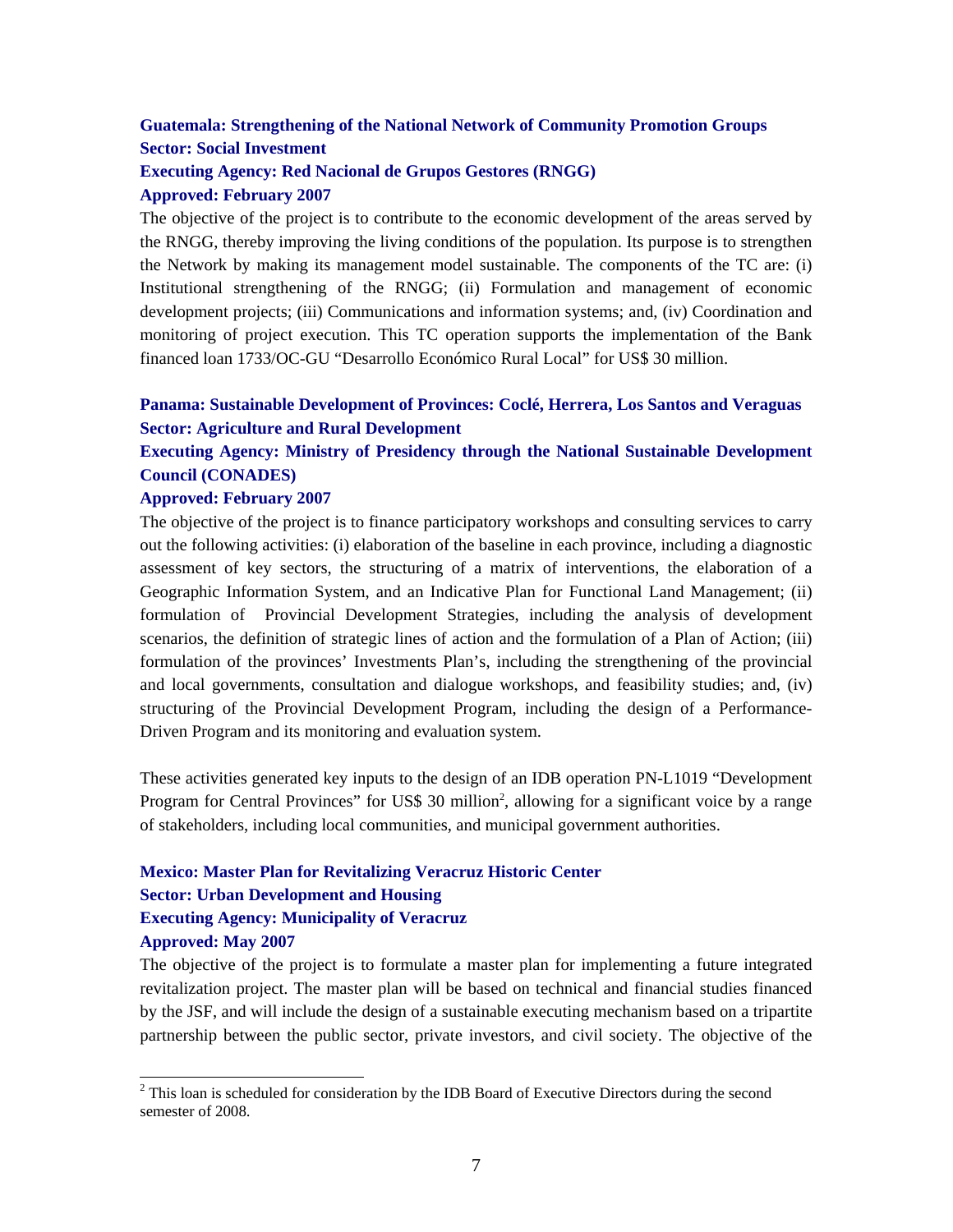**Guatemala: Strengthening of the National Network of Community Promotion Groups**
**Sector: Social Investment**
**Executing Agency: Red Nacional de Grupos Gestores (RNGG)**
**Approved: February 2007**

The objective of the project is to contribute to the economic development of the areas served by the RNGG, thereby improving the living conditions of the population. Its purpose is to strengthen the Network by making its management model sustainable. The components of the TC are: (i) Institutional strengthening of the RNGG; (ii) Formulation and management of economic development projects; (iii) Communications and information systems; and, (iv) Coordination and monitoring of project execution. This TC operation supports the implementation of the Bank financed loan 1733/OC-GU "Desarrollo Económico Rural Local" for US$ 30 million.

**Panama: Sustainable Development of Provinces: Coclé, Herrera, Los Santos and Veraguas**
**Sector: Agriculture and Rural Development**
**Executing Agency: Ministry of Presidency through the National Sustainable Development Council (CONADES)**
**Approved: February 2007**

The objective of the project is to finance participatory workshops and consulting services to carry out the following activities: (i) elaboration of the baseline in each province, including a diagnostic assessment of key sectors, the structuring of a matrix of interventions, the elaboration of a Geographic Information System, and an Indicative Plan for Functional Land Management; (ii) formulation of Provincial Development Strategies, including the analysis of development scenarios, the definition of strategic lines of action and the formulation of a Plan of Action; (iii) formulation of the provinces' Investments Plan's, including the strengthening of the provincial and local governments, consultation and dialogue workshops, and feasibility studies; and, (iv) structuring of the Provincial Development Program, including the design of a Performance-Driven Program and its monitoring and evaluation system.

These activities generated key inputs to the design of an IDB operation PN-L1019 "Development Program for Central Provinces" for US$ 30 million[2], allowing for a significant voice by a range of stakeholders, including local communities, and municipal government authorities.

**Mexico: Master Plan for Revitalizing Veracruz Historic Center**
**Sector: Urban Development and Housing**
**Executing Agency: Municipality of Veracruz**
**Approved: May 2007**

The objective of the project is to formulate a master plan for implementing a future integrated revitalization project. The master plan will be based on technical and financial studies financed by the JSF, and will include the design of a sustainable executing mechanism based on a tripartite partnership between the public sector, private investors, and civil society. The objective of the

[2] This loan is scheduled for consideration by the IDB Board of Executive Directors during the second semester of 2008.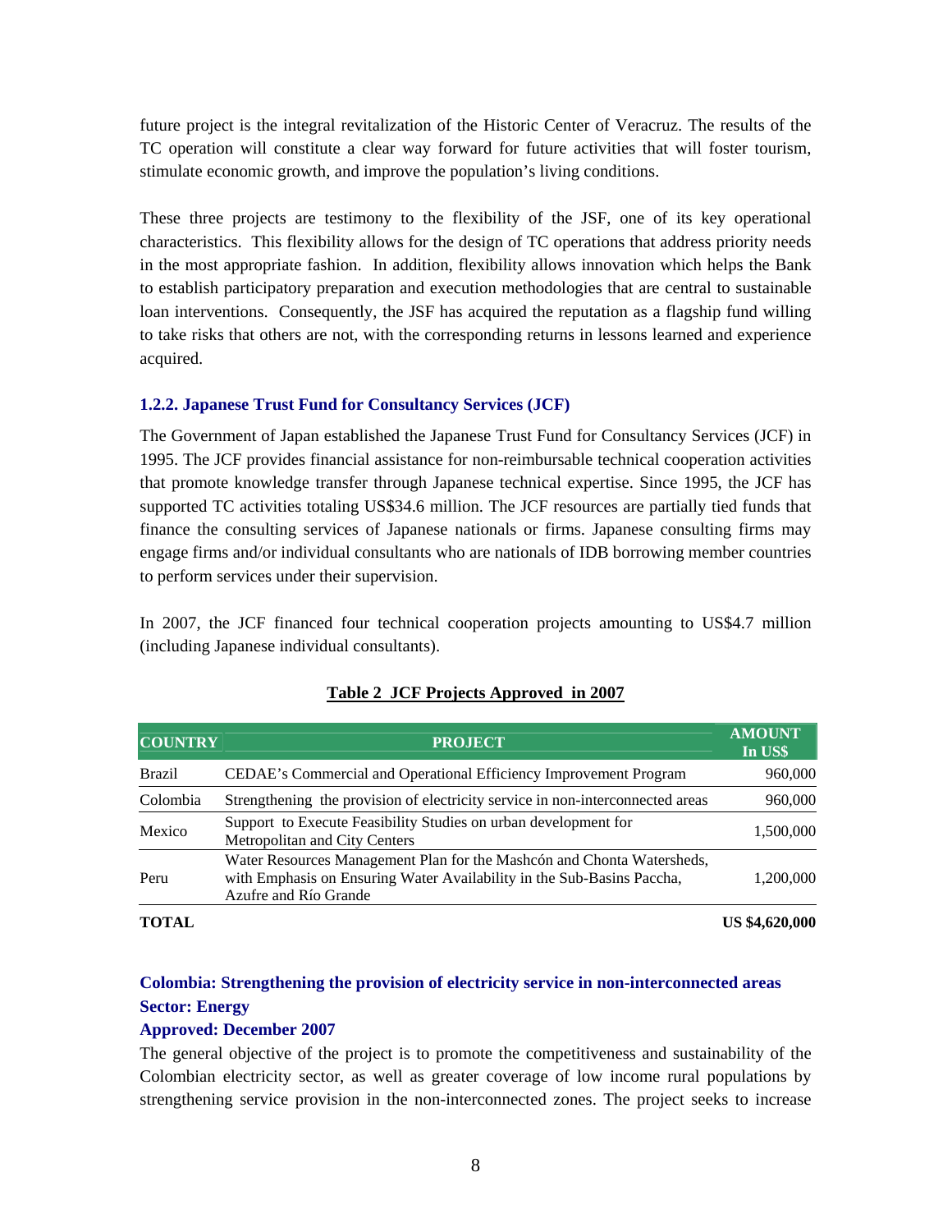future project is the integral revitalization of the Historic Center of Veracruz. The results of the TC operation will constitute a clear way forward for future activities that will foster tourism, stimulate economic growth, and improve the population's living conditions.

These three projects are testimony to the flexibility of the JSF, one of its key operational characteristics. This flexibility allows for the design of TC operations that address priority needs in the most appropriate fashion. In addition, flexibility allows innovation which helps the Bank to establish participatory preparation and execution methodologies that are central to sustainable loan interventions. Consequently, the JSF has acquired the reputation as a flagship fund willing to take risks that others are not, with the corresponding returns in lessons learned and experience acquired.

### 1.2.2. Japanese Trust Fund for Consultancy Services (JCF)

The Government of Japan established the Japanese Trust Fund for Consultancy Services (JCF) in 1995. The JCF provides financial assistance for non-reimbursable technical cooperation activities that promote knowledge transfer through Japanese technical expertise. Since 1995, the JCF has supported TC activities totaling US$34.6 million. The JCF resources are partially tied funds that finance the consulting services of Japanese nationals or firms. Japanese consulting firms may engage firms and/or individual consultants who are nationals of IDB borrowing member countries to perform services under their supervision.

In 2007, the JCF financed four technical cooperation projects amounting to US$4.7 million (including Japanese individual consultants).

**Table 2 JCF Projects Approved in 2007**

| COUNTRY | PROJECT | AMOUNT In US$ |
|---|---|---|
| Brazil | CEDAE's Commercial and Operational Efficiency Improvement Program | 960,000 |
| Colombia | Strengthening the provision of electricity service in non-interconnected areas | 960,000 |
| Mexico | Support to Execute Feasibility Studies on urban development for Metropolitan and City Centers | 1,500,000 |
| Peru | Water Resources Management Plan for the Mashcón and Chonta Watersheds, with Emphasis on Ensuring Water Availability in the Sub-Basins Paccha, Azufre and Río Grande | 1,200,000 |
| **TOTAL** | | **US $4,620,000** |

**Colombia: Strengthening the provision of electricity service in non-interconnected areas**
**Sector: Energy**
**Approved: December 2007**

The general objective of the project is to promote the competitiveness and sustainability of the Colombian electricity sector, as well as greater coverage of low income rural populations by strengthening service provision in the non-interconnected zones. The project seeks to increase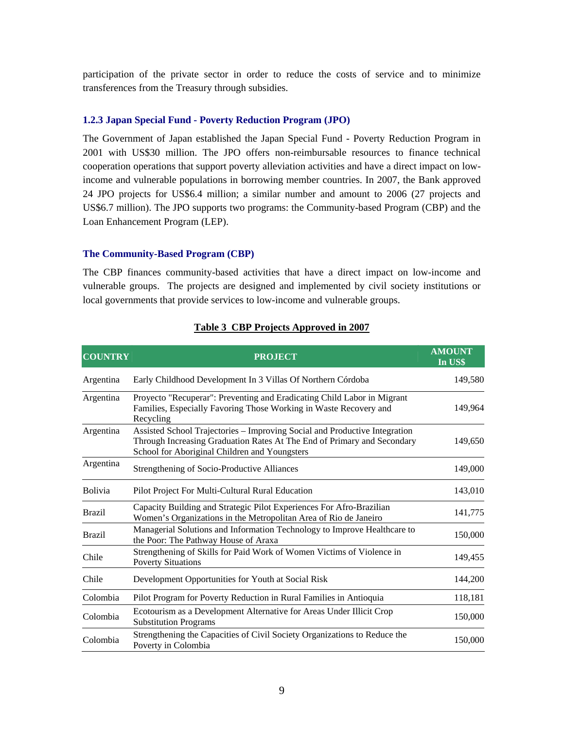participation of the private sector in order to reduce the costs of service and to minimize transferences from the Treasury through subsidies.

### 1.2.3 Japan Special Fund - Poverty Reduction Program (JPO)

The Government of Japan established the Japan Special Fund - Poverty Reduction Program in 2001 with US$30 million. The JPO offers non-reimbursable resources to finance technical cooperation operations that support poverty alleviation activities and have a direct impact on low-income and vulnerable populations in borrowing member countries. In 2007, the Bank approved 24 JPO projects for US$6.4 million; a similar number and amount to 2006 (27 projects and US$6.7 million). The JPO supports two programs: the Community-based Program (CBP) and the Loan Enhancement Program (LEP).

#### The Community-Based Program (CBP)

The CBP finances community-based activities that have a direct impact on low-income and vulnerable groups. The projects are designed and implemented by civil society institutions or local governments that provide services to low-income and vulnerable groups.

**Table 3 CBP Projects Approved in 2007**

| COUNTRY | PROJECT | AMOUNT In US$ |
|---|---|---|
| Argentina | Early Childhood Development In 3 Villas Of Northern Córdoba | 149,580 |
| Argentina | Proyecto "Recuperar": Preventing and Eradicating Child Labor in Migrant Families, Especially Favoring Those Working in Waste Recovery and Recycling | 149,964 |
| Argentina | Assisted School Trajectories – Improving Social and Productive Integration Through Increasing Graduation Rates At The End of Primary and Secondary School for Aboriginal Children and Youngsters | 149,650 |
| Argentina | Strengthening of Socio-Productive Alliances | 149,000 |
| Bolivia | Pilot Project For Multi-Cultural Rural Education | 143,010 |
| Brazil | Capacity Building and Strategic Pilot Experiences For Afro-Brazilian Women's Organizations in the Metropolitan Area of Rio de Janeiro | 141,775 |
| Brazil | Managerial Solutions and Information Technology to Improve Healthcare to the Poor: The Pathway House of Araxa | 150,000 |
| Chile | Strengthening of Skills for Paid Work of Women Victims of Violence in Poverty Situations | 149,455 |
| Chile | Development Opportunities for Youth at Social Risk | 144,200 |
| Colombia | Pilot Program for Poverty Reduction in Rural Families in Antioquia | 118,181 |
| Colombia | Ecotourism as a Development Alternative for Areas Under Illicit Crop Substitution Programs | 150,000 |
| Colombia | Strengthening the Capacities of Civil Society Organizations to Reduce the Poverty in Colombia | 150,000 |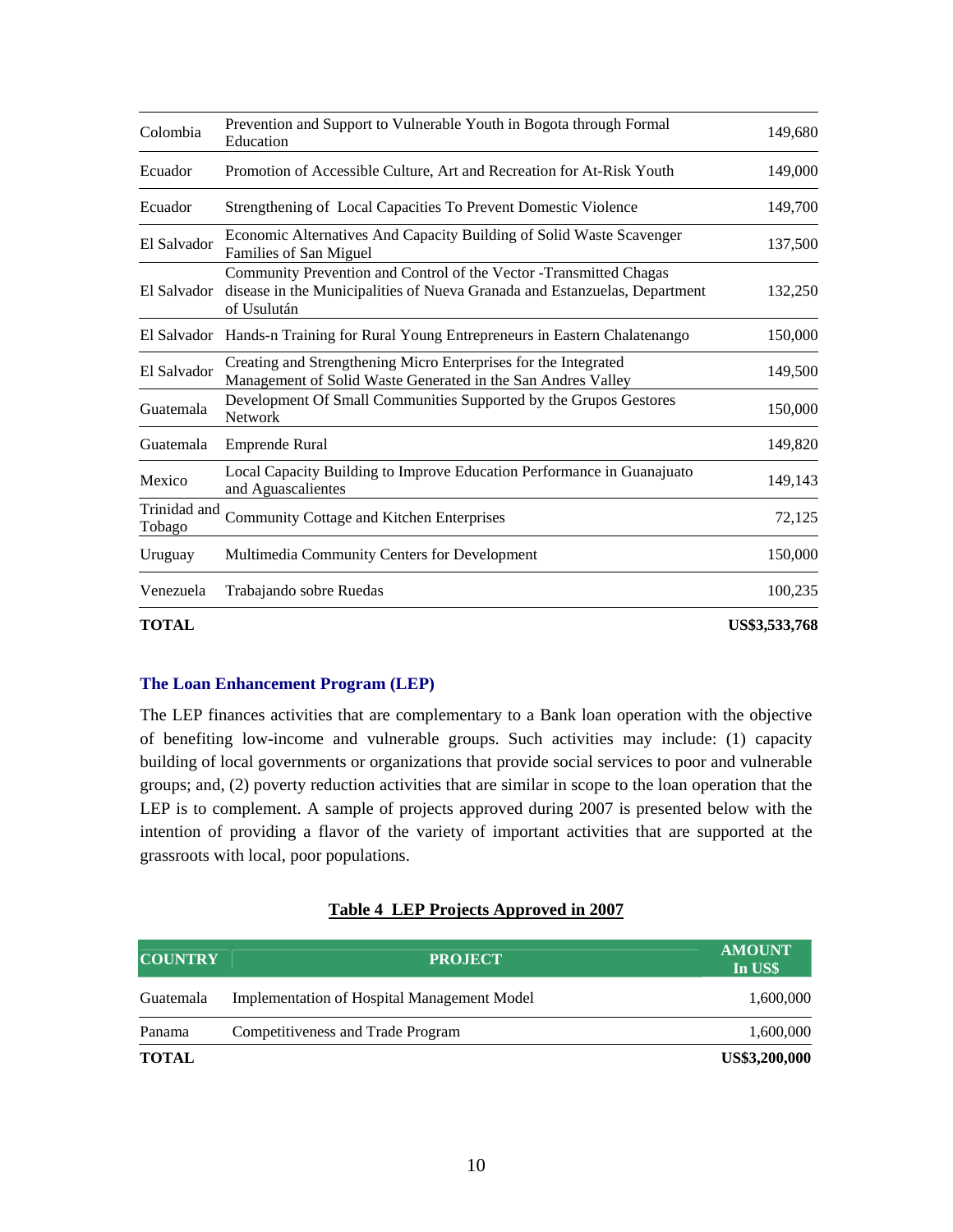| | | |
|---|---|---|
| Colombia | Prevention and Support to Vulnerable Youth in Bogota through Formal Education | 149,680 |
| Ecuador | Promotion of Accessible Culture, Art and Recreation for At-Risk Youth | 149,000 |
| Ecuador | Strengthening of Local Capacities To Prevent Domestic Violence | 149,700 |
| El Salvador | Economic Alternatives And Capacity Building of Solid Waste Scavenger Families of San Miguel | 137,500 |
| El Salvador | Community Prevention and Control of the Vector -Transmitted Chagas disease in the Municipalities of Nueva Granada and Estanzuelas, Department of Usulután | 132,250 |
| El Salvador | Hands-n Training for Rural Young Entrepreneurs in Eastern Chalatenango | 150,000 |
| El Salvador | Creating and Strengthening Micro Enterprises for the Integrated Management of Solid Waste Generated in the San Andres Valley | 149,500 |
| Guatemala | Development Of Small Communities Supported by the Grupos Gestores Network | 150,000 |
| Guatemala | Emprende Rural | 149,820 |
| Mexico | Local Capacity Building to Improve Education Performance in Guanajuato and Aguascalientes | 149,143 |
| Trinidad and Tobago | Community Cottage and Kitchen Enterprises | 72,125 |
| Uruguay | Multimedia Community Centers for Development | 150,000 |
| Venezuela | Trabajando sobre Ruedas | 100,235 |
| **TOTAL** | | **US$3,533,768** |

### The Loan Enhancement Program (LEP)

The LEP finances activities that are complementary to a Bank loan operation with the objective of benefiting low-income and vulnerable groups. Such activities may include: (1) capacity building of local governments or organizations that provide social services to poor and vulnerable groups; and, (2) poverty reduction activities that are similar in scope to the loan operation that the LEP is to complement. A sample of projects approved during 2007 is presented below with the intention of providing a flavor of the variety of important activities that are supported at the grassroots with local, poor populations.

**Table 4 LEP Projects Approved in 2007**

| COUNTRY | PROJECT | AMOUNT In US$ |
|---|---|---|
| Guatemala | Implementation of Hospital Management Model | 1,600,000 |
| Panama | Competitiveness and Trade Program | 1,600,000 |
| **TOTAL** | | **US$3,200,000** |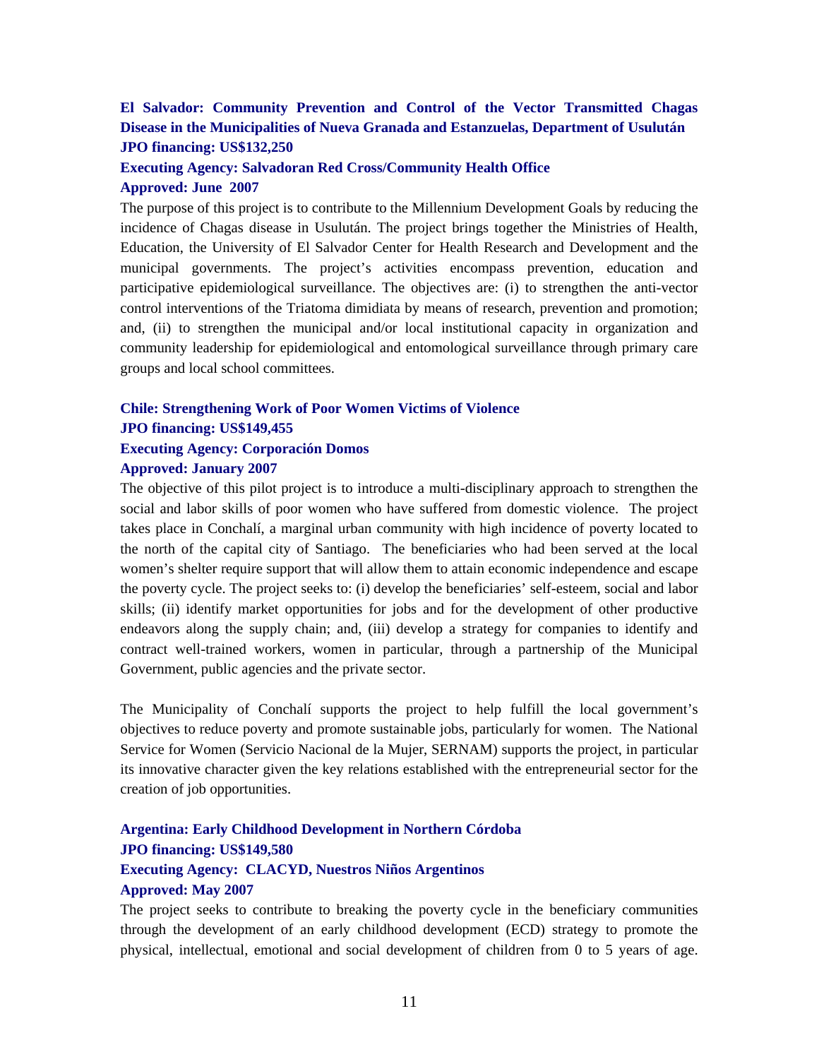**El Salvador: Community Prevention and Control of the Vector Transmitted Chagas Disease in the Municipalities of Nueva Granada and Estanzuelas, Department of Usulután**
**JPO financing: US$132,250**
**Executing Agency: Salvadoran Red Cross/Community Health Office**
**Approved: June 2007**

The purpose of this project is to contribute to the Millennium Development Goals by reducing the incidence of Chagas disease in Usulután. The project brings together the Ministries of Health, Education, the University of El Salvador Center for Health Research and Development and the municipal governments. The project's activities encompass prevention, education and participative epidemiological surveillance. The objectives are: (i) to strengthen the anti-vector control interventions of the Triatoma dimidiata by means of research, prevention and promotion; and, (ii) to strengthen the municipal and/or local institutional capacity in organization and community leadership for epidemiological and entomological surveillance through primary care groups and local school committees.

**Chile: Strengthening Work of Poor Women Victims of Violence**
**JPO financing: US$149,455**
**Executing Agency: Corporación Domos**
**Approved: January 2007**

The objective of this pilot project is to introduce a multi-disciplinary approach to strengthen the social and labor skills of poor women who have suffered from domestic violence. The project takes place in Conchalí, a marginal urban community with high incidence of poverty located to the north of the capital city of Santiago. The beneficiaries who had been served at the local women's shelter require support that will allow them to attain economic independence and escape the poverty cycle. The project seeks to: (i) develop the beneficiaries' self-esteem, social and labor skills; (ii) identify market opportunities for jobs and for the development of other productive endeavors along the supply chain; and, (iii) develop a strategy for companies to identify and contract well-trained workers, women in particular, through a partnership of the Municipal Government, public agencies and the private sector.

The Municipality of Conchalí supports the project to help fulfill the local government's objectives to reduce poverty and promote sustainable jobs, particularly for women. The National Service for Women (Servicio Nacional de la Mujer, SERNAM) supports the project, in particular its innovative character given the key relations established with the entrepreneurial sector for the creation of job opportunities.

**Argentina: Early Childhood Development in Northern Córdoba**
**JPO financing: US$149,580**
**Executing Agency: CLACYD, Nuestros Niños Argentinos**
**Approved: May 2007**

The project seeks to contribute to breaking the poverty cycle in the beneficiary communities through the development of an early childhood development (ECD) strategy to promote the physical, intellectual, emotional and social development of children from 0 to 5 years of age.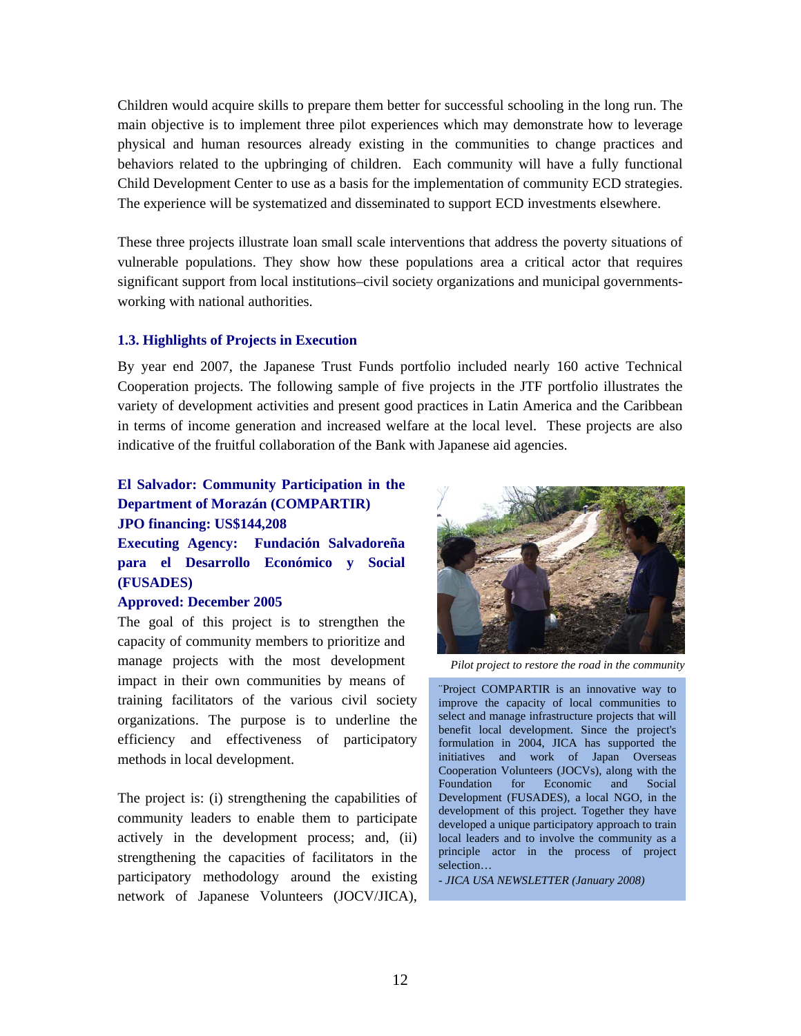Children would acquire skills to prepare them better for successful schooling in the long run. The main objective is to implement three pilot experiences which may demonstrate how to leverage physical and human resources already existing in the communities to change practices and behaviors related to the upbringing of children. Each community will have a fully functional Child Development Center to use as a basis for the implementation of community ECD strategies. The experience will be systematized and disseminated to support ECD investments elsewhere.

These three projects illustrate loan small scale interventions that address the poverty situations of vulnerable populations. They show how these populations area a critical actor that requires significant support from local institutions–civil society organizations and municipal governments-working with national authorities.

### 1.3. Highlights of Projects in Execution

By year end 2007, the Japanese Trust Funds portfolio included nearly 160 active Technical Cooperation projects. The following sample of five projects in the JTF portfolio illustrates the variety of development activities and present good practices in Latin America and the Caribbean in terms of income generation and increased welfare at the local level. These projects are also indicative of the fruitful collaboration of the Bank with Japanese aid agencies.

**El Salvador: Community Participation in the Department of Morazán (COMPARTIR)**
**JPO financing: US$144,208**
**Executing Agency: Fundación Salvadoreña para el Desarrollo Económico y Social (FUSADES)**
**Approved: December 2005**

The goal of this project is to strengthen the capacity of community members to prioritize and manage projects with the most development impact in their own communities by means of training facilitators of the various civil society organizations. The purpose is to underline the efficiency and effectiveness of participatory methods in local development.

The project is: (i) strengthening the capabilities of community leaders to enable them to participate actively in the development process; and, (ii) strengthening the capacities of facilitators in the participatory methodology around the existing network of Japanese Volunteers (JOCV/JICA),

*Pilot project to restore the road in the community*

¨Project COMPARTIR is an innovative way to improve the capacity of local communities to select and manage infrastructure projects that will benefit local development. Since the project's formulation in 2004, JICA has supported the initiatives and work of Japan Overseas Cooperation Volunteers (JOCVs), along with the Foundation for Economic and Social Development (FUSADES), a local NGO, in the development of this project. Together they have developed a unique participatory approach to train local leaders and to involve the community as a principle actor in the process of project selection…

*- JICA USA NEWSLETTER (January 2008)*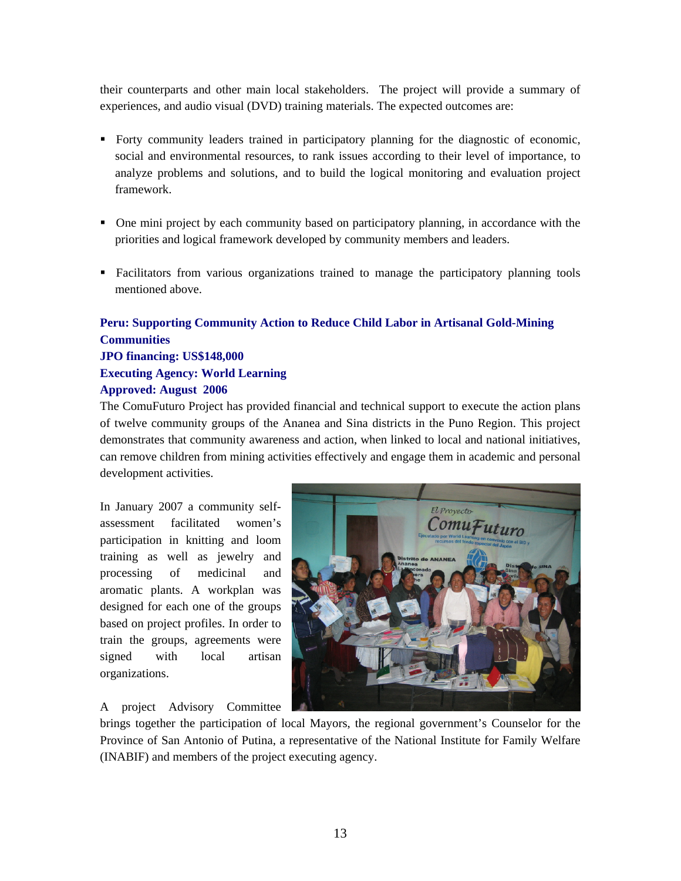their counterparts and other main local stakeholders. The project will provide a summary of experiences, and audio visual (DVD) training materials. The expected outcomes are:

- Forty community leaders trained in participatory planning for the diagnostic of economic, social and environmental resources, to rank issues according to their level of importance, to analyze problems and solutions, and to build the logical monitoring and evaluation project framework.

- One mini project by each community based on participatory planning, in accordance with the priorities and logical framework developed by community members and leaders.

- Facilitators from various organizations trained to manage the participatory planning tools mentioned above.

**Peru: Supporting Community Action to Reduce Child Labor in Artisanal Gold-Mining Communities**
**JPO financing: US$148,000**
**Executing Agency: World Learning**
**Approved: August 2006**

The ComuFuturo Project has provided financial and technical support to execute the action plans of twelve community groups of the Ananea and Sina districts in the Puno Region. This project demonstrates that community awareness and action, when linked to local and national initiatives, can remove children from mining activities effectively and engage them in academic and personal development activities.

In January 2007 a community self-assessment facilitated women's participation in knitting and loom training as well as jewelry and processing of medicinal and aromatic plants. A workplan was designed for each one of the groups based on project profiles. In order to train the groups, agreements were signed with local artisan organizations.

A project Advisory Committee brings together the participation of local Mayors, the regional government's Counselor for the Province of San Antonio of Putina, a representative of the National Institute for Family Welfare (INABIF) and members of the project executing agency.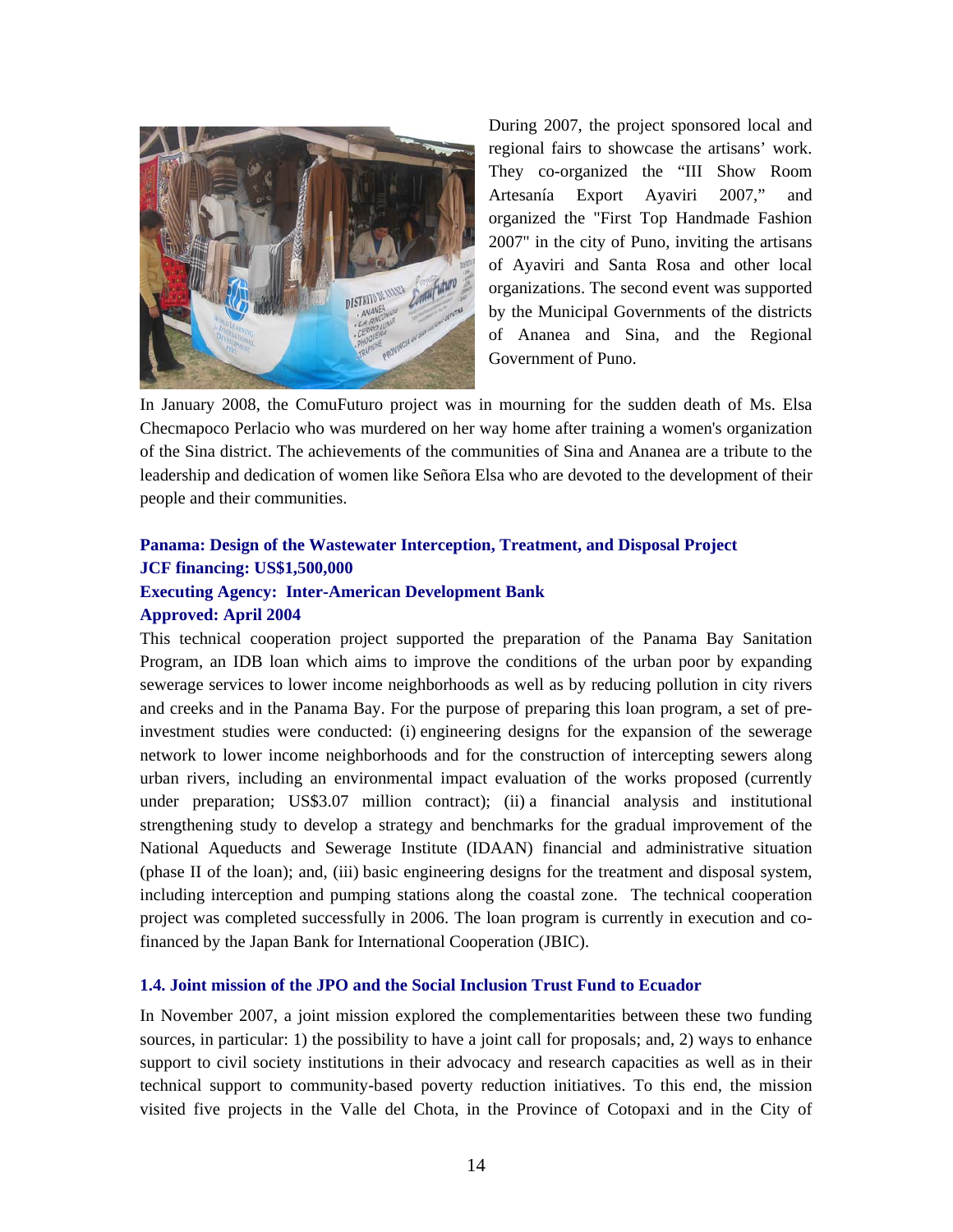During 2007, the project sponsored local and regional fairs to showcase the artisans' work. They co-organized the "III Show Room Artesanía Export Ayaviri 2007," and organized the "First Top Handmade Fashion 2007" in the city of Puno, inviting the artisans of Ayaviri and Santa Rosa and other local organizations. The second event was supported by the Municipal Governments of the districts of Ananea and Sina, and the Regional Government of Puno.

In January 2008, the ComuFuturo project was in mourning for the sudden death of Ms. Elsa Checmapoco Perlacio who was murdered on her way home after training a women's organization of the Sina district. The achievements of the communities of Sina and Ananea are a tribute to the leadership and dedication of women like Señora Elsa who are devoted to the development of their people and their communities.

**Panama: Design of the Wastewater Interception, Treatment, and Disposal Project**
**JCF financing: US$1,500,000**
**Executing Agency: Inter-American Development Bank**
**Approved: April 2004**

This technical cooperation project supported the preparation of the Panama Bay Sanitation Program, an IDB loan which aims to improve the conditions of the urban poor by expanding sewerage services to lower income neighborhoods as well as by reducing pollution in city rivers and creeks and in the Panama Bay. For the purpose of preparing this loan program, a set of pre-investment studies were conducted: (i) engineering designs for the expansion of the sewerage network to lower income neighborhoods and for the construction of intercepting sewers along urban rivers, including an environmental impact evaluation of the works proposed (currently under preparation; US$3.07 million contract); (ii) a financial analysis and institutional strengthening study to develop a strategy and benchmarks for the gradual improvement of the National Aqueducts and Sewerage Institute (IDAAN) financial and administrative situation (phase II of the loan); and, (iii) basic engineering designs for the treatment and disposal system, including interception and pumping stations along the coastal zone. The technical cooperation project was completed successfully in 2006. The loan program is currently in execution and co-financed by the Japan Bank for International Cooperation (JBIC).

### 1.4. Joint mission of the JPO and the Social Inclusion Trust Fund to Ecuador

In November 2007, a joint mission explored the complementarities between these two funding sources, in particular: 1) the possibility to have a joint call for proposals; and, 2) ways to enhance support to civil society institutions in their advocacy and research capacities as well as in their technical support to community-based poverty reduction initiatives. To this end, the mission visited five projects in the Valle del Chota, in the Province of Cotopaxi and in the City of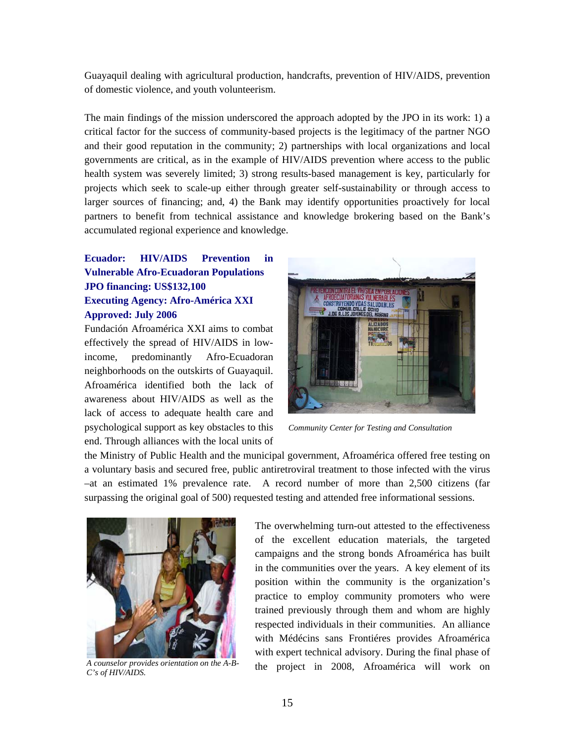Guayaquil dealing with agricultural production, handcrafts, prevention of HIV/AIDS, prevention of domestic violence, and youth volunteerism.

The main findings of the mission underscored the approach adopted by the JPO in its work: 1) a critical factor for the success of community-based projects is the legitimacy of the partner NGO and their good reputation in the community; 2) partnerships with local organizations and local governments are critical, as in the example of HIV/AIDS prevention where access to the public health system was severely limited; 3) strong results-based management is key, particularly for projects which seek to scale-up either through greater self-sustainability or through access to larger sources of financing; and, 4) the Bank may identify opportunities proactively for local partners to benefit from technical assistance and knowledge brokering based on the Bank's accumulated regional experience and knowledge.

**Ecuador: HIV/AIDS Prevention in Vulnerable Afro-Ecuadoran Populations**
**JPO financing: US$132,100**
**Executing Agency: Afro-América XXI**
**Approved: July 2006**

Fundación Afroamérica XXI aims to combat effectively the spread of HIV/AIDS in low-income, predominantly Afro-Ecuadoran neighborhoods on the outskirts of Guayaquil. Afroamérica identified both the lack of awareness about HIV/AIDS as well as the lack of access to adequate health care and psychological support as key obstacles to this end. Through alliances with the local units of the Ministry of Public Health and the municipal government, Afroamérica offered free testing on a voluntary basis and secured free, public antiretroviral treatment to those infected with the virus –at an estimated 1% prevalence rate. A record number of more than 2,500 citizens (far surpassing the original goal of 500) requested testing and attended free informational sessions.

*Community Center for Testing and Consultation*

*A counselor provides orientation on the A-B-C's of HIV/AIDS.*

The overwhelming turn-out attested to the effectiveness of the excellent education materials, the targeted campaigns and the strong bonds Afroamérica has built in the communities over the years. A key element of its position within the community is the organization's practice to employ community promoters who were trained previously through them and whom are highly respected individuals in their communities. An alliance with Médécins sans Frontiéres provides Afroamérica with expert technical advisory. During the final phase of the project in 2008, Afroamérica will work on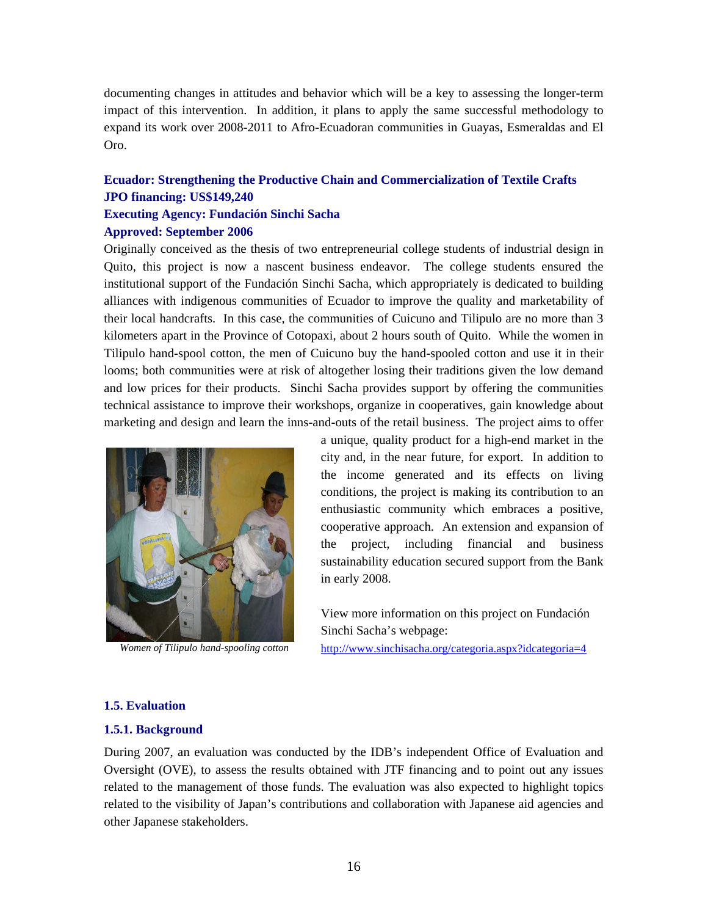documenting changes in attitudes and behavior which will be a key to assessing the longer-term impact of this intervention. In addition, it plans to apply the same successful methodology to expand its work over 2008-2011 to Afro-Ecuadoran communities in Guayas, Esmeraldas and El Oro.

**Ecuador: Strengthening the Productive Chain and Commercialization of Textile Crafts**
**JPO financing: US$149,240**
**Executing Agency: Fundación Sinchi Sacha**
**Approved: September 2006**

Originally conceived as the thesis of two entrepreneurial college students of industrial design in Quito, this project is now a nascent business endeavor. The college students ensured the institutional support of the Fundación Sinchi Sacha, which appropriately is dedicated to building alliances with indigenous communities of Ecuador to improve the quality and marketability of their local handcrafts. In this case, the communities of Cuicuno and Tilipulo are no more than 3 kilometers apart in the Province of Cotopaxi, about 2 hours south of Quito. While the women in Tilipulo hand-spool cotton, the men of Cuicuno buy the hand-spooled cotton and use it in their looms; both communities were at risk of altogether losing their traditions given the low demand and low prices for their products. Sinchi Sacha provides support by offering the communities technical assistance to improve their workshops, organize in cooperatives, gain knowledge about marketing and design and learn the inns-and-outs of the retail business. The project aims to offer a unique, quality product for a high-end market in the city and, in the near future, for export. In addition to the income generated and its effects on living conditions, the project is making its contribution to an enthusiastic community which embraces a positive, cooperative approach. An extension and expansion of the project, including financial and business sustainability education secured support from the Bank in early 2008.

*Women of Tilipulo hand-spooling cotton*

View more information on this project on Fundación Sinchi Sacha's webpage: http://www.sinchisacha.org/categoria.aspx?idcategoria=4

## 1.5. Evaluation

### 1.5.1. Background

During 2007, an evaluation was conducted by the IDB's independent Office of Evaluation and Oversight (OVE), to assess the results obtained with JTF financing and to point out any issues related to the management of those funds. The evaluation was also expected to highlight topics related to the visibility of Japan's contributions and collaboration with Japanese aid agencies and other Japanese stakeholders.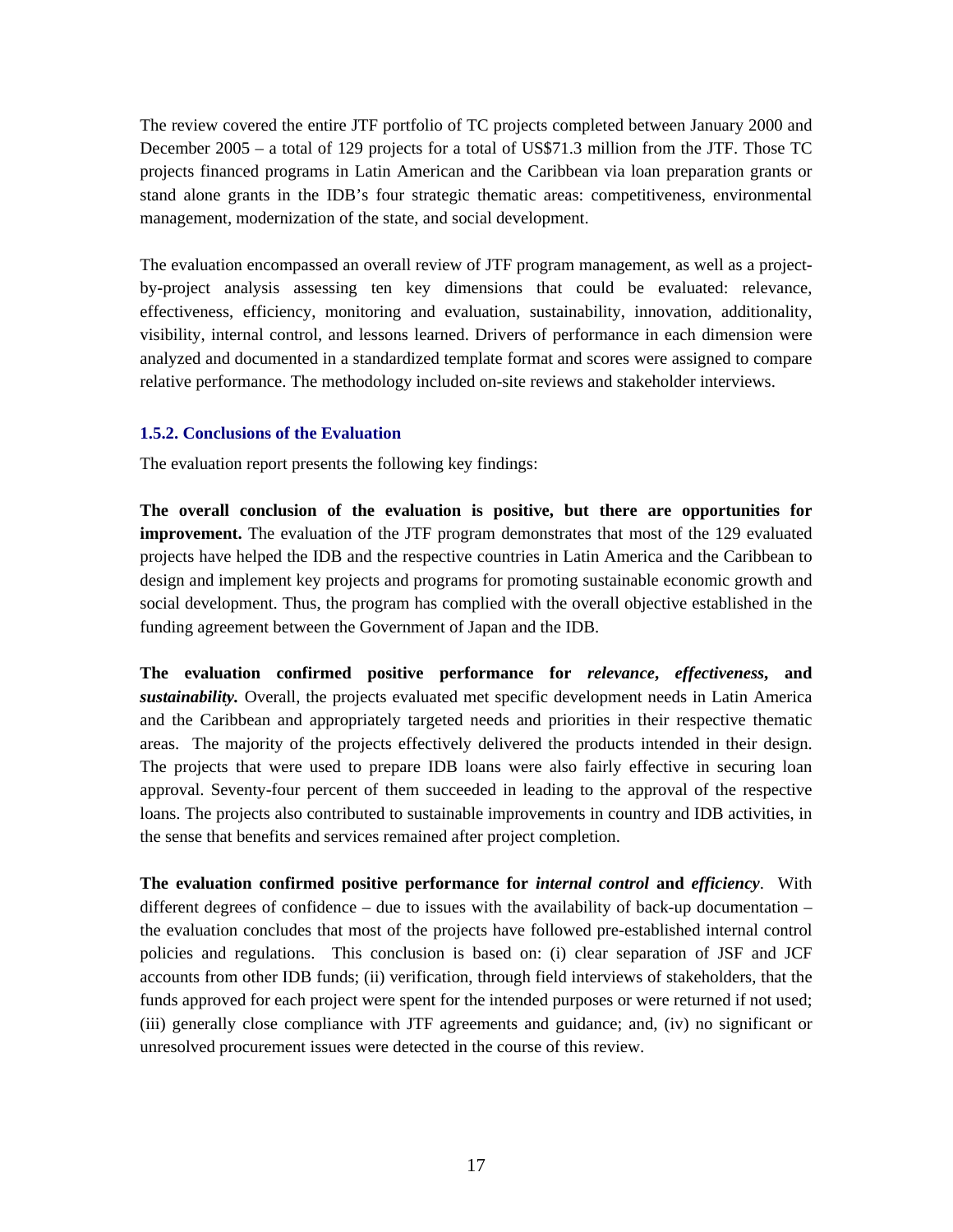The review covered the entire JTF portfolio of TC projects completed between January 2000 and December 2005 – a total of 129 projects for a total of US$71.3 million from the JTF. Those TC projects financed programs in Latin American and the Caribbean via loan preparation grants or stand alone grants in the IDB's four strategic thematic areas: competitiveness, environmental management, modernization of the state, and social development.

The evaluation encompassed an overall review of JTF program management, as well as a project-by-project analysis assessing ten key dimensions that could be evaluated: relevance, effectiveness, efficiency, monitoring and evaluation, sustainability, innovation, additionality, visibility, internal control, and lessons learned. Drivers of performance in each dimension were analyzed and documented in a standardized template format and scores were assigned to compare relative performance. The methodology included on-site reviews and stakeholder interviews.

### 1.5.2. Conclusions of the Evaluation

The evaluation report presents the following key findings:

**The overall conclusion of the evaluation is positive, but there are opportunities for improvement.** The evaluation of the JTF program demonstrates that most of the 129 evaluated projects have helped the IDB and the respective countries in Latin America and the Caribbean to design and implement key projects and programs for promoting sustainable economic growth and social development. Thus, the program has complied with the overall objective established in the funding agreement between the Government of Japan and the IDB.

**The evaluation confirmed positive performance for *relevance*, *effectiveness*, and *sustainability*.** Overall, the projects evaluated met specific development needs in Latin America and the Caribbean and appropriately targeted needs and priorities in their respective thematic areas. The majority of the projects effectively delivered the products intended in their design. The projects that were used to prepare IDB loans were also fairly effective in securing loan approval. Seventy-four percent of them succeeded in leading to the approval of the respective loans. The projects also contributed to sustainable improvements in country and IDB activities, in the sense that benefits and services remained after project completion.

**The evaluation confirmed positive performance for *internal control* and *efficiency*.** With different degrees of confidence – due to issues with the availability of back-up documentation – the evaluation concludes that most of the projects have followed pre-established internal control policies and regulations. This conclusion is based on: (i) clear separation of JSF and JCF accounts from other IDB funds; (ii) verification, through field interviews of stakeholders, that the funds approved for each project were spent for the intended purposes or were returned if not used; (iii) generally close compliance with JTF agreements and guidance; and, (iv) no significant or unresolved procurement issues were detected in the course of this review.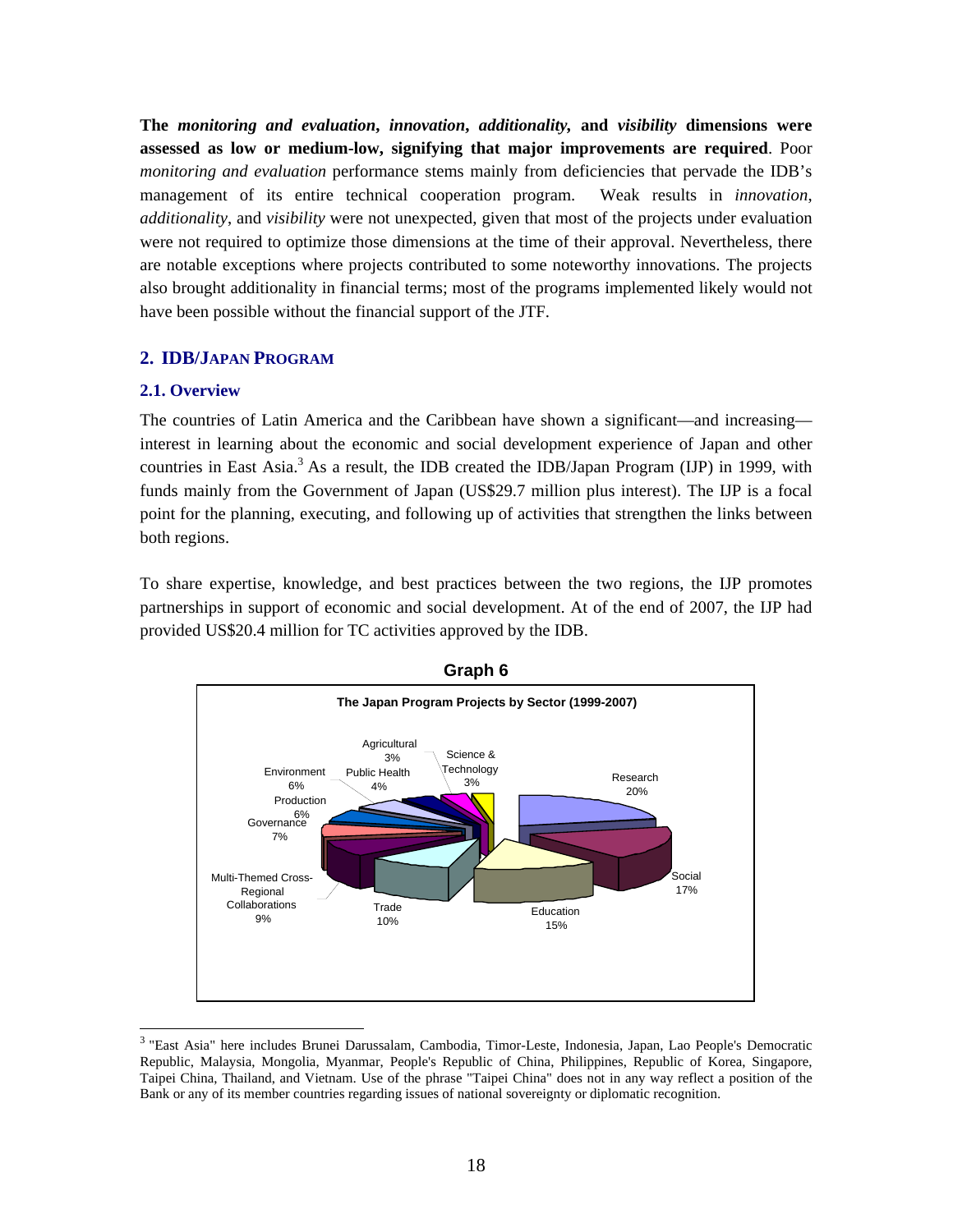**The *monitoring and evaluation*, *innovation*, *additionality*, and *visibility* dimensions were assessed as low or medium-low, signifying that major improvements are required**. Poor *monitoring and evaluation* performance stems mainly from deficiencies that pervade the IDB's management of its entire technical cooperation program. Weak results in *innovation*, *additionality*, and *visibility* were not unexpected, given that most of the projects under evaluation were not required to optimize those dimensions at the time of their approval. Nevertheless, there are notable exceptions where projects contributed to some noteworthy innovations. The projects also brought additionality in financial terms; most of the programs implemented likely would not have been possible without the financial support of the JTF.

## 2. IDB/JAPAN PROGRAM

### 2.1. Overview

The countries of Latin America and the Caribbean have shown a significant—and increasing—interest in learning about the economic and social development experience of Japan and other countries in East Asia.[3] As a result, the IDB created the IDB/Japan Program (IJP) in 1999, with funds mainly from the Government of Japan (US$29.7 million plus interest). The IJP is a focal point for the planning, executing, and following up of activities that strengthen the links between both regions.

To share expertise, knowledge, and best practices between the two regions, the IJP promotes partnerships in support of economic and social development. At of the end of 2007, the IJP had provided US$20.4 million for TC activities approved by the IDB.

**Graph 6**

**The Japan Program Projects by Sector (1999-2007)**

| Sector | Share |
|---|---|
| Research | 20% |
| Social | 17% |
| Education | 15% |
| Trade | 10% |
| Multi-Themed Cross-Regional Collaborations | 9% |
| Governance | 7% |
| Production | 6% |
| Environment | 6% |
| Public Health | 4% |
| Agricultural | 3% |
| Science & Technology | 3% |

[3] "East Asia" here includes Brunei Darussalam, Cambodia, Timor-Leste, Indonesia, Japan, Lao People's Democratic Republic, Malaysia, Mongolia, Myanmar, People's Republic of China, Philippines, Republic of Korea, Singapore, Taipei China, Thailand, and Vietnam. Use of the phrase "Taipei China" does not in any way reflect a position of the Bank or any of its member countries regarding issues of national sovereignty or diplomatic recognition.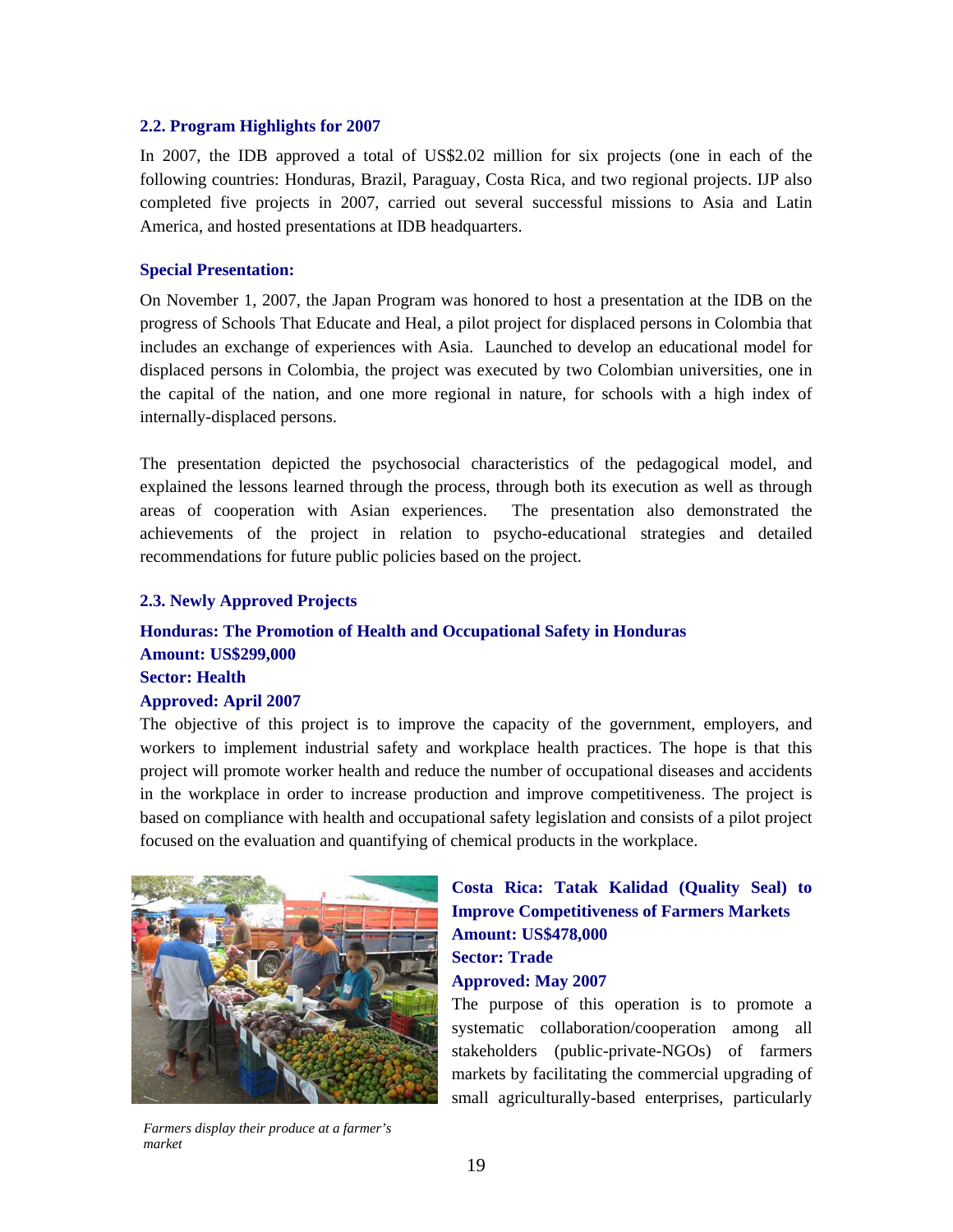### 2.2. Program Highlights for 2007

In 2007, the IDB approved a total of US$2.02 million for six projects (one in each of the following countries: Honduras, Brazil, Paraguay, Costa Rica, and two regional projects. IJP also completed five projects in 2007, carried out several successful missions to Asia and Latin America, and hosted presentations at IDB headquarters.

**Special Presentation:**

On November 1, 2007, the Japan Program was honored to host a presentation at the IDB on the progress of Schools That Educate and Heal, a pilot project for displaced persons in Colombia that includes an exchange of experiences with Asia. Launched to develop an educational model for displaced persons in Colombia, the project was executed by two Colombian universities, one in the capital of the nation, and one more regional in nature, for schools with a high index of internally-displaced persons.

The presentation depicted the psychosocial characteristics of the pedagogical model, and explained the lessons learned through the process, through both its execution as well as through areas of cooperation with Asian experiences. The presentation also demonstrated the achievements of the project in relation to psycho-educational strategies and detailed recommendations for future public policies based on the project.

### 2.3. Newly Approved Projects

**Honduras: The Promotion of Health and Occupational Safety in Honduras**
**Amount: US$299,000**
**Sector: Health**
**Approved: April 2007**

The objective of this project is to improve the capacity of the government, employers, and workers to implement industrial safety and workplace health practices. The hope is that this project will promote worker health and reduce the number of occupational diseases and accidents in the workplace in order to increase production and improve competitiveness. The project is based on compliance with health and occupational safety legislation and consists of a pilot project focused on the evaluation and quantifying of chemical products in the workplace.

*Farmers display their produce at a farmer's market*

**Costa Rica: Tatak Kalidad (Quality Seal) to Improve Competitiveness of Farmers Markets**
**Amount: US$478,000**
**Sector: Trade**
**Approved: May 2007**

The purpose of this operation is to promote a systematic collaboration/cooperation among all stakeholders (public-private-NGOs) of farmers markets by facilitating the commercial upgrading of small agriculturally-based enterprises, particularly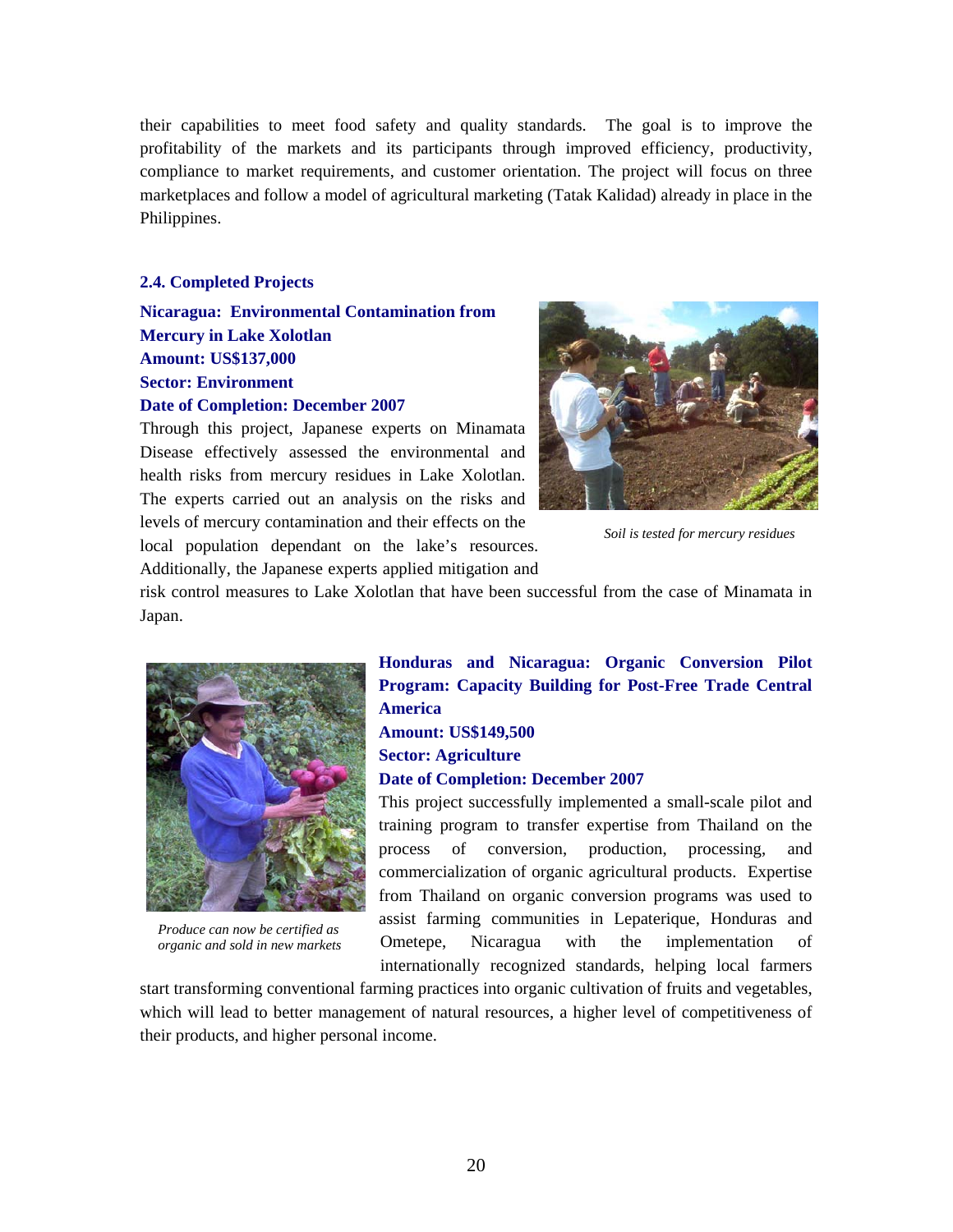their capabilities to meet food safety and quality standards. The goal is to improve the profitability of the markets and its participants through improved efficiency, productivity, compliance to market requirements, and customer orientation. The project will focus on three marketplaces and follow a model of agricultural marketing (Tatak Kalidad) already in place in the Philippines.

### 2.4. Completed Projects

**Nicaragua: Environmental Contamination from Mercury in Lake Xolotlan**
**Amount: US$137,000**
**Sector: Environment**
**Date of Completion: December 2007**

Through this project, Japanese experts on Minamata Disease effectively assessed the environmental and health risks from mercury residues in Lake Xolotlan. The experts carried out an analysis on the risks and levels of mercury contamination and their effects on the local population dependant on the lake's resources. Additionally, the Japanese experts applied mitigation and risk control measures to Lake Xolotlan that have been successful from the case of Minamata in Japan.

*Soil is tested for mercury residues*

**Honduras and Nicaragua: Organic Conversion Pilot Program: Capacity Building for Post-Free Trade Central America**
**Amount: US$149,500**
**Sector: Agriculture**
**Date of Completion: December 2007**

This project successfully implemented a small-scale pilot and training program to transfer expertise from Thailand on the process of conversion, production, processing, and commercialization of organic agricultural products. Expertise from Thailand on organic conversion programs was used to assist farming communities in Lepaterique, Honduras and Ometepe, Nicaragua with the implementation of internationally recognized standards, helping local farmers start transforming conventional farming practices into organic cultivation of fruits and vegetables, which will lead to better management of natural resources, a higher level of competitiveness of their products, and higher personal income.

*Produce can now be certified as organic and sold in new markets*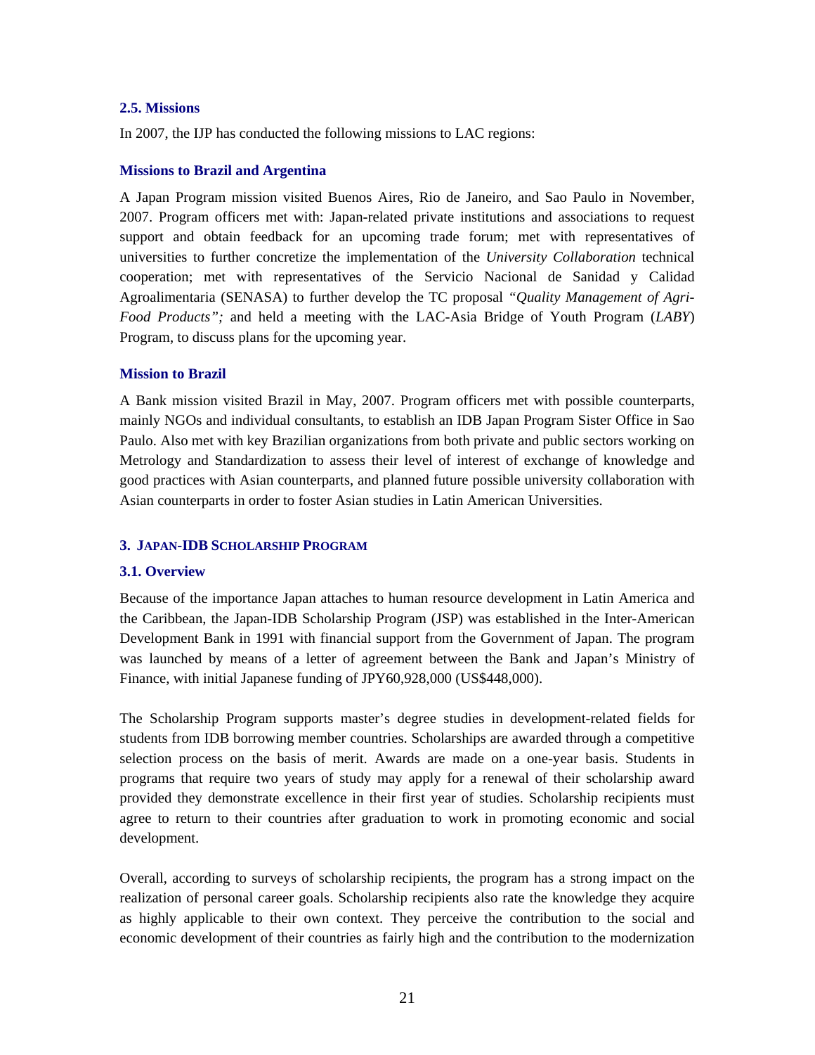### 2.5. Missions

In 2007, the IJP has conducted the following missions to LAC regions:

#### Missions to Brazil and Argentina

A Japan Program mission visited Buenos Aires, Rio de Janeiro, and Sao Paulo in November, 2007. Program officers met with: Japan-related private institutions and associations to request support and obtain feedback for an upcoming trade forum; met with representatives of universities to further concretize the implementation of the *University Collaboration* technical cooperation; met with representatives of the Servicio Nacional de Sanidad y Calidad Agroalimentaria (SENASA) to further develop the TC proposal *"Quality Management of Agri-Food Products";* and held a meeting with the LAC-Asia Bridge of Youth Program (*LABY*) Program, to discuss plans for the upcoming year.

#### Mission to Brazil

A Bank mission visited Brazil in May, 2007. Program officers met with possible counterparts, mainly NGOs and individual consultants, to establish an IDB Japan Program Sister Office in Sao Paulo. Also met with key Brazilian organizations from both private and public sectors working on Metrology and Standardization to assess their level of interest of exchange of knowledge and good practices with Asian counterparts, and planned future possible university collaboration with Asian counterparts in order to foster Asian studies in Latin American Universities.

## 3. JAPAN-IDB SCHOLARSHIP PROGRAM

### 3.1. Overview

Because of the importance Japan attaches to human resource development in Latin America and the Caribbean, the Japan-IDB Scholarship Program (JSP) was established in the Inter-American Development Bank in 1991 with financial support from the Government of Japan. The program was launched by means of a letter of agreement between the Bank and Japan's Ministry of Finance, with initial Japanese funding of JPY60,928,000 (US$448,000).

The Scholarship Program supports master's degree studies in development-related fields for students from IDB borrowing member countries. Scholarships are awarded through a competitive selection process on the basis of merit. Awards are made on a one-year basis. Students in programs that require two years of study may apply for a renewal of their scholarship award provided they demonstrate excellence in their first year of studies. Scholarship recipients must agree to return to their countries after graduation to work in promoting economic and social development.

Overall, according to surveys of scholarship recipients, the program has a strong impact on the realization of personal career goals. Scholarship recipients also rate the knowledge they acquire as highly applicable to their own context. They perceive the contribution to the social and economic development of their countries as fairly high and the contribution to the modernization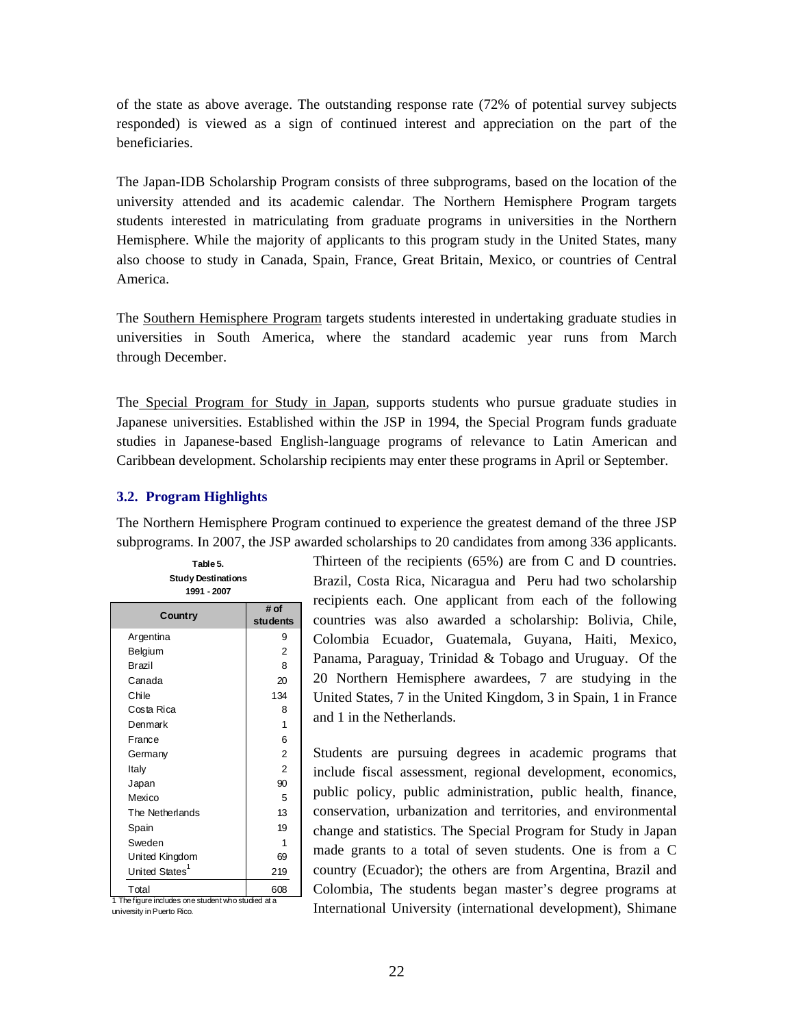of the state as above average. The outstanding response rate (72% of potential survey subjects responded) is viewed as a sign of continued interest and appreciation on the part of the beneficiaries.

The Japan-IDB Scholarship Program consists of three subprograms, based on the location of the university attended and its academic calendar. The Northern Hemisphere Program targets students interested in matriculating from graduate programs in universities in the Northern Hemisphere. While the majority of applicants to this program study in the United States, many also choose to study in Canada, Spain, France, Great Britain, Mexico, or countries of Central America.

The Southern Hemisphere Program targets students interested in undertaking graduate studies in universities in South America, where the standard academic year runs from March through December.

The Special Program for Study in Japan, supports students who pursue graduate studies in Japanese universities. Established within the JSP in 1994, the Special Program funds graduate studies in Japanese-based English-language programs of relevance to Latin American and Caribbean development. Scholarship recipients may enter these programs in April or September.

### 3.2. Program Highlights

The Northern Hemisphere Program continued to experience the greatest demand of the three JSP subprograms. In 2007, the JSP awarded scholarships to 20 candidates from among 336 applicants. Thirteen of the recipients (65%) are from C and D countries. Brazil, Costa Rica, Nicaragua and Peru had two scholarship recipients each. One applicant from each of the following countries was also awarded a scholarship: Bolivia, Chile, Colombia Ecuador, Guatemala, Guyana, Haiti, Mexico, Panama, Paraguay, Trinidad & Tobago and Uruguay. Of the 20 Northern Hemisphere awardees, 7 are studying in the United States, 7 in the United Kingdom, 3 in Spain, 1 in France and 1 in the Netherlands.

**Table 5.**
**Study Destinations**
**1991 - 2007**

| Country | # of students |
|---|---|
| Argentina | 9 |
| Belgium | 2 |
| Brazil | 8 |
| Canada | 20 |
| Chile | 134 |
| Costa Rica | 8 |
| Denmark | 1 |
| France | 6 |
| Germany | 2 |
| Italy | 2 |
| Japan | 90 |
| Mexico | 5 |
| The Netherlands | 13 |
| Spain | 19 |
| Sweden | 1 |
| United Kingdom | 69 |
| United States[1] | 219 |
| Total | 608 |

1 The figure includes one student who studied at a university in Puerto Rico.

Students are pursuing degrees in academic programs that include fiscal assessment, regional development, economics, public policy, public administration, public health, finance, conservation, urbanization and territories, and environmental change and statistics. The Special Program for Study in Japan made grants to a total of seven students. One is from a C country (Ecuador); the others are from Argentina, Brazil and Colombia, The students began master's degree programs at International University (international development), Shimane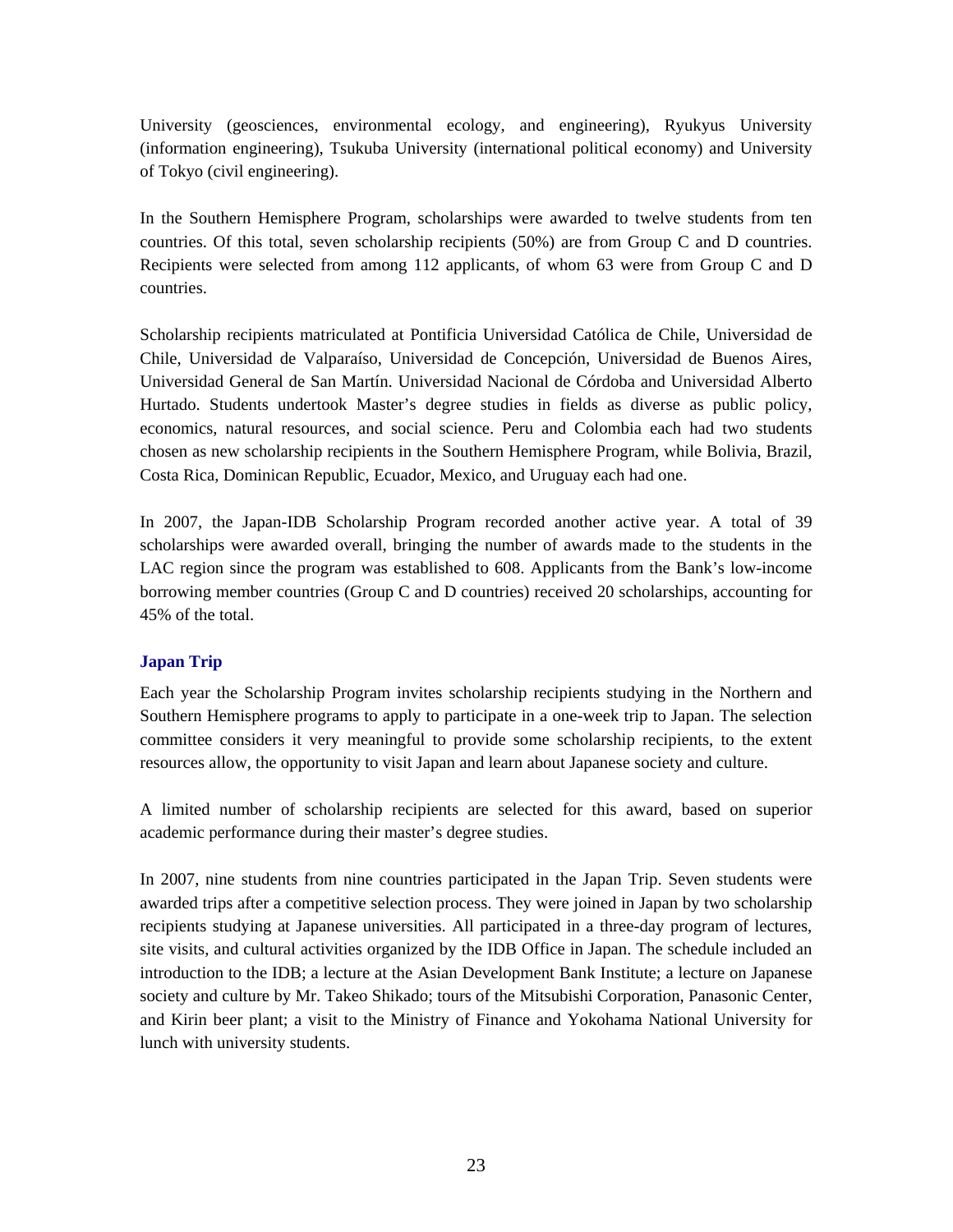University (geosciences, environmental ecology, and engineering), Ryukyus University (information engineering), Tsukuba University (international political economy) and University of Tokyo (civil engineering).

In the Southern Hemisphere Program, scholarships were awarded to twelve students from ten countries. Of this total, seven scholarship recipients (50%) are from Group C and D countries. Recipients were selected from among 112 applicants, of whom 63 were from Group C and D countries.

Scholarship recipients matriculated at Pontificia Universidad Católica de Chile, Universidad de Chile, Universidad de Valparaíso, Universidad de Concepción, Universidad de Buenos Aires, Universidad General de San Martín. Universidad Nacional de Córdoba and Universidad Alberto Hurtado. Students undertook Master's degree studies in fields as diverse as public policy, economics, natural resources, and social science. Peru and Colombia each had two students chosen as new scholarship recipients in the Southern Hemisphere Program, while Bolivia, Brazil, Costa Rica, Dominican Republic, Ecuador, Mexico, and Uruguay each had one.

In 2007, the Japan-IDB Scholarship Program recorded another active year. A total of 39 scholarships were awarded overall, bringing the number of awards made to the students in the LAC region since the program was established to 608. Applicants from the Bank's low-income borrowing member countries (Group C and D countries) received 20 scholarships, accounting for 45% of the total.

### Japan Trip

Each year the Scholarship Program invites scholarship recipients studying in the Northern and Southern Hemisphere programs to apply to participate in a one-week trip to Japan. The selection committee considers it very meaningful to provide some scholarship recipients, to the extent resources allow, the opportunity to visit Japan and learn about Japanese society and culture.

A limited number of scholarship recipients are selected for this award, based on superior academic performance during their master's degree studies.

In 2007, nine students from nine countries participated in the Japan Trip. Seven students were awarded trips after a competitive selection process. They were joined in Japan by two scholarship recipients studying at Japanese universities. All participated in a three-day program of lectures, site visits, and cultural activities organized by the IDB Office in Japan. The schedule included an introduction to the IDB; a lecture at the Asian Development Bank Institute; a lecture on Japanese society and culture by Mr. Takeo Shikado; tours of the Mitsubishi Corporation, Panasonic Center, and Kirin beer plant; a visit to the Ministry of Finance and Yokohama National University for lunch with university students.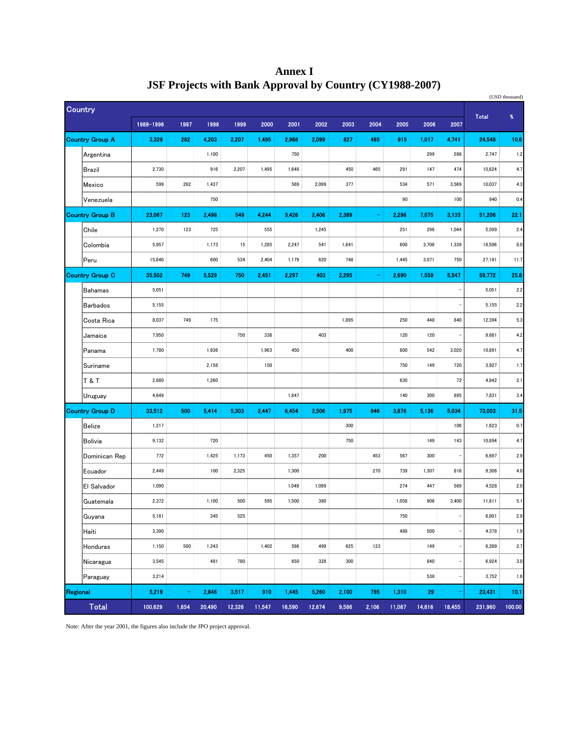# Annex I

## JSF Projects with Bank Approval by Country (CY1988-2007)

(USD thousand)

| Country | 1988-1996 | 1997 | 1998 | 1999 | 2000 | 2001 | 2002 | 2003 | 2004 | 2005 | 2006 | 2007 | Total | % |
|---|---|---|---|---|---|---|---|---|---|---|---|---|---|---|
| **Country Group A** | **3,329** | **282** | **4,203** | **2,207** | **1,495** | **2,968** | **2,099** | **827** | **465** | **915** | **1,017** | **4,741** | **24,548** | **10.6** |
| Argentina | | | 1,100 | | | 750 | | | | | 299 | 598 | 2,747 | 1.2 |
| Brazil | 2,730 | | 916 | 2,207 | 1,495 | 1,649 | | 450 | 465 | 291 | 147 | 474 | 10,824 | 4.7 |
| Mexico | 599 | 282 | 1,437 | | | 569 | 2,099 | 377 | | 534 | 571 | 3,569 | 10,037 | 4.3 |
| Venezuela | | | 750 | | | | | | | 90 | | 100 | 940 | 0.4 |
| **Country Group B** | **23,067** | **123** | **2,498** | **549** | **4,244** | **3,426** | **2,406** | **2,389** | **-** | **2,296** | **7,075** | **3,133** | **51,206** | **22.1** |
| Chile | 1,270 | 123 | 725 | | 555 | | 1,245 | | | 251 | 296 | 1,044 | 5,509 | 2.4 |
| Colombia | 5,957 | | 1,173 | 15 | 1,285 | 2,247 | 541 | 1,641 | | 600 | 3,708 | 1,339 | 18,506 | 8.0 |
| Peru | 15,840 | | 600 | 534 | 2,404 | 1,179 | 620 | 748 | | 1,445 | 3,071 | 750 | 27,191 | 11.7 |
| **Country Group C** | **35,502** | **749** | **5,529** | **750** | **2,451** | **2,297** | **403** | **2,295** | **-** | **2,690** | **1,559** | **5,547** | **59,772** | **25.8** |
| Bahamas | 5,051 | | | | | | | | | | | - | 5,051 | 2.2 |
| Barbados | 5,155 | | | | | | | | | | | - | 5,155 | 2.2 |
| Costa Rica | 8,037 | 749 | 175 | | | | | 1,895 | | 250 | 448 | 840 | 12,394 | 5.3 |
| Jamaica | 7,950 | | | 750 | 338 | | 403 | | | 120 | 120 | - | 9,681 | 4.2 |
| Panama | 1,780 | | 1,936 | | 1,963 | 450 | | 400 | | 800 | 542 | 3,020 | 10,891 | 4.7 |
| Suriname | | | 2,158 | | 150 | | | | | 750 | 149 | 720 | 3,927 | 1.7 |
| T & T | 2,880 | | 1,260 | | | | | | | 630 | | 72 | 4,842 | 2.1 |
| Uruguay | 4,649 | | | | | 1,847 | | | | 140 | 300 | 895 | 7,831 | 3.4 |
| **Country Group D** | **33,512** | **500** | **5,414** | **5,303** | **2,447** | **6,454** | **2,506** | **1,975** | **846** | **3,876** | **5,136** | **5,034** | **73,003** | **31.5** |
| Belize | 1,217 | | | | | | | 300 | | | | 106 | 1,623 | 0.7 |
| Bolivia | 9,132 | | 720 | | | | | 750 | | | 149 | 143 | 10,894 | 4.7 |
| Dominican Rep | 772 | | 1,425 | 1,173 | 450 | 1,357 | 200 | | 453 | 567 | 300 | - | 6,697 | 2.9 |
| Ecuador | 2,449 | | 100 | 2,325 | | 1,300 | | | 270 | 739 | 1,307 | 816 | 9,306 | 4.0 |
| El Salvador | 1,090 | | | | | 1,049 | 1,099 | | | 274 | 447 | 569 | 4,528 | 2.0 |
| Guatemala | 2,372 | | 1,100 | 500 | 595 | 1,500 | 380 | | | 1,058 | 906 | 3,400 | 11,811 | 5.1 |
| Guyana | 5,181 | | 345 | 525 | | | | | | 750 | | - | 6,801 | 2.9 |
| Haiti | 3,390 | | | | | | | | | 488 | 500 | - | 4,378 | 1.9 |
| Honduras | 1,150 | 500 | 1,243 | | 1,402 | 598 | 499 | 625 | 123 | | 149 | - | 6,289 | 2.7 |
| Nicaragua | 3,545 | | 481 | 780 | | 650 | 328 | 300 | | | 840 | - | 6,924 | 3.0 |
| Paraguay | 3,214 | | | | | | | | | | 538 | - | 3,752 | 1.6 |
| **Regional** | **5,219** | **-** | **2,846** | **3,517** | **910** | **1,445** | **5,260** | **2,100** | **795** | **1,310** | **29** | **-** | **23,431** | **10.1** |
| **Total** | **100,629** | **1,654** | **20,490** | **12,326** | **11,547** | **16,590** | **12,674** | **9,586** | **2,106** | **11,087** | **14,816** | **18,455** | **231,960** | **100.00** |

Note: After the year 2001, the figures also include the JPO project approval.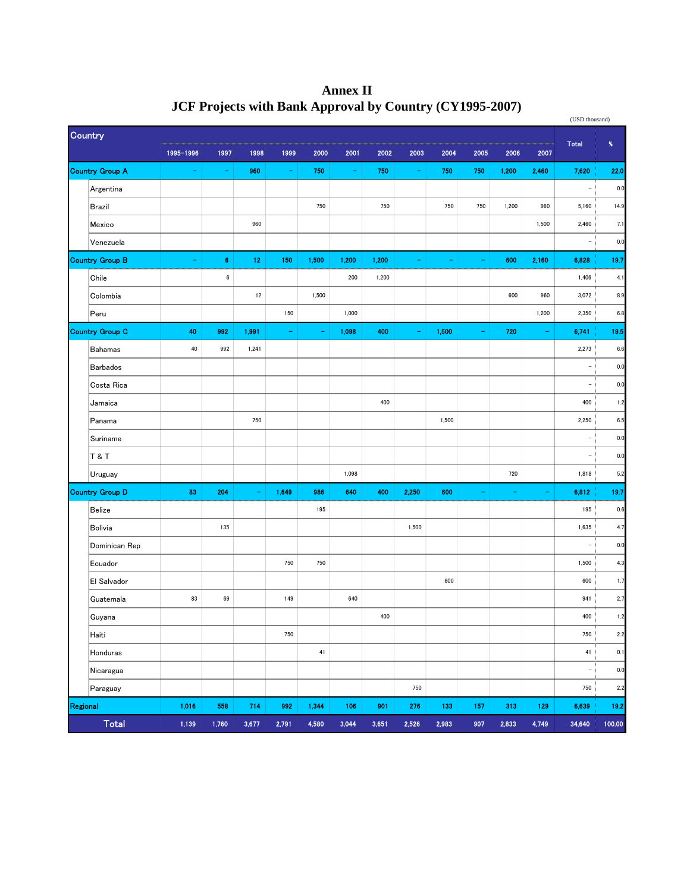# Annex II
# JCF Projects with Bank Approval by Country (CY1995-2007)

(USD thousand)

| Country | | 1995-1996 | 1997 | 1998 | 1999 | 2000 | 2001 | 2002 | 2003 | 2004 | 2005 | 2006 | 2007 | Total | % |
|---|---|---|---|---|---|---|---|---|---|---|---|---|---|---|---|
| **Country Group A** | | **–** | **–** | **960** | **–** | **750** | **–** | **750** | **–** | **750** | **750** | **1,200** | **2,460** | **7,620** | **22.0** |
| | Argentina | | | | | | | | | | | | | – | 0.0 |
| | Brazil | | | | | 750 | | 750 | | 750 | 750 | 1,200 | 960 | 5,160 | 14.9 |
| | Mexico | | | 960 | | | | | | | | | 1,500 | 2,460 | 7.1 |
| | Venezuela | | | | | | | | | | | | | – | 0.0 |
| **Country Group B** | | **–** | **6** | **12** | **150** | **1,500** | **1,200** | **1,200** | **–** | **–** | **–** | **600** | **2,160** | **6,828** | **19.7** |
| | Chile | | 6 | | | | 200 | 1,200 | | | | | | 1,406 | 4.1 |
| | Colombia | | | 12 | | 1,500 | | | | | | 600 | 960 | 3,072 | 8.9 |
| | Peru | | | | 150 | | 1,000 | | | | | | 1,200 | 2,350 | 6.8 |
| **Country Group C** | | **40** | **992** | **1,991** | **–** | **–** | **1,098** | **400** | **–** | **1,500** | **–** | **720** | **–** | **6,741** | **19.5** |
| | Bahamas | 40 | 992 | 1,241 | | | | | | | | | | 2,273 | 6.6 |
| | Barbados | | | | | | | | | | | | | – | 0.0 |
| | Costa Rica | | | | | | | | | | | | | – | 0.0 |
| | Jamaica | | | | | | | 400 | | | | | | 400 | 1.2 |
| | Panama | | | 750 | | | | | | 1,500 | | | | 2,250 | 6.5 |
| | Suriname | | | | | | | | | | | | | – | 0.0 |
| | T & T | | | | | | | | | | | | | – | 0.0 |
| | Uruguay | | | | | | 1,098 | | | | | 720 | | 1,818 | 5.2 |
| **Country Group D** | | **83** | **204** | **–** | **1,649** | **986** | **640** | **400** | **2,250** | **600** | **–** | **–** | **–** | **6,812** | **19.7** |
| | Belize | | | | | 195 | | | | | | | | 195 | 0.6 |
| | Bolivia | | 135 | | | | | | 1,500 | | | | | 1,635 | 4.7 |
| | Dominican Rep | | | | | | | | | | | | | – | 0.0 |
| | Ecuador | | | | 750 | 750 | | | | | | | | 1,500 | 4.3 |
| | El Salvador | | | | | | | | | 600 | | | | 600 | 1.7 |
| | Guatemala | 83 | 69 | | 149 | | 640 | | | | | | | 941 | 2.7 |
| | Guyana | | | | | | | 400 | | | | | | 400 | 1.2 |
| | Haiti | | | | 750 | | | | | | | | | 750 | 2.2 |
| | Honduras | | | | | 41 | | | | | | | | 41 | 0.1 |
| | Nicaragua | | | | | | | | | | | | | – | 0.0 |
| | Paraguay | | | | | | | | 750 | | | | | 750 | 2.2 |
| **Regional** | | **1,016** | **558** | **714** | **992** | **1,344** | **106** | **901** | **276** | **133** | **157** | **313** | **129** | **6,639** | **19.2** |
| **Total** | | **1,139** | **1,760** | **3,677** | **2,791** | **4,580** | **3,044** | **3,651** | **2,526** | **2,983** | **907** | **2,833** | **4,749** | **34,640** | **100.00** |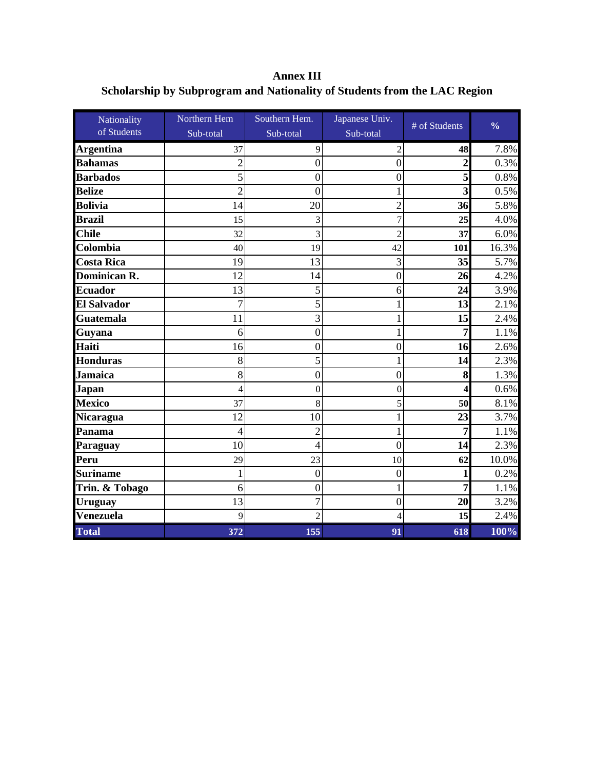**Annex III**

**Scholarship by Subprogram and Nationality of Students from the LAC Region**

| Nationality of Students | Northern Hem Sub-total | Southern Hem. Sub-total | Japanese Univ. Sub-total | # of Students | % |
|---|---|---|---|---|---|
| **Argentina** | 37 | 9 | 2 | **48** | 7.8% |
| **Bahamas** | 2 | 0 | 0 | **2** | 0.3% |
| **Barbados** | 5 | 0 | 0 | **5** | 0.8% |
| **Belize** | 2 | 0 | 1 | **3** | 0.5% |
| **Bolivia** | 14 | 20 | 2 | **36** | 5.8% |
| **Brazil** | 15 | 3 | 7 | **25** | 4.0% |
| **Chile** | 32 | 3 | 2 | **37** | 6.0% |
| **Colombia** | 40 | 19 | 42 | **101** | 16.3% |
| **Costa Rica** | 19 | 13 | 3 | **35** | 5.7% |
| **Dominican R.** | 12 | 14 | 0 | **26** | 4.2% |
| **Ecuador** | 13 | 5 | 6 | **24** | 3.9% |
| **El Salvador** | 7 | 5 | 1 | **13** | 2.1% |
| **Guatemala** | 11 | 3 | 1 | **15** | 2.4% |
| **Guyana** | 6 | 0 | 1 | **7** | 1.1% |
| **Haiti** | 16 | 0 | 0 | **16** | 2.6% |
| **Honduras** | 8 | 5 | 1 | **14** | 2.3% |
| **Jamaica** | 8 | 0 | 0 | **8** | 1.3% |
| **Japan** | 4 | 0 | 0 | **4** | 0.6% |
| **Mexico** | 37 | 8 | 5 | **50** | 8.1% |
| **Nicaragua** | 12 | 10 | 1 | **23** | 3.7% |
| **Panama** | 4 | 2 | 1 | **7** | 1.1% |
| **Paraguay** | 10 | 4 | 0 | **14** | 2.3% |
| **Peru** | 29 | 23 | 10 | **62** | 10.0% |
| **Suriname** | 1 | 0 | 0 | **1** | 0.2% |
| **Trin. & Tobago** | 6 | 0 | 1 | **7** | 1.1% |
| **Uruguay** | 13 | 7 | 0 | **20** | 3.2% |
| **Venezuela** | 9 | 2 | 4 | **15** | 2.4% |
| **Total** | **372** | **155** | **91** | **618** | **100%** |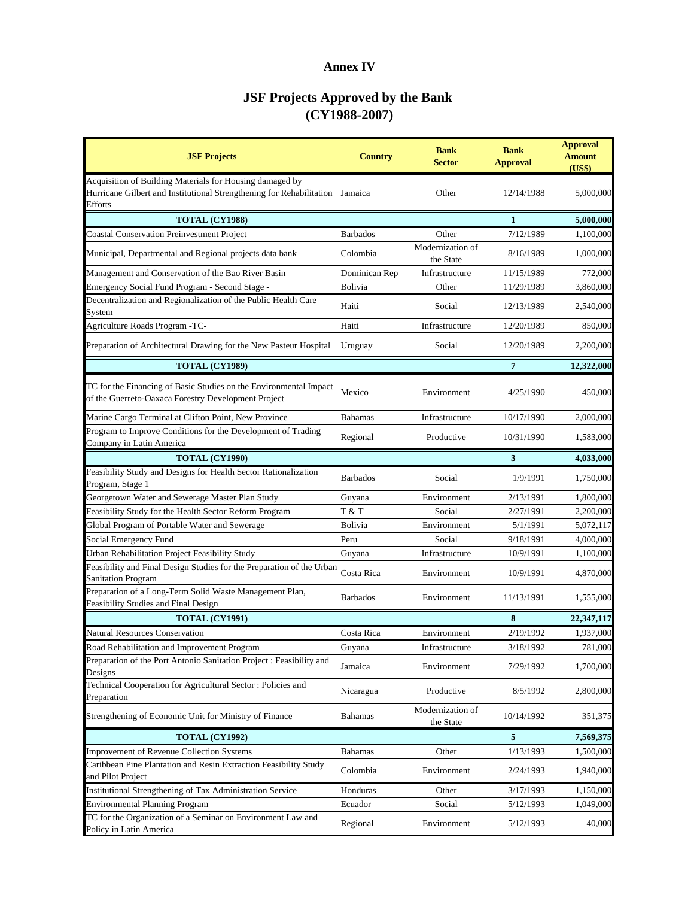# Annex IV

## JSF Projects Approved by the Bank (CY1988-2007)

| JSF Projects | Country | Bank Sector | Bank Approval | Approval Amount (US$) |
|---|---|---|---|---|
| Acquisition of Building Materials for Housing damaged by Hurricane Gilbert and Institutional Strengthening for Rehabilitation Efforts | Jamaica | Other | 12/14/1988 | 5,000,000 |
| **TOTAL (CY1988)** | | | **1** | **5,000,000** |
| Coastal Conservation Preinvestment Project | Barbados | Other | 7/12/1989 | 1,100,000 |
| Municipal, Departmental and Regional projects data bank | Colombia | Modernization of the State | 8/16/1989 | 1,000,000 |
| Management and Conservation of the Bao River Basin | Dominican Rep | Infrastructure | 11/15/1989 | 772,000 |
| Emergency Social Fund Program - Second Stage - | Bolivia | Other | 11/29/1989 | 3,860,000 |
| Decentralization and Regionalization of the Public Health Care System | Haiti | Social | 12/13/1989 | 2,540,000 |
| Agriculture Roads Program -TC- | Haiti | Infrastructure | 12/20/1989 | 850,000 |
| Preparation of Architectural Drawing for the New Pasteur Hospital | Uruguay | Social | 12/20/1989 | 2,200,000 |
| **TOTAL (CY1989)** | | | **7** | **12,322,000** |
| TC for the Financing of Basic Studies on the Environmental Impact of the Guerreto-Oaxaca Forestry Development Project | Mexico | Environment | 4/25/1990 | 450,000 |
| Marine Cargo Terminal at Clifton Point, New Province | Bahamas | Infrastructure | 10/17/1990 | 2,000,000 |
| Program to Improve Conditions for the Development of Trading Company in Latin America | Regional | Productive | 10/31/1990 | 1,583,000 |
| **TOTAL (CY1990)** | | | **3** | **4,033,000** |
| Feasibility Study and Designs for Health Sector Rationalization Program, Stage 1 | Barbados | Social | 1/9/1991 | 1,750,000 |
| Georgetown Water and Sewerage Master Plan Study | Guyana | Environment | 2/13/1991 | 1,800,000 |
| Feasibility Study for the Health Sector Reform Program | T & T | Social | 2/27/1991 | 2,200,000 |
| Global Program of Portable Water and Sewerage | Bolivia | Environment | 5/1/1991 | 5,072,117 |
| Social Emergency Fund | Peru | Social | 9/18/1991 | 4,000,000 |
| Urban Rehabilitation Project Feasibility Study | Guyana | Infrastructure | 10/9/1991 | 1,100,000 |
| Feasibility and Final Design Studies for the Preparation of the Urban Sanitation Program | Costa Rica | Environment | 10/9/1991 | 4,870,000 |
| Preparation of a Long-Term Solid Waste Management Plan, Feasibility Studies and Final Design | Barbados | Environment | 11/13/1991 | 1,555,000 |
| **TOTAL (CY1991)** | | | **8** | **22,347,117** |
| Natural Resources Conservation | Costa Rica | Environment | 2/19/1992 | 1,937,000 |
| Road Rehabilitation and Improvement Program | Guyana | Infrastructure | 3/18/1992 | 781,000 |
| Preparation of the Port Antonio Sanitation Project : Feasibility and Designs | Jamaica | Environment | 7/29/1992 | 1,700,000 |
| Technical Cooperation for Agricultural Sector : Policies and Preparation | Nicaragua | Productive | 8/5/1992 | 2,800,000 |
| Strengthening of Economic Unit for Ministry of Finance | Bahamas | Modernization of the State | 10/14/1992 | 351,375 |
| **TOTAL (CY1992)** | | | **5** | **7,569,375** |
| Improvement of Revenue Collection Systems | Bahamas | Other | 1/13/1993 | 1,500,000 |
| Caribbean Pine Plantation and Resin Extraction Feasibility Study and Pilot Project | Colombia | Environment | 2/24/1993 | 1,940,000 |
| Institutional Strengthening of Tax Administration Service | Honduras | Other | 3/17/1993 | 1,150,000 |
| Environmental Planning Program | Ecuador | Social | 5/12/1993 | 1,049,000 |
| TC for the Organization of a Seminar on Environment Law and Policy in Latin America | Regional | Environment | 5/12/1993 | 40,000 |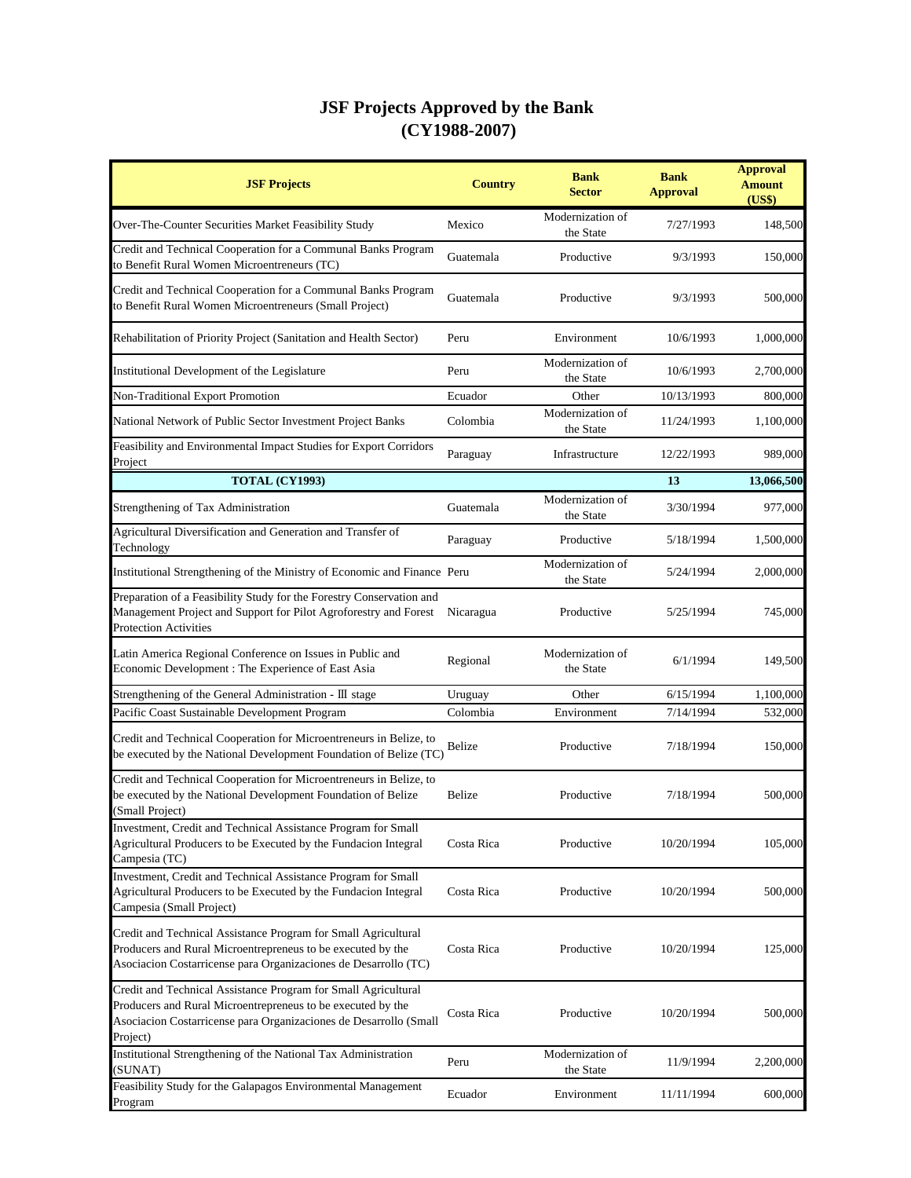# JSF Projects Approved by the Bank
## (CY1988-2007)

| JSF Projects | Country | Bank Sector | Bank Approval | Approval Amount (US$) |
|---|---|---|---|---|
| Over-The-Counter Securities Market Feasibility Study | Mexico | Modernization of the State | 7/27/1993 | 148,500 |
| Credit and Technical Cooperation for a Communal Banks Program to Benefit Rural Women Microentreneurs (TC) | Guatemala | Productive | 9/3/1993 | 150,000 |
| Credit and Technical Cooperation for a Communal Banks Program to Benefit Rural Women Microentreneurs (Small Project) | Guatemala | Productive | 9/3/1993 | 500,000 |
| Rehabilitation of Priority Project (Sanitation and Health Sector) | Peru | Environment | 10/6/1993 | 1,000,000 |
| Institutional Development of the Legislature | Peru | Modernization of the State | 10/6/1993 | 2,700,000 |
| Non-Traditional Export Promotion | Ecuador | Other | 10/13/1993 | 800,000 |
| National Network of Public Sector Investment Project Banks | Colombia | Modernization of the State | 11/24/1993 | 1,100,000 |
| Feasibility and Environmental Impact Studies for Export Corridors Project | Paraguay | Infrastructure | 12/22/1993 | 989,000 |
| **TOTAL (CY1993)** | | | **13** | **13,066,500** |
| Strengthening of Tax Administration | Guatemala | Modernization of the State | 3/30/1994 | 977,000 |
| Agricultural Diversification and Generation and Transfer of Technology | Paraguay | Productive | 5/18/1994 | 1,500,000 |
| Institutional Strengthening of the Ministry of Economic and Finance | Peru | Modernization of the State | 5/24/1994 | 2,000,000 |
| Preparation of a Feasibility Study for the Forestry Conservation and Management Project and Support for Pilot Agroforestry and Forest Protection Activities | Nicaragua | Productive | 5/25/1994 | 745,000 |
| Latin America Regional Conference on Issues in Public and Economic Development : The Experience of East Asia | Regional | Modernization of the State | 6/1/1994 | 149,500 |
| Strengthening of the General Administration - Ⅲ stage | Uruguay | Other | 6/15/1994 | 1,100,000 |
| Pacific Coast Sustainable Development Program | Colombia | Environment | 7/14/1994 | 532,000 |
| Credit and Technical Cooperation for Microentreneurs in Belize, to be executed by the National Development Foundation of Belize (TC) | Belize | Productive | 7/18/1994 | 150,000 |
| Credit and Technical Cooperation for Microentreneurs in Belize, to be executed by the National Development Foundation of Belize (Small Project) | Belize | Productive | 7/18/1994 | 500,000 |
| Investment, Credit and Technical Assistance Program for Small Agricultural Producers to be Executed by the Fundacion Integral Campesia (TC) | Costa Rica | Productive | 10/20/1994 | 105,000 |
| Investment, Credit and Technical Assistance Program for Small Agricultural Producers to be Executed by the Fundacion Integral Campesia (Small Project) | Costa Rica | Productive | 10/20/1994 | 500,000 |
| Credit and Technical Assistance Program for Small Agricultural Producers and Rural Microentrepreneus to be executed by the Asociacion Costarricense para Organizaciones de Desarrollo (TC) | Costa Rica | Productive | 10/20/1994 | 125,000 |
| Credit and Technical Assistance Program for Small Agricultural Producers and Rural Microentrepreneus to be executed by the Asociacion Costarricense para Organizaciones de Desarrollo (Small Project) | Costa Rica | Productive | 10/20/1994 | 500,000 |
| Institutional Strengthening of the National Tax Administration (SUNAT) | Peru | Modernization of the State | 11/9/1994 | 2,200,000 |
| Feasibility Study for the Galapagos Environmental Management Program | Ecuador | Environment | 11/11/1994 | 600,000 |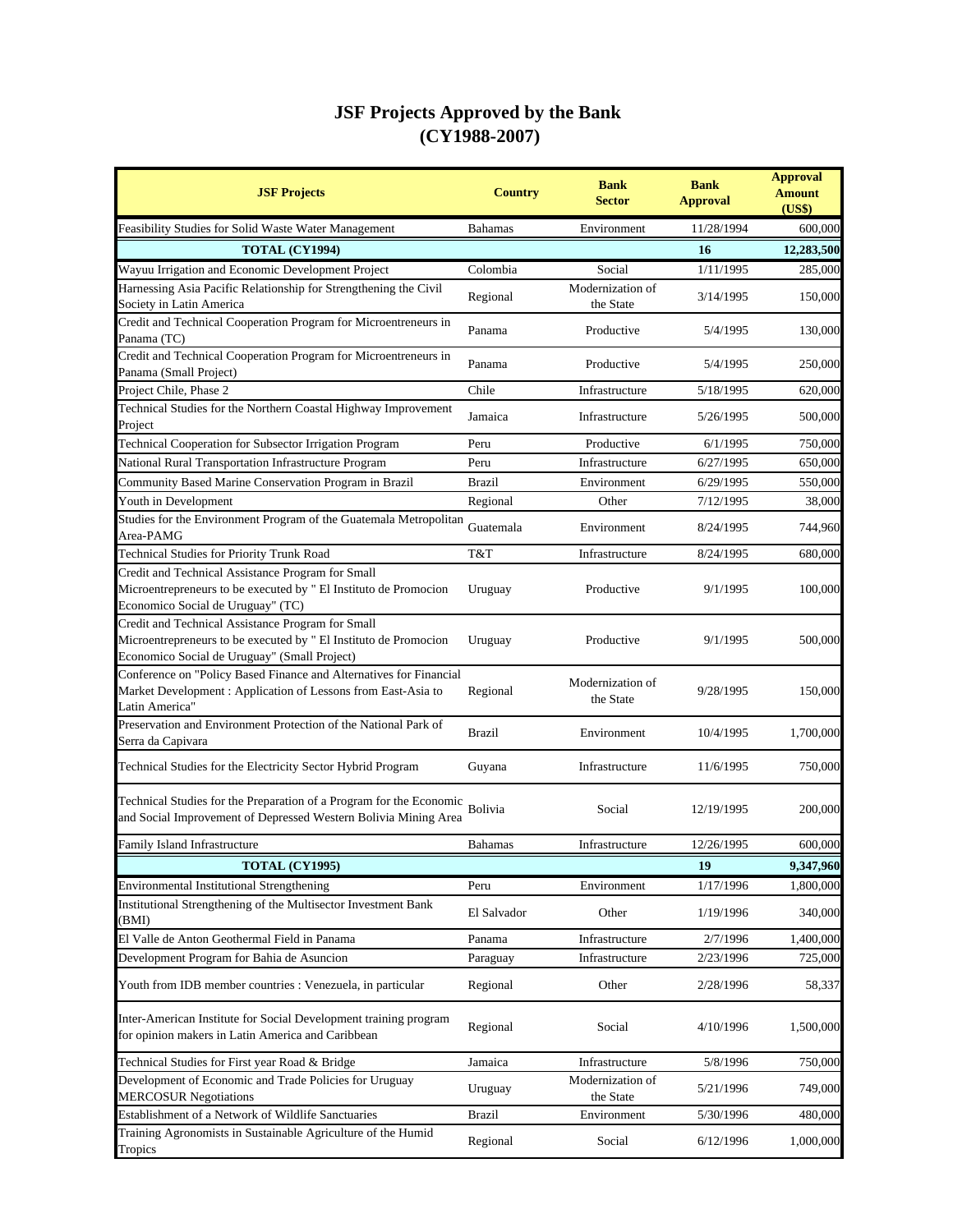# JSF Projects Approved by the Bank
## (CY1988-2007)

| JSF Projects | Country | Bank Sector | Bank Approval | Approval Amount (US$) |
|---|---|---|---|---|
| Feasibility Studies for Solid Waste Water Management | Bahamas | Environment | 11/28/1994 | 600,000 |
| **TOTAL (CY1994)** | | | **16** | **12,283,500** |
| Wayuu Irrigation and Economic Development Project | Colombia | Social | 1/11/1995 | 285,000 |
| Harnessing Asia Pacific Relationship for Strengthening the Civil Society in Latin America | Regional | Modernization of the State | 3/14/1995 | 150,000 |
| Credit and Technical Cooperation Program for Microentreneurs in Panama (TC) | Panama | Productive | 5/4/1995 | 130,000 |
| Credit and Technical Cooperation Program for Microentreneurs in Panama (Small Project) | Panama | Productive | 5/4/1995 | 250,000 |
| Project Chile, Phase 2 | Chile | Infrastructure | 5/18/1995 | 620,000 |
| Technical Studies for the Northern Coastal Highway Improvement Project | Jamaica | Infrastructure | 5/26/1995 | 500,000 |
| Technical Cooperation for Subsector Irrigation Program | Peru | Productive | 6/1/1995 | 750,000 |
| National Rural Transportation Infrastructure Program | Peru | Infrastructure | 6/27/1995 | 650,000 |
| Community Based Marine Conservation Program in Brazil | Brazil | Environment | 6/29/1995 | 550,000 |
| Youth in Development | Regional | Other | 7/12/1995 | 38,000 |
| Studies for the Environment Program of the Guatemala Metropolitan Area-PAMG | Guatemala | Environment | 8/24/1995 | 744,960 |
| Technical Studies for Priority Trunk Road | T&T | Infrastructure | 8/24/1995 | 680,000 |
| Credit and Technical Assistance Program for Small Microentrepreneurs to be executed by " El Instituto de Promocion Economico Social de Uruguay" (TC) | Uruguay | Productive | 9/1/1995 | 100,000 |
| Credit and Technical Assistance Program for Small Microentrepreneurs to be executed by " El Instituto de Promocion Economico Social de Uruguay" (Small Project) | Uruguay | Productive | 9/1/1995 | 500,000 |
| Conference on "Policy Based Finance and Alternatives for Financial Market Development : Application of Lessons from East-Asia to Latin America" | Regional | Modernization of the State | 9/28/1995 | 150,000 |
| Preservation and Environment Protection of the National Park of Serra da Capivara | Brazil | Environment | 10/4/1995 | 1,700,000 |
| Technical Studies for the Electricity Sector Hybrid Program | Guyana | Infrastructure | 11/6/1995 | 750,000 |
| Technical Studies for the Preparation of a Program for the Economic and Social Improvement of Depressed Western Bolivia Mining Area | Bolivia | Social | 12/19/1995 | 200,000 |
| Family Island Infrastructure | Bahamas | Infrastructure | 12/26/1995 | 600,000 |
| **TOTAL (CY1995)** | | | **19** | **9,347,960** |
| Environmental Institutional Strengthening | Peru | Environment | 1/17/1996 | 1,800,000 |
| Institutional Strengthening of the Multisector Investment Bank (BMI) | El Salvador | Other | 1/19/1996 | 340,000 |
| El Valle de Anton Geothermal Field in Panama | Panama | Infrastructure | 2/7/1996 | 1,400,000 |
| Development Program for Bahia de Asuncion | Paraguay | Infrastructure | 2/23/1996 | 725,000 |
| Youth from IDB member countries : Venezuela, in particular | Regional | Other | 2/28/1996 | 58,337 |
| Inter-American Institute for Social Development training program for opinion makers in Latin America and Caribbean | Regional | Social | 4/10/1996 | 1,500,000 |
| Technical Studies for First year Road & Bridge | Jamaica | Infrastructure | 5/8/1996 | 750,000 |
| Development of Economic and Trade Policies for Uruguay MERCOSUR Negotiations | Uruguay | Modernization of the State | 5/21/1996 | 749,000 |
| Establishment of a Network of Wildlife Sanctuaries | Brazil | Environment | 5/30/1996 | 480,000 |
| Training Agronomists in Sustainable Agriculture of the Humid Tropics | Regional | Social | 6/12/1996 | 1,000,000 |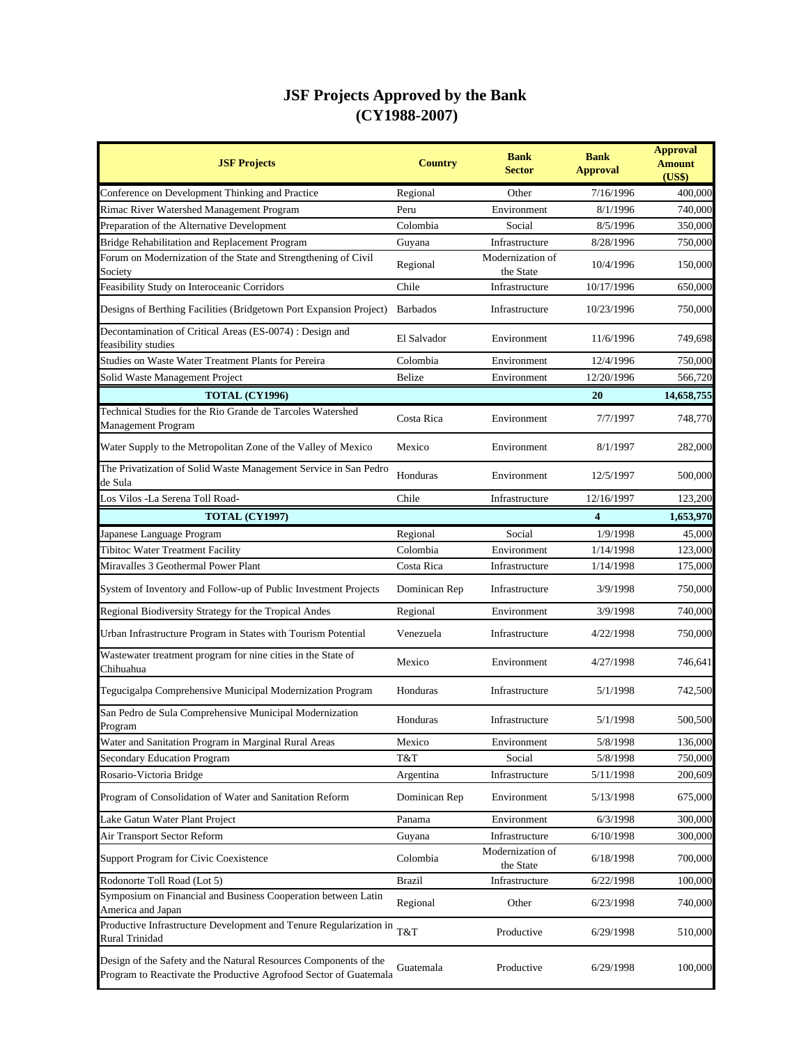# JSF Projects Approved by the Bank
## (CY1988-2007)

| JSF Projects | Country | Bank Sector | Bank Approval | Approval Amount (US$) |
|---|---|---|---|---|
| Conference on Development Thinking and Practice | Regional | Other | 7/16/1996 | 400,000 |
| Rimac River Watershed Management Program | Peru | Environment | 8/1/1996 | 740,000 |
| Preparation of the Alternative Development | Colombia | Social | 8/5/1996 | 350,000 |
| Bridge Rehabilitation and Replacement Program | Guyana | Infrastructure | 8/28/1996 | 750,000 |
| Forum on Modernization of the State and Strengthening of Civil Society | Regional | Modernization of the State | 10/4/1996 | 150,000 |
| Feasibility Study on Interoceanic Corridors | Chile | Infrastructure | 10/17/1996 | 650,000 |
| Designs of Berthing Facilities (Bridgetown Port Expansion Project) | Barbados | Infrastructure | 10/23/1996 | 750,000 |
| Decontamination of Critical Areas (ES-0074) : Design and feasibility studies | El Salvador | Environment | 11/6/1996 | 749,698 |
| Studies on Waste Water Treatment Plants for Pereira | Colombia | Environment | 12/4/1996 | 750,000 |
| Solid Waste Management Project | Belize | Environment | 12/20/1996 | 566,720 |
| **TOTAL (CY1996)** | | | **20** | **14,658,755** |
| Technical Studies for the Rio Grande de Tarcoles Watershed Management Program | Costa Rica | Environment | 7/7/1997 | 748,770 |
| Water Supply to the Metropolitan Zone of the Valley of Mexico | Mexico | Environment | 8/1/1997 | 282,000 |
| The Privatization of Solid Waste Management Service in San Pedro de Sula | Honduras | Environment | 12/5/1997 | 500,000 |
| Los Vilos -La Serena Toll Road- | Chile | Infrastructure | 12/16/1997 | 123,200 |
| **TOTAL (CY1997)** | | | **4** | **1,653,970** |
| Japanese Language Program | Regional | Social | 1/9/1998 | 45,000 |
| Tibitoc Water Treatment Facility | Colombia | Environment | 1/14/1998 | 123,000 |
| Miravalles 3 Geothermal Power Plant | Costa Rica | Infrastructure | 1/14/1998 | 175,000 |
| System of Inventory and Follow-up of Public Investment Projects | Dominican Rep | Infrastructure | 3/9/1998 | 750,000 |
| Regional Biodiversity Strategy for the Tropical Andes | Regional | Environment | 3/9/1998 | 740,000 |
| Urban Infrastructure Program in States with Tourism Potential | Venezuela | Infrastructure | 4/22/1998 | 750,000 |
| Wastewater treatment program for nine cities in the State of Chihuahua | Mexico | Environment | 4/27/1998 | 746,641 |
| Tegucigalpa Comprehensive Municipal Modernization Program | Honduras | Infrastructure | 5/1/1998 | 742,500 |
| San Pedro de Sula Comprehensive Municipal Modernization Program | Honduras | Infrastructure | 5/1/1998 | 500,500 |
| Water and Sanitation Program in Marginal Rural Areas | Mexico | Environment | 5/8/1998 | 136,000 |
| Secondary Education Program | T&T | Social | 5/8/1998 | 750,000 |
| Rosario-Victoria Bridge | Argentina | Infrastructure | 5/11/1998 | 200,609 |
| Program of Consolidation of Water and Sanitation Reform | Dominican Rep | Environment | 5/13/1998 | 675,000 |
| Lake Gatun Water Plant Project | Panama | Environment | 6/3/1998 | 300,000 |
| Air Transport Sector Reform | Guyana | Infrastructure | 6/10/1998 | 300,000 |
| Support Program for Civic Coexistence | Colombia | Modernization of the State | 6/18/1998 | 700,000 |
| Rodonorte Toll Road (Lot 5) | Brazil | Infrastructure | 6/22/1998 | 100,000 |
| Symposium on Financial and Business Cooperation between Latin America and Japan | Regional | Other | 6/23/1998 | 740,000 |
| Productive Infrastructure Development and Tenure Regularization in Rural Trinidad | T&T | Productive | 6/29/1998 | 510,000 |
| Design of the Safety and the Natural Resources Components of the Program to Reactivate the Productive Agrofood Sector of Guatemala | Guatemala | Productive | 6/29/1998 | 100,000 |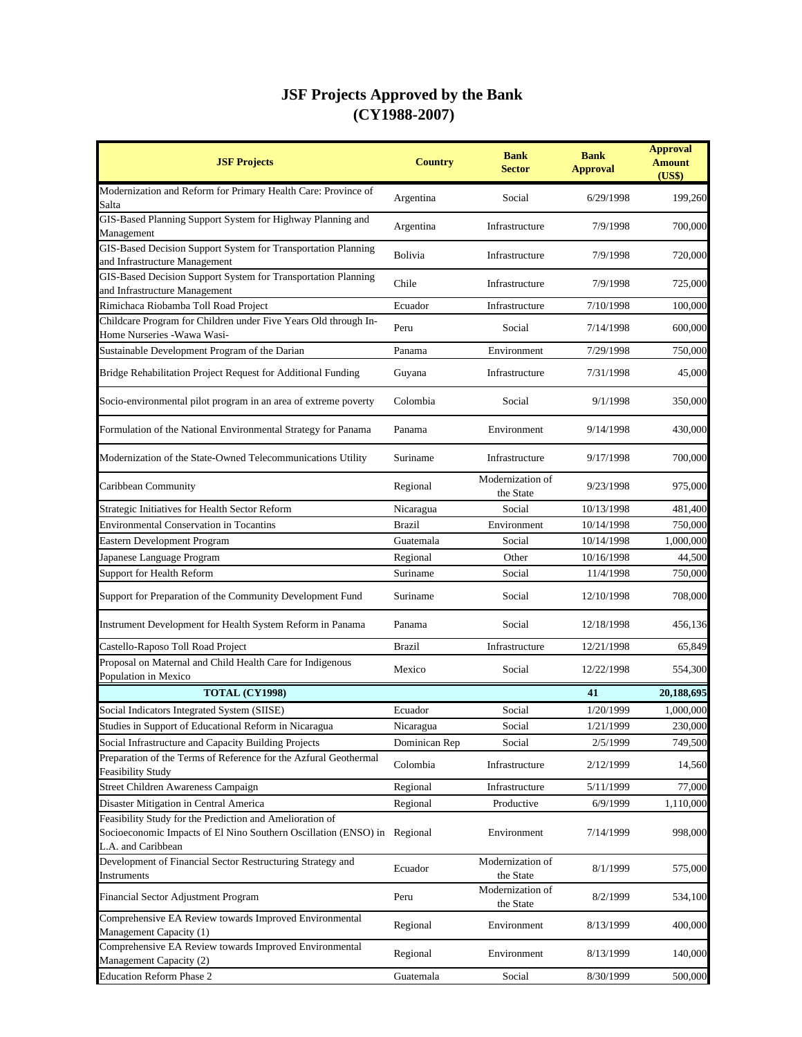# JSF Projects Approved by the Bank
## (CY1988-2007)

| JSF Projects | Country | Bank Sector | Bank Approval | Approval Amount (US$) |
|---|---|---|---|---|
| Modernization and Reform for Primary Health Care: Province of Salta | Argentina | Social | 6/29/1998 | 199,260 |
| GIS-Based Planning Support System for Highway Planning and Management | Argentina | Infrastructure | 7/9/1998 | 700,000 |
| GIS-Based Decision Support System for Transportation Planning and Infrastructure Management | Bolivia | Infrastructure | 7/9/1998 | 720,000 |
| GIS-Based Decision Support System for Transportation Planning and Infrastructure Management | Chile | Infrastructure | 7/9/1998 | 725,000 |
| Rimichaca Riobamba Toll Road Project | Ecuador | Infrastructure | 7/10/1998 | 100,000 |
| Childcare Program for Children under Five Years Old through In-Home Nurseries -Wawa Wasi- | Peru | Social | 7/14/1998 | 600,000 |
| Sustainable Development Program of the Darian | Panama | Environment | 7/29/1998 | 750,000 |
| Bridge Rehabilitation Project Request for Additional Funding | Guyana | Infrastructure | 7/31/1998 | 45,000 |
| Socio-environmental pilot program in an area of extreme poverty | Colombia | Social | 9/1/1998 | 350,000 |
| Formulation of the National Environmental Strategy for Panama | Panama | Environment | 9/14/1998 | 430,000 |
| Modernization of the State-Owned Telecommunications Utility | Suriname | Infrastructure | 9/17/1998 | 700,000 |
| Caribbean Community | Regional | Modernization of the State | 9/23/1998 | 975,000 |
| Strategic Initiatives for Health Sector Reform | Nicaragua | Social | 10/13/1998 | 481,400 |
| Environmental Conservation in Tocantins | Brazil | Environment | 10/14/1998 | 750,000 |
| Eastern Development Program | Guatemala | Social | 10/14/1998 | 1,000,000 |
| Japanese Language Program | Regional | Other | 10/16/1998 | 44,500 |
| Support for Health Reform | Suriname | Social | 11/4/1998 | 750,000 |
| Support for Preparation of the Community Development Fund | Suriname | Social | 12/10/1998 | 708,000 |
| Instrument Development for Health System Reform in Panama | Panama | Social | 12/18/1998 | 456,136 |
| Castello-Raposo Toll Road Project | Brazil | Infrastructure | 12/21/1998 | 65,849 |
| Proposal on Maternal and Child Health Care for Indigenous Population in Mexico | Mexico | Social | 12/22/1998 | 554,300 |
| **TOTAL (CY1998)** | | | **41** | **20,188,695** |
| Social Indicators Integrated System (SIISE) | Ecuador | Social | 1/20/1999 | 1,000,000 |
| Studies in Support of Educational Reform in Nicaragua | Nicaragua | Social | 1/21/1999 | 230,000 |
| Social Infrastructure and Capacity Building Projects | Dominican Rep | Social | 2/5/1999 | 749,500 |
| Preparation of the Terms of Reference for the Azfural Geothermal Feasibility Study | Colombia | Infrastructure | 2/12/1999 | 14,560 |
| Street Children Awareness Campaign | Regional | Infrastructure | 5/11/1999 | 77,000 |
| Disaster Mitigation in Central America | Regional | Productive | 6/9/1999 | 1,110,000 |
| Feasibility Study for the Prediction and Amelioration of Socioeconomic Impacts of El Nino Southern Oscillation (ENSO) in L.A. and Caribbean | Regional | Environment | 7/14/1999 | 998,000 |
| Development of Financial Sector Restructuring Strategy and Instruments | Ecuador | Modernization of the State | 8/1/1999 | 575,000 |
| Financial Sector Adjustment Program | Peru | Modernization of the State | 8/2/1999 | 534,100 |
| Comprehensive EA Review towards Improved Environmental Management Capacity (1) | Regional | Environment | 8/13/1999 | 400,000 |
| Comprehensive EA Review towards Improved Environmental Management Capacity (2) | Regional | Environment | 8/13/1999 | 140,000 |
| Education Reform Phase 2 | Guatemala | Social | 8/30/1999 | 500,000 |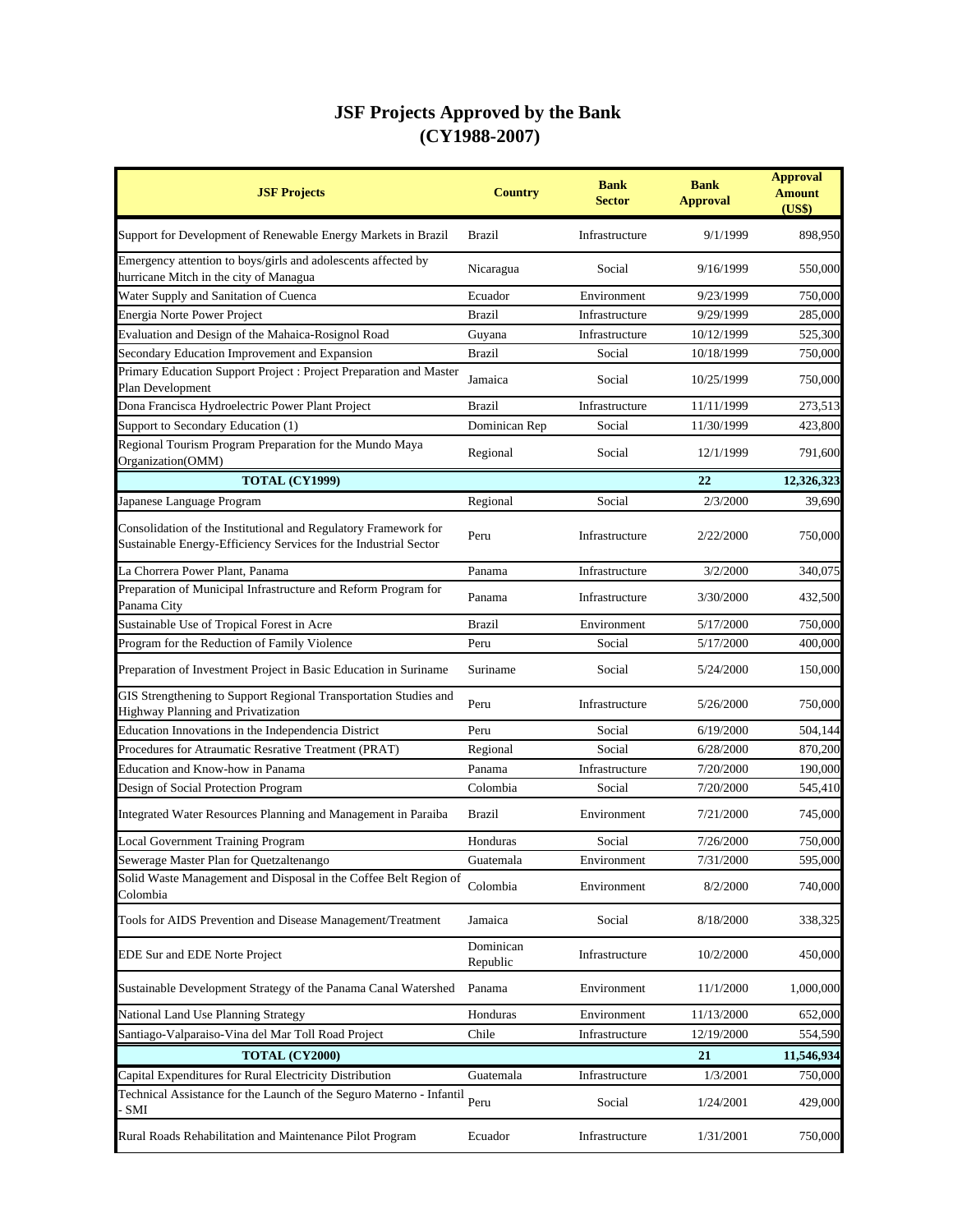# JSF Projects Approved by the Bank
## (CY1988-2007)

| JSF Projects | Country | Bank Sector | Bank Approval | Approval Amount (US$) |
|---|---|---|---|---|
| Support for Development of Renewable Energy Markets in Brazil | Brazil | Infrastructure | 9/1/1999 | 898,950 |
| Emergency attention to boys/girls and adolescents affected by hurricane Mitch in the city of Managua | Nicaragua | Social | 9/16/1999 | 550,000 |
| Water Supply and Sanitation of Cuenca | Ecuador | Environment | 9/23/1999 | 750,000 |
| Energia Norte Power Project | Brazil | Infrastructure | 9/29/1999 | 285,000 |
| Evaluation and Design of the Mahaica-Rosignol Road | Guyana | Infrastructure | 10/12/1999 | 525,300 |
| Secondary Education Improvement and Expansion | Brazil | Social | 10/18/1999 | 750,000 |
| Primary Education Support Project : Project Preparation and Master Plan Development | Jamaica | Social | 10/25/1999 | 750,000 |
| Dona Francisca Hydroelectric Power Plant Project | Brazil | Infrastructure | 11/11/1999 | 273,513 |
| Support to Secondary Education (1) | Dominican Rep | Social | 11/30/1999 | 423,800 |
| Regional Tourism Program Preparation for the Mundo Maya Organization(OMM) | Regional | Social | 12/1/1999 | 791,600 |
| **TOTAL (CY1999)** | | | **22** | **12,326,323** |
| Japanese Language Program | Regional | Social | 2/3/2000 | 39,690 |
| Consolidation of the Institutional and Regulatory Framework for Sustainable Energy-Efficiency Services for the Industrial Sector | Peru | Infrastructure | 2/22/2000 | 750,000 |
| La Chorrera Power Plant, Panama | Panama | Infrastructure | 3/2/2000 | 340,075 |
| Preparation of Municipal Infrastructure and Reform Program for Panama City | Panama | Infrastructure | 3/30/2000 | 432,500 |
| Sustainable Use of Tropical Forest in Acre | Brazil | Environment | 5/17/2000 | 750,000 |
| Program for the Reduction of Family Violence | Peru | Social | 5/17/2000 | 400,000 |
| Preparation of Investment Project in Basic Education in Suriname | Suriname | Social | 5/24/2000 | 150,000 |
| GIS Strengthening to Support Regional Transportation Studies and Highway Planning and Privatization | Peru | Infrastructure | 5/26/2000 | 750,000 |
| Education Innovations in the Independencia District | Peru | Social | 6/19/2000 | 504,144 |
| Procedures for Atraumatic Resrative Treatment (PRAT) | Regional | Social | 6/28/2000 | 870,200 |
| Education and Know-how in Panama | Panama | Infrastructure | 7/20/2000 | 190,000 |
| Design of Social Protection Program | Colombia | Social | 7/20/2000 | 545,410 |
| Integrated Water Resources Planning and Management in Paraiba | Brazil | Environment | 7/21/2000 | 745,000 |
| Local Government Training Program | Honduras | Social | 7/26/2000 | 750,000 |
| Sewerage Master Plan for Quetzaltenango | Guatemala | Environment | 7/31/2000 | 595,000 |
| Solid Waste Management and Disposal in the Coffee Belt Region of Colombia | Colombia | Environment | 8/2/2000 | 740,000 |
| Tools for AIDS Prevention and Disease Management/Treatment | Jamaica | Social | 8/18/2000 | 338,325 |
| EDE Sur and EDE Norte Project | Dominican Republic | Infrastructure | 10/2/2000 | 450,000 |
| Sustainable Development Strategy of the Panama Canal Watershed | Panama | Environment | 11/1/2000 | 1,000,000 |
| National Land Use Planning Strategy | Honduras | Environment | 11/13/2000 | 652,000 |
| Santiago-Valparaiso-Vina del Mar Toll Road Project | Chile | Infrastructure | 12/19/2000 | 554,590 |
| **TOTAL (CY2000)** | | | **21** | **11,546,934** |
| Capital Expenditures for Rural Electricity Distribution | Guatemala | Infrastructure | 1/3/2001 | 750,000 |
| Technical Assistance for the Launch of the Seguro Materno - Infantil - SMI | Peru | Social | 1/24/2001 | 429,000 |
| Rural Roads Rehabilitation and Maintenance Pilot Program | Ecuador | Infrastructure | 1/31/2001 | 750,000 |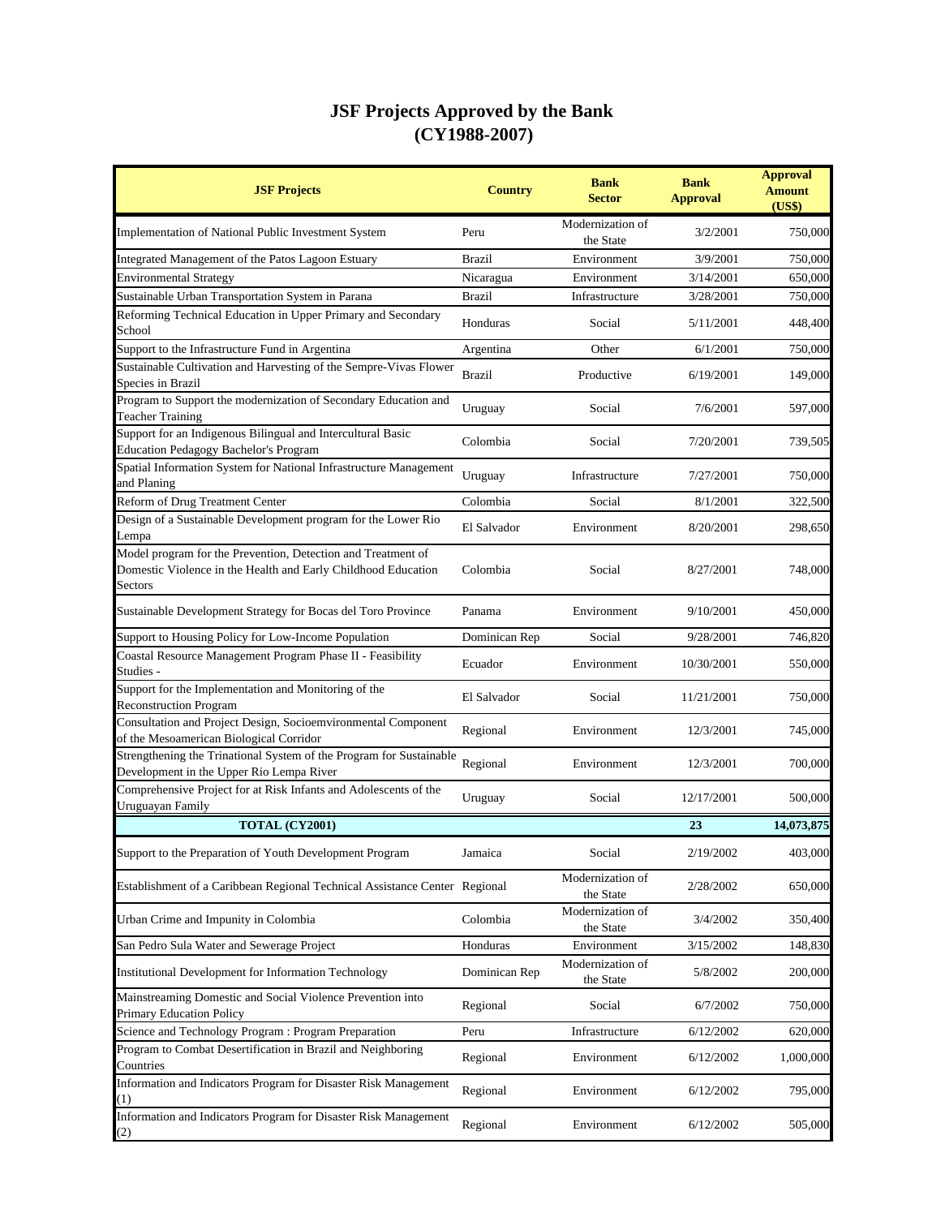# JSF Projects Approved by the Bank
## (CY1988-2007)

| JSF Projects | Country | Bank Sector | Bank Approval | Approval Amount (US$) |
|---|---|---|---|---|
| Implementation of National Public Investment System | Peru | Modernization of the State | 3/2/2001 | 750,000 |
| Integrated Management of the Patos Lagoon Estuary | Brazil | Environment | 3/9/2001 | 750,000 |
| Environmental Strategy | Nicaragua | Environment | 3/14/2001 | 650,000 |
| Sustainable Urban Transportation System in Parana | Brazil | Infrastructure | 3/28/2001 | 750,000 |
| Reforming Technical Education in Upper Primary and Secondary School | Honduras | Social | 5/11/2001 | 448,400 |
| Support to the Infrastructure Fund in Argentina | Argentina | Other | 6/1/2001 | 750,000 |
| Sustainable Cultivation and Harvesting of the Sempre-Vivas Flower Species in Brazil | Brazil | Productive | 6/19/2001 | 149,000 |
| Program to Support the modernization of Secondary Education and Teacher Training | Uruguay | Social | 7/6/2001 | 597,000 |
| Support for an Indigenous Bilingual and Intercultural Basic Education Pedagogy Bachelor's Program | Colombia | Social | 7/20/2001 | 739,505 |
| Spatial Information System for National Infrastructure Management and Planing | Uruguay | Infrastructure | 7/27/2001 | 750,000 |
| Reform of Drug Treatment Center | Colombia | Social | 8/1/2001 | 322,500 |
| Design of a Sustainable Development program for the Lower Rio Lempa | El Salvador | Environment | 8/20/2001 | 298,650 |
| Model program for the Prevention, Detection and Treatment of Domestic Violence in the Health and Early Childhood Education Sectors | Colombia | Social | 8/27/2001 | 748,000 |
| Sustainable Development Strategy for Bocas del Toro Province | Panama | Environment | 9/10/2001 | 450,000 |
| Support to Housing Policy for Low-Income Population | Dominican Rep | Social | 9/28/2001 | 746,820 |
| Coastal Resource Management Program Phase II - Feasibility Studies - | Ecuador | Environment | 10/30/2001 | 550,000 |
| Support for the Implementation and Monitoring of the Reconstruction Program | El Salvador | Social | 11/21/2001 | 750,000 |
| Consultation and Project Design, Socioemvironmental Component of the Mesoamerican Biological Corridor | Regional | Environment | 12/3/2001 | 745,000 |
| Strengthening the Trinational System of the Program for Sustainable Development in the Upper Rio Lempa River | Regional | Environment | 12/3/2001 | 700,000 |
| Comprehensive Project for at Risk Infants and Adolescents of the Uruguayan Family | Uruguay | Social | 12/17/2001 | 500,000 |
| **TOTAL (CY2001)** | | | **23** | **14,073,875** |
| Support to the Preparation of Youth Development Program | Jamaica | Social | 2/19/2002 | 403,000 |
| Establishment of a Caribbean Regional Technical Assistance Center | Regional | Modernization of the State | 2/28/2002 | 650,000 |
| Urban Crime and Impunity in Colombia | Colombia | Modernization of the State | 3/4/2002 | 350,400 |
| San Pedro Sula Water and Sewerage Project | Honduras | Environment | 3/15/2002 | 148,830 |
| Institutional Development for Information Technology | Dominican Rep | Modernization of the State | 5/8/2002 | 200,000 |
| Mainstreaming Domestic and Social Violence Prevention into Primary Education Policy | Regional | Social | 6/7/2002 | 750,000 |
| Science and Technology Program : Program Preparation | Peru | Infrastructure | 6/12/2002 | 620,000 |
| Program to Combat Desertification in Brazil and Neighboring Countries | Regional | Environment | 6/12/2002 | 1,000,000 |
| Information and Indicators Program for Disaster Risk Management (1) | Regional | Environment | 6/12/2002 | 795,000 |
| Information and Indicators Program for Disaster Risk Management (2) | Regional | Environment | 6/12/2002 | 505,000 |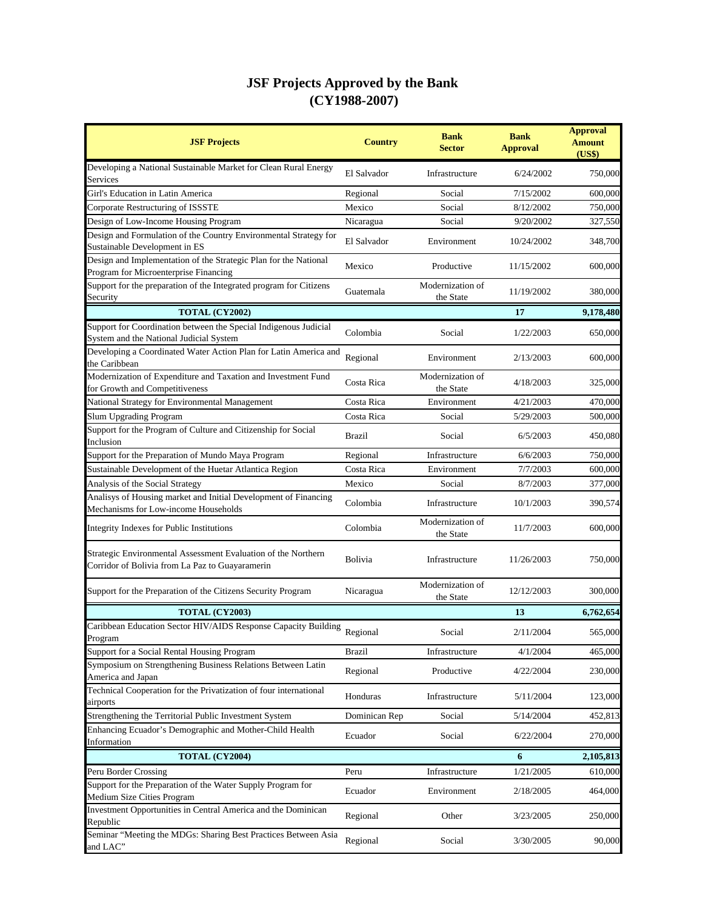# JSF Projects Approved by the Bank
# (CY1988-2007)

| JSF Projects | Country | Bank Sector | Bank Approval | Approval Amount (US$) |
|---|---|---|---|---|
| Developing a National Sustainable Market for Clean Rural Energy Services | El Salvador | Infrastructure | 6/24/2002 | 750,000 |
| Girl's Education in Latin America | Regional | Social | 7/15/2002 | 600,000 |
| Corporate Restructuring of ISSSTE | Mexico | Social | 8/12/2002 | 750,000 |
| Design of Low-Income Housing Program | Nicaragua | Social | 9/20/2002 | 327,550 |
| Design and Formulation of the Country Environmental Strategy for Sustainable Development in ES | El Salvador | Environment | 10/24/2002 | 348,700 |
| Design and Implementation of the Strategic Plan for the National Program for Microenterprise Financing | Mexico | Productive | 11/15/2002 | 600,000 |
| Support for the preparation of the Integrated program for Citizens Security | Guatemala | Modernization of the State | 11/19/2002 | 380,000 |
| **TOTAL (CY2002)** | | | **17** | **9,178,480** |
| Support for Coordination between the Special Indigenous Judicial System and the National Judicial System | Colombia | Social | 1/22/2003 | 650,000 |
| Developing a Coordinated Water Action Plan for Latin America and the Caribbean | Regional | Environment | 2/13/2003 | 600,000 |
| Modernization of Expenditure and Taxation and Investment Fund for Growth and Competitiveness | Costa Rica | Modernization of the State | 4/18/2003 | 325,000 |
| National Strategy for Environmental Management | Costa Rica | Environment | 4/21/2003 | 470,000 |
| Slum Upgrading Program | Costa Rica | Social | 5/29/2003 | 500,000 |
| Support for the Program of Culture and Citizenship for Social Inclusion | Brazil | Social | 6/5/2003 | 450,080 |
| Support for the Preparation of Mundo Maya Program | Regional | Infrastructure | 6/6/2003 | 750,000 |
| Sustainable Development of the Huetar Atlantica Region | Costa Rica | Environment | 7/7/2003 | 600,000 |
| Analysis of the Social Strategy | Mexico | Social | 8/7/2003 | 377,000 |
| Analisys of Housing market and Initial Development of Financing Mechanisms for Low-income Households | Colombia | Infrastructure | 10/1/2003 | 390,574 |
| Integrity Indexes for Public Institutions | Colombia | Modernization of the State | 11/7/2003 | 600,000 |
| Strategic Environmental Assessment Evaluation of the Northern Corridor of Bolivia from La Paz to Guayaramerin | Bolivia | Infrastructure | 11/26/2003 | 750,000 |
| Support for the Preparation of the Citizens Security Program | Nicaragua | Modernization of the State | 12/12/2003 | 300,000 |
| **TOTAL (CY2003)** | | | **13** | **6,762,654** |
| Caribbean Education Sector HIV/AIDS Response Capacity Building Program | Regional | Social | 2/11/2004 | 565,000 |
| Support for a Social Rental Housing Program | Brazil | Infrastructure | 4/1/2004 | 465,000 |
| Symposium on Strengthening Business Relations Between Latin America and Japan | Regional | Productive | 4/22/2004 | 230,000 |
| Technical Cooperation for the Privatization of four international airports | Honduras | Infrastructure | 5/11/2004 | 123,000 |
| Strengthening the Territorial Public Investment System | Dominican Rep | Social | 5/14/2004 | 452,813 |
| Enhancing Ecuador's Demographic and Mother-Child Health Information | Ecuador | Social | 6/22/2004 | 270,000 |
| **TOTAL (CY2004)** | | | **6** | **2,105,813** |
| Peru Border Crossing | Peru | Infrastructure | 1/21/2005 | 610,000 |
| Support for the Preparation of the Water Supply Program for Medium Size Cities Program | Ecuador | Environment | 2/18/2005 | 464,000 |
| Investment Opportunities in Central America and the Dominican Republic | Regional | Other | 3/23/2005 | 250,000 |
| Seminar "Meeting the MDGs: Sharing Best Practices Between Asia and LAC" | Regional | Social | 3/30/2005 | 90,000 |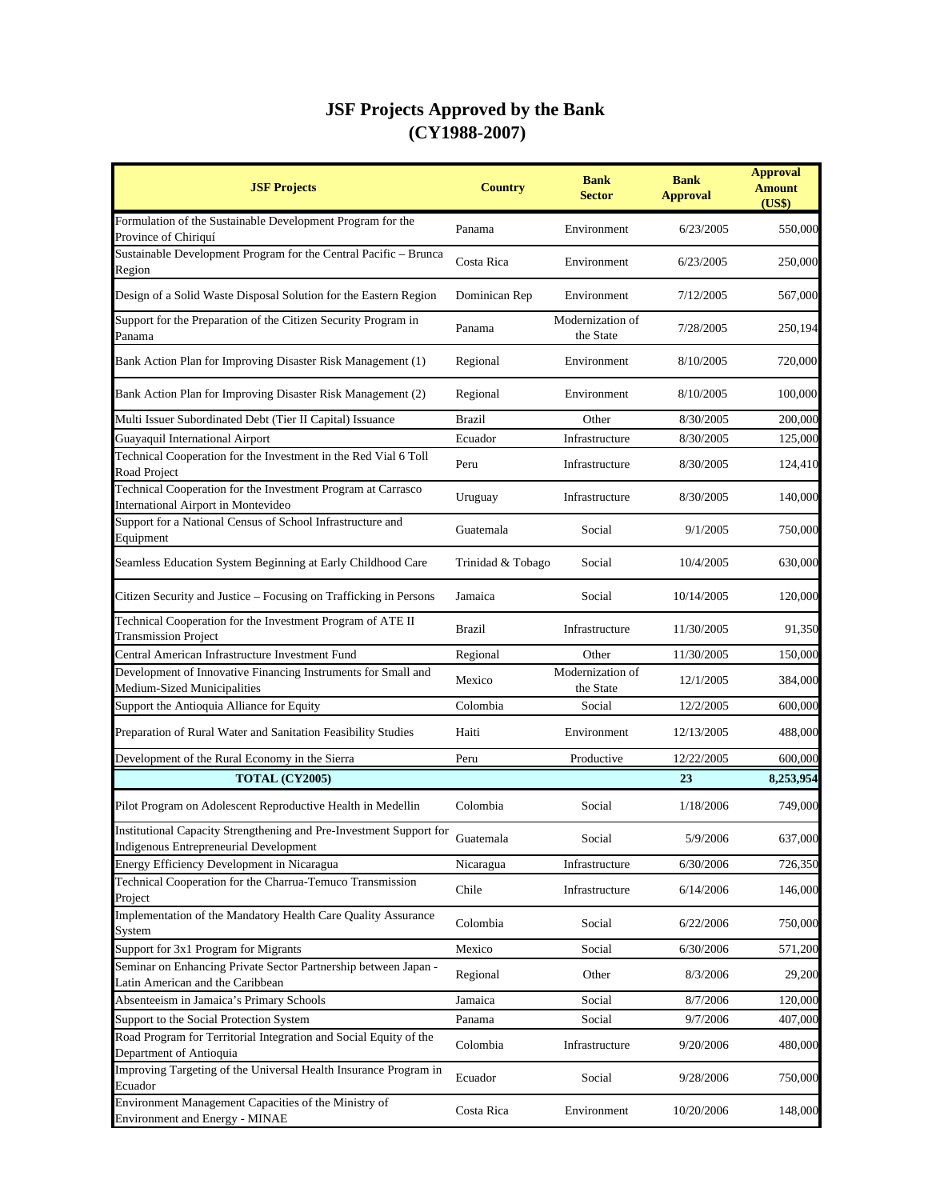# JSF Projects Approved by the Bank
## (CY1988-2007)

| JSF Projects | Country | Bank Sector | Bank Approval | Approval Amount (US$) |
|---|---|---|---|---|
| Formulation of the Sustainable Development Program for the Province of Chiriquí | Panama | Environment | 6/23/2005 | 550,000 |
| Sustainable Development Program for the Central Pacific – Brunca Region | Costa Rica | Environment | 6/23/2005 | 250,000 |
| Design of a Solid Waste Disposal Solution for the Eastern Region | Dominican Rep | Environment | 7/12/2005 | 567,000 |
| Support for the Preparation of the Citizen Security Program in Panama | Panama | Modernization of the State | 7/28/2005 | 250,194 |
| Bank Action Plan for Improving Disaster Risk Management (1) | Regional | Environment | 8/10/2005 | 720,000 |
| Bank Action Plan for Improving Disaster Risk Management (2) | Regional | Environment | 8/10/2005 | 100,000 |
| Multi Issuer Subordinated Debt (Tier II Capital) Issuance | Brazil | Other | 8/30/2005 | 200,000 |
| Guayaquil International Airport | Ecuador | Infrastructure | 8/30/2005 | 125,000 |
| Technical Cooperation for the Investment in the Red Vial 6 Toll Road Project | Peru | Infrastructure | 8/30/2005 | 124,410 |
| Technical Cooperation for the Investment Program at Carrasco International Airport in Montevideo | Uruguay | Infrastructure | 8/30/2005 | 140,000 |
| Support for a National Census of School Infrastructure and Equipment | Guatemala | Social | 9/1/2005 | 750,000 |
| Seamless Education System Beginning at Early Childhood Care | Trinidad & Tobago | Social | 10/4/2005 | 630,000 |
| Citizen Security and Justice – Focusing on Trafficking in Persons | Jamaica | Social | 10/14/2005 | 120,000 |
| Technical Cooperation for the Investment Program of ATE II Transmission Project | Brazil | Infrastructure | 11/30/2005 | 91,350 |
| Central American Infrastructure Investment Fund | Regional | Other | 11/30/2005 | 150,000 |
| Development of Innovative Financing Instruments for Small and Medium-Sized Municipalities | Mexico | Modernization of the State | 12/1/2005 | 384,000 |
| Support the Antioquia Alliance for Equity | Colombia | Social | 12/2/2005 | 600,000 |
| Preparation of Rural Water and Sanitation Feasibility Studies | Haiti | Environment | 12/13/2005 | 488,000 |
| Development of the Rural Economy in the Sierra | Peru | Productive | 12/22/2005 | 600,000 |
| **TOTAL (CY2005)** | | | **23** | **8,253,954** |
| Pilot Program on Adolescent Reproductive Health in Medellin | Colombia | Social | 1/18/2006 | 749,000 |
| Institutional Capacity Strengthening and Pre-Investment Support for Indigenous Entrepreneurial Development | Guatemala | Social | 5/9/2006 | 637,000 |
| Energy Efficiency Development in Nicaragua | Nicaragua | Infrastructure | 6/30/2006 | 726,350 |
| Technical Cooperation for the Charrua-Temuco Transmission Project | Chile | Infrastructure | 6/14/2006 | 146,000 |
| Implementation of the Mandatory Health Care Quality Assurance System | Colombia | Social | 6/22/2006 | 750,000 |
| Support for 3x1 Program for Migrants | Mexico | Social | 6/30/2006 | 571,200 |
| Seminar on Enhancing Private Sector Partnership between Japan - Latin American and the Caribbean | Regional | Other | 8/3/2006 | 29,200 |
| Absenteeism in Jamaica's Primary Schools | Jamaica | Social | 8/7/2006 | 120,000 |
| Support to the Social Protection System | Panama | Social | 9/7/2006 | 407,000 |
| Road Program for Territorial Integration and Social Equity of the Department of Antioquia | Colombia | Infrastructure | 9/20/2006 | 480,000 |
| Improving Targeting of the Universal Health Insurance Program in Ecuador | Ecuador | Social | 9/28/2006 | 750,000 |
| Environment Management Capacities of the Ministry of Environment and Energy - MINAE | Costa Rica | Environment | 10/20/2006 | 148,000 |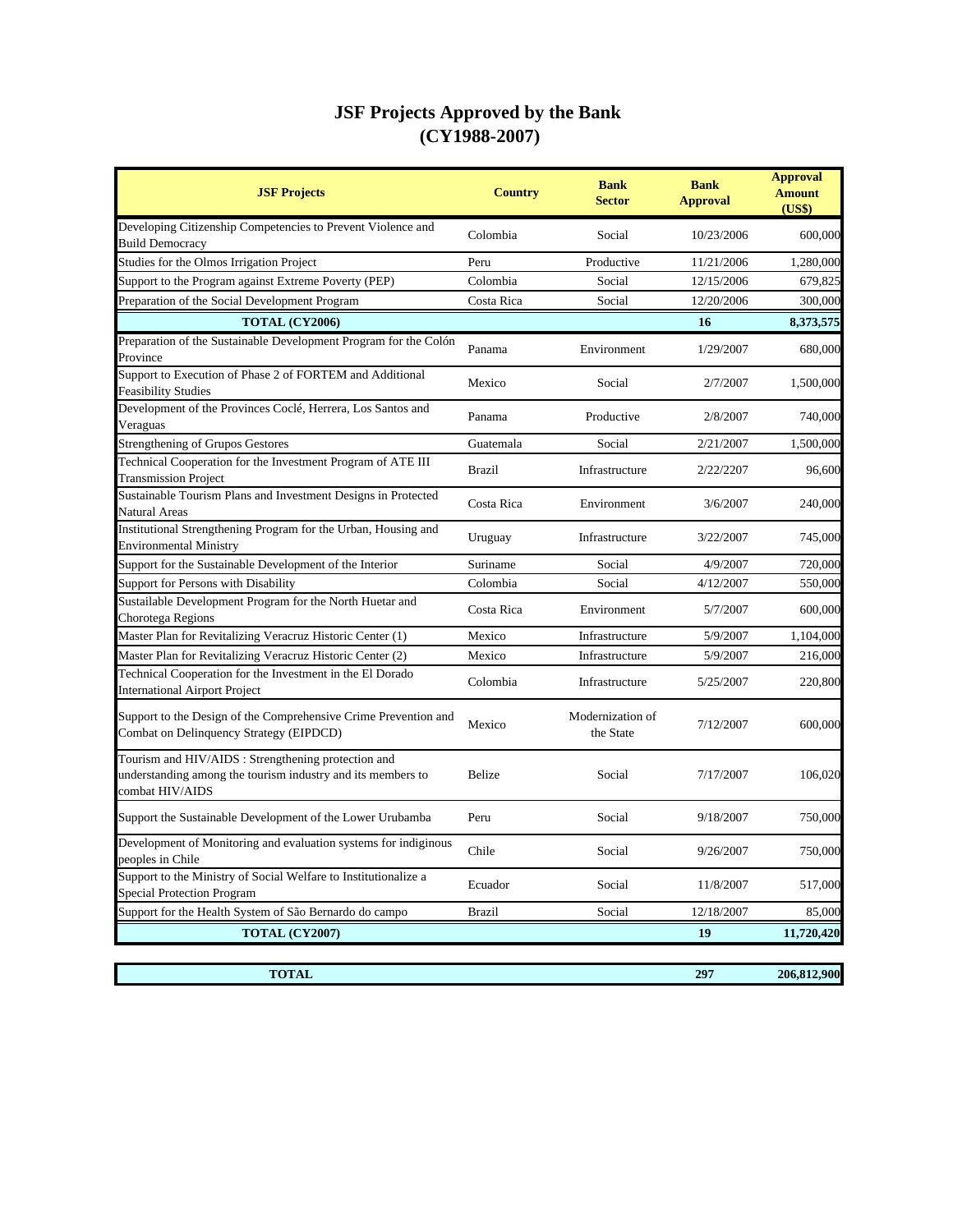# JSF Projects Approved by the Bank
# (CY1988-2007)

| JSF Projects | Country | Bank Sector | Bank Approval | Approval Amount (US$) |
|---|---|---|---|---|
| Developing Citizenship Competencies to Prevent Violence and Build Democracy | Colombia | Social | 10/23/2006 | 600,000 |
| Studies for the Olmos Irrigation Project | Peru | Productive | 11/21/2006 | 1,280,000 |
| Support to the Program against Extreme Poverty (PEP) | Colombia | Social | 12/15/2006 | 679,825 |
| Preparation of the Social Development Program | Costa Rica | Social | 12/20/2006 | 300,000 |
| **TOTAL (CY2006)** | | | **16** | **8,373,575** |
| Preparation of the Sustainable Development Program for the Colón Province | Panama | Environment | 1/29/2007 | 680,000 |
| Support to Execution of Phase 2 of FORTEM and Additional Feasibility Studies | Mexico | Social | 2/7/2007 | 1,500,000 |
| Development of the Provinces Coclé, Herrera, Los Santos and Veraguas | Panama | Productive | 2/8/2007 | 740,000 |
| Strengthening of Grupos Gestores | Guatemala | Social | 2/21/2007 | 1,500,000 |
| Technical Cooperation for the Investment Program of ATE III Transmission Project | Brazil | Infrastructure | 2/22/2207 | 96,600 |
| Sustainable Tourism Plans and Investment Designs in Protected Natural Areas | Costa Rica | Environment | 3/6/2007 | 240,000 |
| Institutional Strengthening Program for the Urban, Housing and Environmental Ministry | Uruguay | Infrastructure | 3/22/2007 | 745,000 |
| Support for the Sustainable Development of the Interior | Suriname | Social | 4/9/2007 | 720,000 |
| Support for Persons with Disability | Colombia | Social | 4/12/2007 | 550,000 |
| Sustailable Development Program for the North Huetar and Chorotega Regions | Costa Rica | Environment | 5/7/2007 | 600,000 |
| Master Plan for Revitalizing Veracruz Historic Center (1) | Mexico | Infrastructure | 5/9/2007 | 1,104,000 |
| Master Plan for Revitalizing Veracruz Historic Center (2) | Mexico | Infrastructure | 5/9/2007 | 216,000 |
| Technical Cooperation for the Investment in the El Dorado International Airport Project | Colombia | Infrastructure | 5/25/2007 | 220,800 |
| Support to the Design of the Comprehensive Crime Prevention and Combat on Delinquency Strategy (EIPDCD) | Mexico | Modernization of the State | 7/12/2007 | 600,000 |
| Tourism and HIV/AIDS : Strengthening protection and understanding among the tourism industry and its members to combat HIV/AIDS | Belize | Social | 7/17/2007 | 106,020 |
| Support the Sustainable Development of the Lower Urubamba | Peru | Social | 9/18/2007 | 750,000 |
| Development of Monitoring and evaluation systems for indiginous peoples in Chile | Chile | Social | 9/26/2007 | 750,000 |
| Support to the Ministry of Social Welfare to Institutionalize a Special Protection Program | Ecuador | Social | 11/8/2007 | 517,000 |
| Support for the Health System of São Bernardo do campo | Brazil | Social | 12/18/2007 | 85,000 |
| **TOTAL (CY2007)** | | | **19** | **11,720,420** |
| **TOTAL** | | | **297** | **206,812,900** |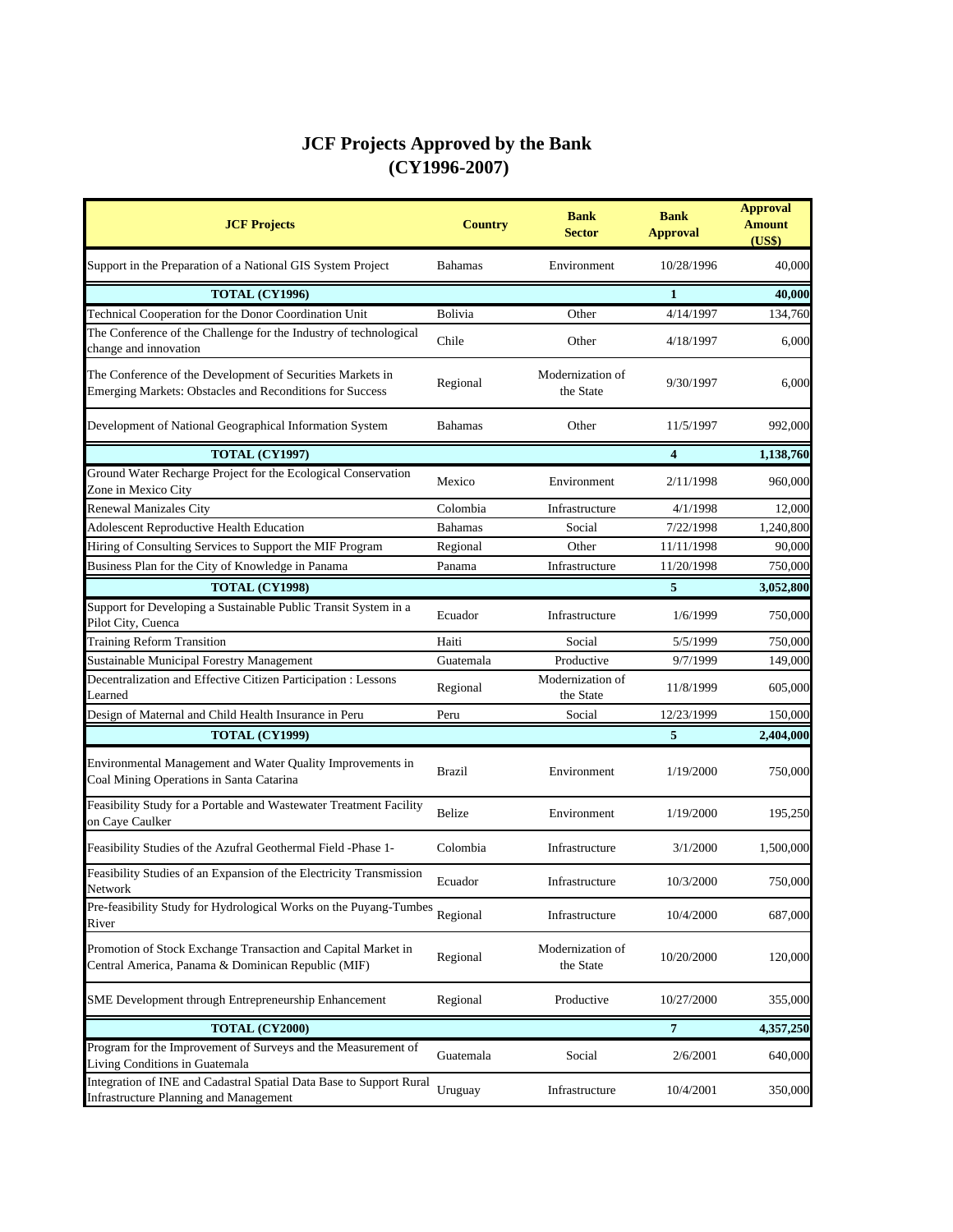# JCF Projects Approved by the Bank
# (CY1996-2007)

| JCF Projects | Country | Bank Sector | Bank Approval | Approval Amount (US$) |
|---|---|---|---|---|
| Support in the Preparation of a National GIS System Project | Bahamas | Environment | 10/28/1996 | 40,000 |
| **TOTAL (CY1996)** | | | **1** | **40,000** |
| Technical Cooperation for the Donor Coordination Unit | Bolivia | Other | 4/14/1997 | 134,760 |
| The Conference of the Challenge for the Industry of technological change and innovation | Chile | Other | 4/18/1997 | 6,000 |
| The Conference of the Development of Securities Markets in Emerging Markets: Obstacles and Reconditions for Success | Regional | Modernization of the State | 9/30/1997 | 6,000 |
| Development of National Geographical Information System | Bahamas | Other | 11/5/1997 | 992,000 |
| **TOTAL (CY1997)** | | | **4** | **1,138,760** |
| Ground Water Recharge Project for the Ecological Conservation Zone in Mexico City | Mexico | Environment | 2/11/1998 | 960,000 |
| Renewal Manizales City | Colombia | Infrastructure | 4/1/1998 | 12,000 |
| Adolescent Reproductive Health Education | Bahamas | Social | 7/22/1998 | 1,240,800 |
| Hiring of Consulting Services to Support the MIF Program | Regional | Other | 11/11/1998 | 90,000 |
| Business Plan for the City of Knowledge in Panama | Panama | Infrastructure | 11/20/1998 | 750,000 |
| **TOTAL (CY1998)** | | | **5** | **3,052,800** |
| Support for Developing a Sustainable Public Transit System in a Pilot City, Cuenca | Ecuador | Infrastructure | 1/6/1999 | 750,000 |
| Training Reform Transition | Haiti | Social | 5/5/1999 | 750,000 |
| Sustainable Municipal Forestry Management | Guatemala | Productive | 9/7/1999 | 149,000 |
| Decentralization and Effective Citizen Participation : Lessons Learned | Regional | Modernization of the State | 11/8/1999 | 605,000 |
| Design of Maternal and Child Health Insurance in Peru | Peru | Social | 12/23/1999 | 150,000 |
| **TOTAL (CY1999)** | | | **5** | **2,404,000** |
| Environmental Management and Water Quality Improvements in Coal Mining Operations in Santa Catarina | Brazil | Environment | 1/19/2000 | 750,000 |
| Feasibility Study for a Portable and Wastewater Treatment Facility on Caye Caulker | Belize | Environment | 1/19/2000 | 195,250 |
| Feasibility Studies of the Azufral Geothermal Field -Phase 1- | Colombia | Infrastructure | 3/1/2000 | 1,500,000 |
| Feasibility Studies of an Expansion of the Electricity Transmission Network | Ecuador | Infrastructure | 10/3/2000 | 750,000 |
| Pre-feasibility Study for Hydrological Works on the Puyang-Tumbes River | Regional | Infrastructure | 10/4/2000 | 687,000 |
| Promotion of Stock Exchange Transaction and Capital Market in Central America, Panama & Dominican Republic (MIF) | Regional | Modernization of the State | 10/20/2000 | 120,000 |
| SME Development through Entrepreneurship Enhancement | Regional | Productive | 10/27/2000 | 355,000 |
| **TOTAL (CY2000)** | | | **7** | **4,357,250** |
| Program for the Improvement of Surveys and the Measurement of Living Conditions in Guatemala | Guatemala | Social | 2/6/2001 | 640,000 |
| Integration of INE and Cadastral Spatial Data Base to Support Rural Infrastructure Planning and Management | Uruguay | Infrastructure | 10/4/2001 | 350,000 |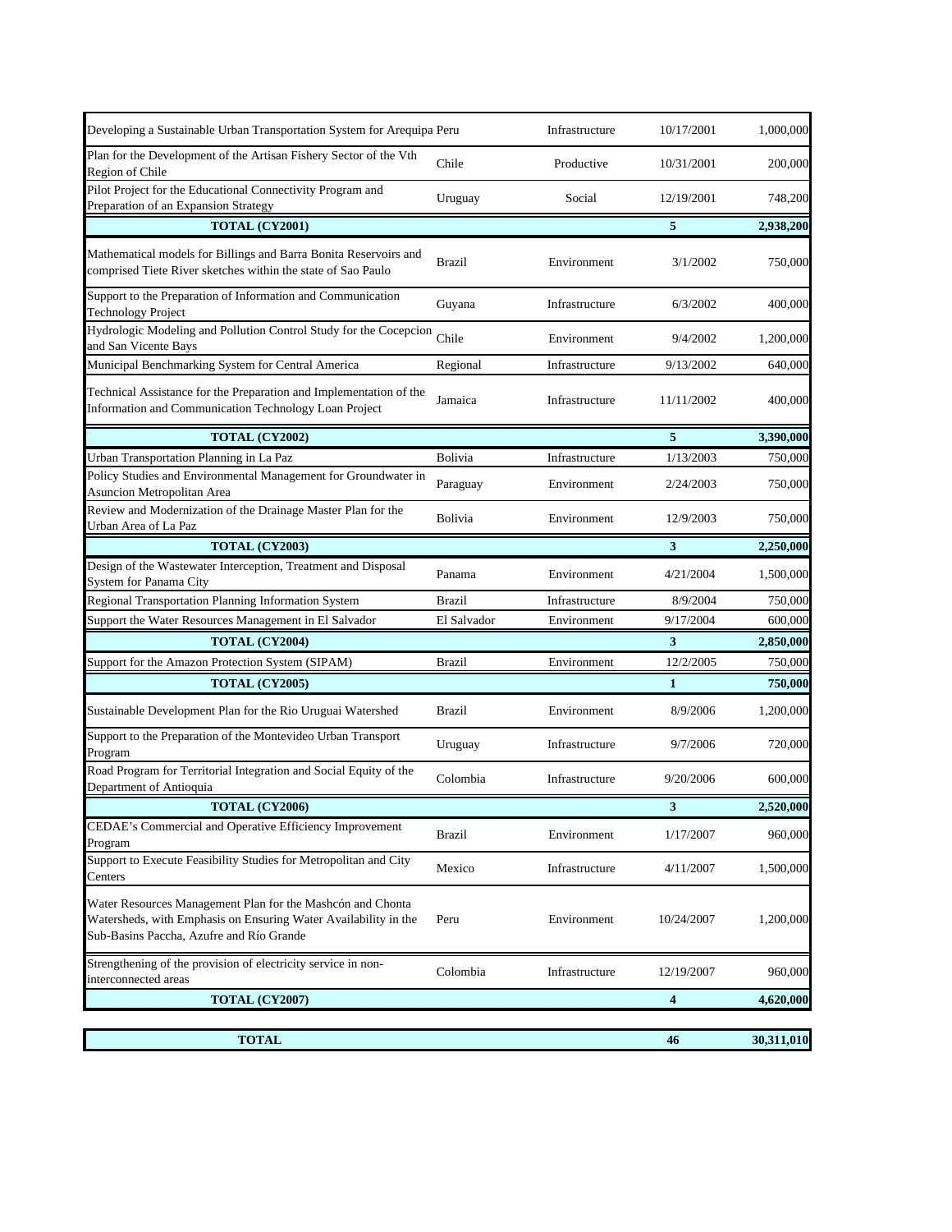| | | | | |
|---|---|---|---|---|
| Developing a Sustainable Urban Transportation System for Arequipa | Peru | Infrastructure | 10/17/2001 | 1,000,000 |
| Plan for the Development of the Artisan Fishery Sector of the Vth Region of Chile | Chile | Productive | 10/31/2001 | 200,000 |
| Pilot Project for the Educational Connectivity Program and Preparation of an Expansion Strategy | Uruguay | Social | 12/19/2001 | 748,200 |
| **TOTAL (CY2001)** | | | **5** | **2,938,200** |
| Mathematical models for Billings and Barra Bonita Reservoirs and comprised Tiete River sketches within the state of Sao Paulo | Brazil | Environment | 3/1/2002 | 750,000 |
| Support to the Preparation of Information and Communication Technology Project | Guyana | Infrastructure | 6/3/2002 | 400,000 |
| Hydrologic Modeling and Pollution Control Study for the Cocepcion and San Vicente Bays | Chile | Environment | 9/4/2002 | 1,200,000 |
| Municipal Benchmarking System for Central America | Regional | Infrastructure | 9/13/2002 | 640,000 |
| Technical Assistance for the Preparation and Implementation of the Information and Communication Technology Loan Project | Jamaica | Infrastructure | 11/11/2002 | 400,000 |
| **TOTAL (CY2002)** | | | **5** | **3,390,000** |
| Urban Transportation Planning in La Paz | Bolivia | Infrastructure | 1/13/2003 | 750,000 |
| Policy Studies and Environmental Management for Groundwater in Asuncion Metropolitan Area | Paraguay | Environment | 2/24/2003 | 750,000 |
| Review and Modernization of the Drainage Master Plan for the Urban Area of La Paz | Bolivia | Environment | 12/9/2003 | 750,000 |
| **TOTAL (CY2003)** | | | **3** | **2,250,000** |
| Design of the Wastewater Interception, Treatment and Disposal System for Panama City | Panama | Environment | 4/21/2004 | 1,500,000 |
| Regional Transportation Planning Information System | Brazil | Infrastructure | 8/9/2004 | 750,000 |
| Support the Water Resources Management in El Salvador | El Salvador | Environment | 9/17/2004 | 600,000 |
| **TOTAL (CY2004)** | | | **3** | **2,850,000** |
| Support for the Amazon Protection System (SIPAM) | Brazil | Environment | 12/2/2005 | 750,000 |
| **TOTAL (CY2005)** | | | **1** | **750,000** |
| Sustainable Development Plan for the Rio Uruguai Watershed | Brazil | Environment | 8/9/2006 | 1,200,000 |
| Support to the Preparation of the Montevideo Urban Transport Program | Uruguay | Infrastructure | 9/7/2006 | 720,000 |
| Road Program for Territorial Integration and Social Equity of the Department of Antioquia | Colombia | Infrastructure | 9/20/2006 | 600,000 |
| **TOTAL (CY2006)** | | | **3** | **2,520,000** |
| CEDAE's Commercial and Operative Efficiency Improvement Program | Brazil | Environment | 1/17/2007 | 960,000 |
| Support to Execute Feasibility Studies for Metropolitan and City Centers | Mexico | Infrastructure | 4/11/2007 | 1,500,000 |
| Water Resources Management Plan for the Mashcón and Chonta Watersheds, with Emphasis on Ensuring Water Availability in the Sub-Basins Paccha, Azufre and Río Grande | Peru | Environment | 10/24/2007 | 1,200,000 |
| Strengthening of the provision of electricity service in non-interconnected areas | Colombia | Infrastructure | 12/19/2007 | 960,000 |
| **TOTAL (CY2007)** | | | **4** | **4,620,000** |
| **TOTAL** | | | **46** | **30,311,010** |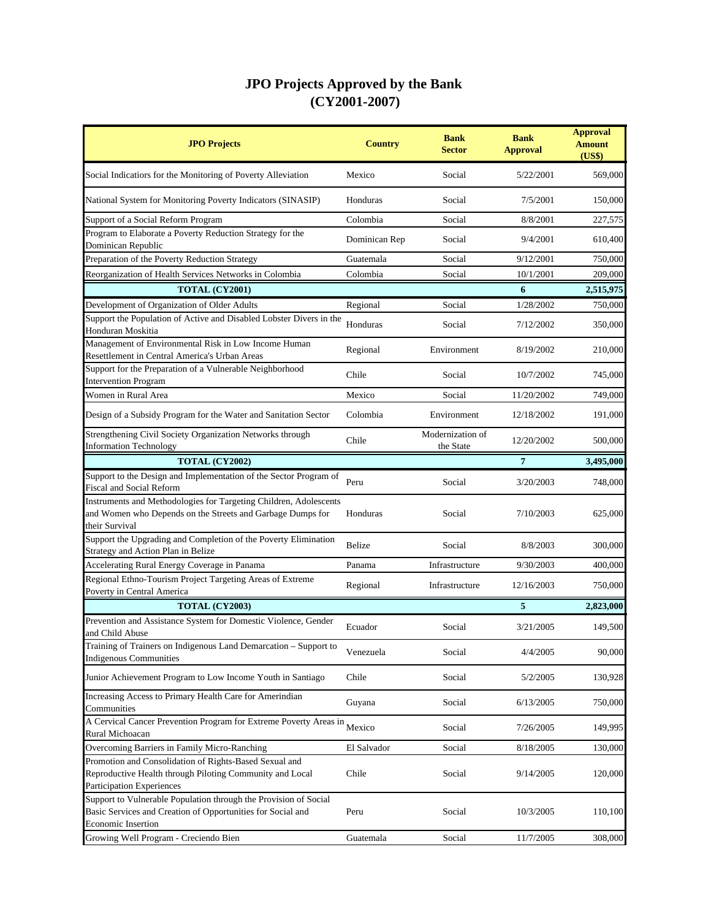# JPO Projects Approved by the Bank
# (CY2001-2007)

| JPO Projects | Country | Bank Sector | Bank Approval | Approval Amount (US$) |
|---|---|---|---|---|
| Social Indicatiors for the Monitoring of Poverty Alleviation | Mexico | Social | 5/22/2001 | 569,000 |
| National System for Monitoring Poverty Indicators (SINASIP) | Honduras | Social | 7/5/2001 | 150,000 |
| Support of a Social Reform Program | Colombia | Social | 8/8/2001 | 227,575 |
| Program to Elaborate a Poverty Reduction Strategy for the Dominican Republic | Dominican Rep | Social | 9/4/2001 | 610,400 |
| Preparation of the Poverty Reduction Strategy | Guatemala | Social | 9/12/2001 | 750,000 |
| Reorganization of Health Services Networks in Colombia | Colombia | Social | 10/1/2001 | 209,000 |
| **TOTAL (CY2001)** | | | **6** | **2,515,975** |
| Development of Organization of Older Adults | Regional | Social | 1/28/2002 | 750,000 |
| Support the Population of Active and Disabled Lobster Divers in the Honduran Moskitia | Honduras | Social | 7/12/2002 | 350,000 |
| Management of Environmental Risk in Low Income Human Resettlement in Central America's Urban Areas | Regional | Environment | 8/19/2002 | 210,000 |
| Support for the Preparation of a Vulnerable Neighborhood Intervention Program | Chile | Social | 10/7/2002 | 745,000 |
| Women in Rural Area | Mexico | Social | 11/20/2002 | 749,000 |
| Design of a Subsidy Program for the Water and Sanitation Sector | Colombia | Environment | 12/18/2002 | 191,000 |
| Strengthening Civil Society Organization Networks through Information Technology | Chile | Modernization of the State | 12/20/2002 | 500,000 |
| **TOTAL (CY2002)** | | | **7** | **3,495,000** |
| Support to the Design and Implementation of the Sector Program of Fiscal and Social Reform | Peru | Social | 3/20/2003 | 748,000 |
| Instruments and Methodologies for Targeting Children, Adolescents and Women who Depends on the Streets and Garbage Dumps for their Survival | Honduras | Social | 7/10/2003 | 625,000 |
| Support the Upgrading and Completion of the Poverty Elimination Strategy and Action Plan in Belize | Belize | Social | 8/8/2003 | 300,000 |
| Accelerating Rural Energy Coverage in Panama | Panama | Infrastructure | 9/30/2003 | 400,000 |
| Regional Ethno-Tourism Project Targeting Areas of Extreme Poverty in Central America | Regional | Infrastructure | 12/16/2003 | 750,000 |
| **TOTAL (CY2003)** | | | **5** | **2,823,000** |
| Prevention and Assistance System for Domestic Violence, Gender and Child Abuse | Ecuador | Social | 3/21/2005 | 149,500 |
| Training of Trainers on Indigenous Land Demarcation – Support to Indigenous Communities | Venezuela | Social | 4/4/2005 | 90,000 |
| Junior Achievement Program to Low Income Youth in Santiago | Chile | Social | 5/2/2005 | 130,928 |
| Increasing Access to Primary Health Care for Amerindian Communities | Guyana | Social | 6/13/2005 | 750,000 |
| A Cervical Cancer Prevention Program for Extreme Poverty Areas in Rural Michoacan | Mexico | Social | 7/26/2005 | 149,995 |
| Overcoming Barriers in Family Micro-Ranching | El Salvador | Social | 8/18/2005 | 130,000 |
| Promotion and Consolidation of Rights-Based Sexual and Reproductive Health through Piloting Community and Local Participation Experiences | Chile | Social | 9/14/2005 | 120,000 |
| Support to Vulnerable Population through the Provision of Social Basic Services and Creation of Opportunities for Social and Economic Insertion | Peru | Social | 10/3/2005 | 110,100 |
| Growing Well Program - Creciendo Bien | Guatemala | Social | 11/7/2005 | 308,000 |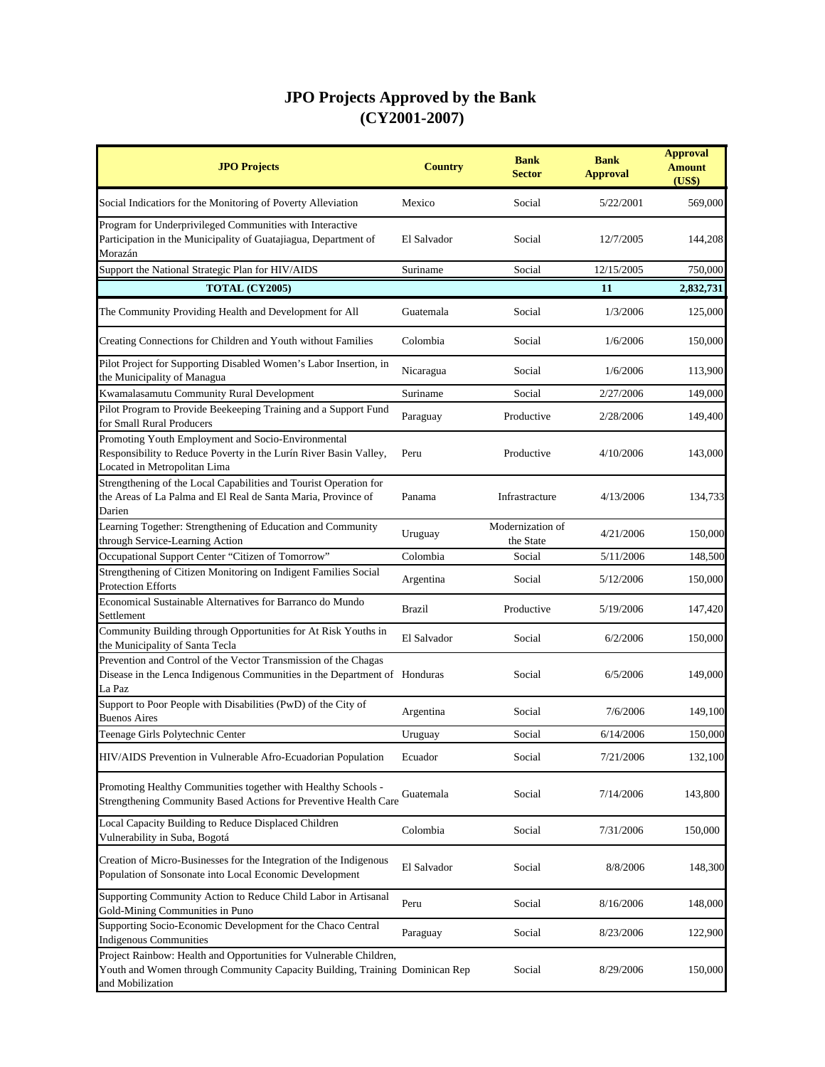# JPO Projects Approved by the Bank
# (CY2001-2007)

| JPO Projects | Country | Bank Sector | Bank Approval | Approval Amount (US$) |
|---|---|---|---|---|
| Social Indicatiors for the Monitoring of Poverty Alleviation | Mexico | Social | 5/22/2001 | 569,000 |
| Program for Underprivileged Communities with Interactive Participation in the Municipality of Guatajiagua, Department of Morazán | El Salvador | Social | 12/7/2005 | 144,208 |
| Support the National Strategic Plan for HIV/AIDS | Suriname | Social | 12/15/2005 | 750,000 |
| **TOTAL (CY2005)** | | | **11** | **2,832,731** |
| The Community Providing Health and Development for All | Guatemala | Social | 1/3/2006 | 125,000 |
| Creating Connections for Children and Youth without Families | Colombia | Social | 1/6/2006 | 150,000 |
| Pilot Project for Supporting Disabled Women's Labor Insertion, in the Municipality of Managua | Nicaragua | Social | 1/6/2006 | 113,900 |
| Kwamalasamutu Community Rural Development | Suriname | Social | 2/27/2006 | 149,000 |
| Pilot Program to Provide Beekeeping Training and a Support Fund for Small Rural Producers | Paraguay | Productive | 2/28/2006 | 149,400 |
| Promoting Youth Employment and Socio-Environmental Responsibility to Reduce Poverty in the Lurín River Basin Valley, Located in Metropolitan Lima | Peru | Productive | 4/10/2006 | 143,000 |
| Strengthening of the Local Capabilities and Tourist Operation for the Areas of La Palma and El Real de Santa Maria, Province of Darien | Panama | Infrastructure | 4/13/2006 | 134,733 |
| Learning Together: Strengthening of Education and Community through Service-Learning Action | Uruguay | Modernization of the State | 4/21/2006 | 150,000 |
| Occupational Support Center "Citizen of Tomorrow" | Colombia | Social | 5/11/2006 | 148,500 |
| Strengthening of Citizen Monitoring on Indigent Families Social Protection Efforts | Argentina | Social | 5/12/2006 | 150,000 |
| Economical Sustainable Alternatives for Barranco do Mundo Settlement | Brazil | Productive | 5/19/2006 | 147,420 |
| Community Building through Opportunities for At Risk Youths in the Municipality of Santa Tecla | El Salvador | Social | 6/2/2006 | 150,000 |
| Prevention and Control of the Vector Transmission of the Chagas Disease in the Lenca Indigenous Communities in the Department of La Paz | Honduras | Social | 6/5/2006 | 149,000 |
| Support to Poor People with Disabilities (PwD) of the City of Buenos Aires | Argentina | Social | 7/6/2006 | 149,100 |
| Teenage Girls Polytechnic Center | Uruguay | Social | 6/14/2006 | 150,000 |
| HIV/AIDS Prevention in Vulnerable Afro-Ecuadorian Population | Ecuador | Social | 7/21/2006 | 132,100 |
| Promoting Healthy Communities together with Healthy Schools - Strengthening Community Based Actions for Preventive Health Care | Guatemala | Social | 7/14/2006 | 143,800 |
| Local Capacity Building to Reduce Displaced Children Vulnerability in Suba, Bogotá | Colombia | Social | 7/31/2006 | 150,000 |
| Creation of Micro-Businesses for the Integration of the Indigenous Population of Sonsonate into Local Economic Development | El Salvador | Social | 8/8/2006 | 148,300 |
| Supporting Community Action to Reduce Child Labor in Artisanal Gold-Mining Communities in Puno | Peru | Social | 8/16/2006 | 148,000 |
| Supporting Socio-Economic Development for the Chaco Central Indigenous Communities | Paraguay | Social | 8/23/2006 | 122,900 |
| Project Rainbow: Health and Opportunities for Vulnerable Children, Youth and Women through Community Capacity Building, Training and Mobilization | Dominican Rep | Social | 8/29/2006 | 150,000 |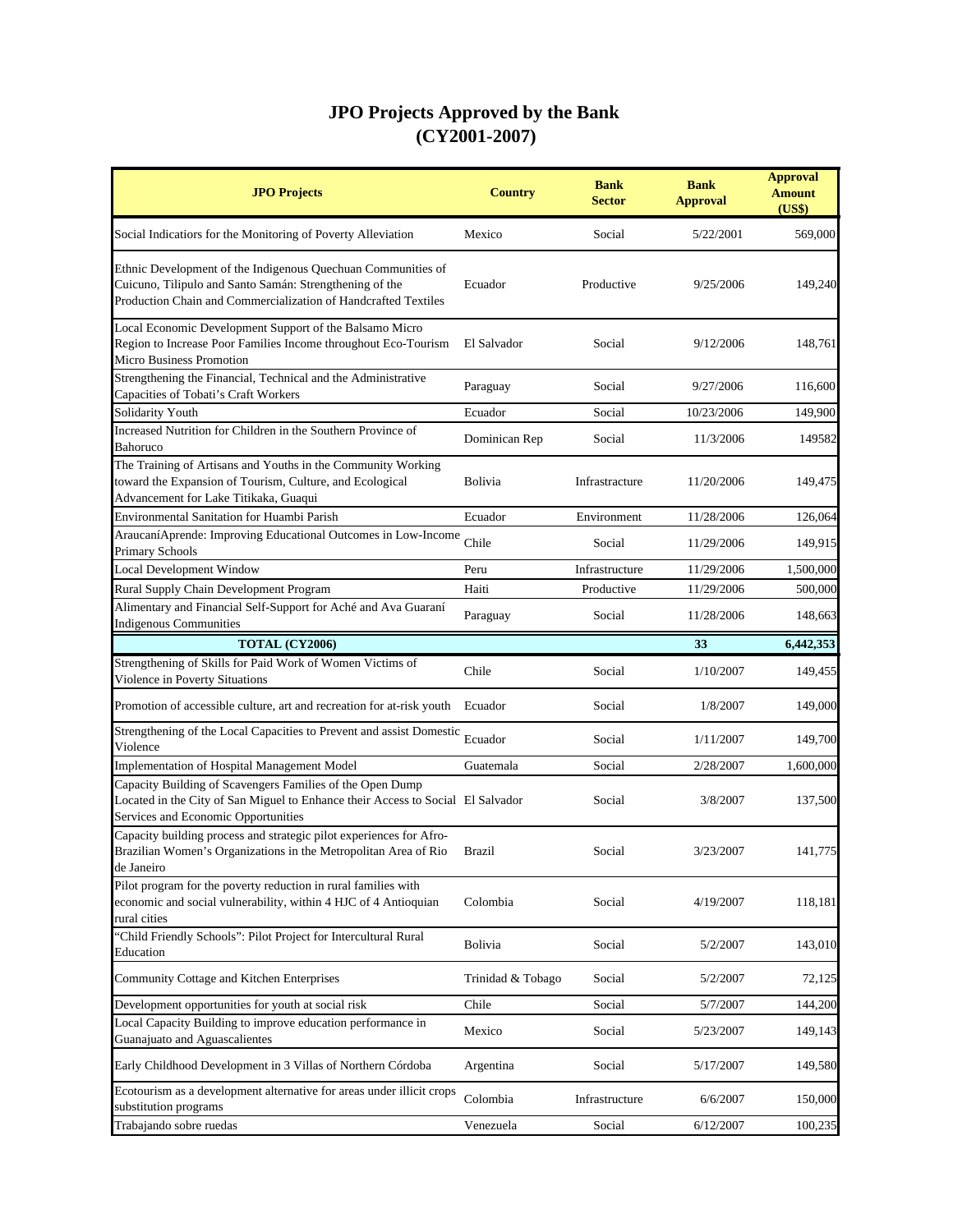# JPO Projects Approved by the Bank
# (CY2001-2007)

| JPO Projects | Country | Bank Sector | Bank Approval | Approval Amount (US$) |
|---|---|---|---|---|
| Social Indicatiors for the Monitoring of Poverty Alleviation | Mexico | Social | 5/22/2001 | 569,000 |
| Ethnic Development of the Indigenous Quechuan Communities of Cuicuno, Tilipulo and Santo Samán: Strengthening of the Production Chain and Commercialization of Handcrafted Textiles | Ecuador | Productive | 9/25/2006 | 149,240 |
| Local Economic Development Support of the Balsamo Micro Region to Increase Poor Families Income throughout Eco-Tourism Micro Business Promotion | El Salvador | Social | 9/12/2006 | 148,761 |
| Strengthening the Financial, Technical and the Administrative Capacities of Tobati's Craft Workers | Paraguay | Social | 9/27/2006 | 116,600 |
| Solidarity Youth | Ecuador | Social | 10/23/2006 | 149,900 |
| Increased Nutrition for Children in the Southern Province of Bahoruco | Dominican Rep | Social | 11/3/2006 | 149582 |
| The Training of Artisans and Youths in the Community Working toward the Expansion of Tourism, Culture, and Ecological Advancement for Lake Titikaka, Guaqui | Bolivia | Infrastructure | 11/20/2006 | 149,475 |
| Environmental Sanitation for Huambi Parish | Ecuador | Environment | 11/28/2006 | 126,064 |
| AraucaníAprende: Improving Educational Outcomes in Low-Income Primary Schools | Chile | Social | 11/29/2006 | 149,915 |
| Local Development Window | Peru | Infrastructure | 11/29/2006 | 1,500,000 |
| Rural Supply Chain Development Program | Haiti | Productive | 11/29/2006 | 500,000 |
| Alimentary and Financial Self-Support for Aché and Ava Guaraní Indigenous Communities | Paraguay | Social | 11/28/2006 | 148,663 |
| **TOTAL (CY2006)** | | | **33** | **6,442,353** |
| Strengthening of Skills for Paid Work of Women Victims of Violence in Poverty Situations | Chile | Social | 1/10/2007 | 149,455 |
| Promotion of accessible culture, art and recreation for at-risk youth | Ecuador | Social | 1/8/2007 | 149,000 |
| Strengthening of the Local Capacities to Prevent and assist Domestic Violence | Ecuador | Social | 1/11/2007 | 149,700 |
| Implementation of Hospital Management Model | Guatemala | Social | 2/28/2007 | 1,600,000 |
| Capacity Building of Scavengers Families of the Open Dump Located in the City of San Miguel to Enhance their Access to Social Services and Economic Opportunities | El Salvador | Social | 3/8/2007 | 137,500 |
| Capacity building process and strategic pilot experiences for Afro-Brazilian Women's Organizations in the Metropolitan Area of Rio de Janeiro | Brazil | Social | 3/23/2007 | 141,775 |
| Pilot program for the poverty reduction in rural families with economic and social vulnerability, within 4 HJC of 4 Antioquian rural cities | Colombia | Social | 4/19/2007 | 118,181 |
| "Child Friendly Schools": Pilot Project for Intercultural Rural Education | Bolivia | Social | 5/2/2007 | 143,010 |
| Community Cottage and Kitchen Enterprises | Trinidad & Tobago | Social | 5/2/2007 | 72,125 |
| Development opportunities for youth at social risk | Chile | Social | 5/7/2007 | 144,200 |
| Local Capacity Building to improve education performance in Guanajuato and Aguascalientes | Mexico | Social | 5/23/2007 | 149,143 |
| Early Childhood Development in 3 Villas of Northern Córdoba | Argentina | Social | 5/17/2007 | 149,580 |
| Ecotourism as a development alternative for areas under illicit crops substitution programs | Colombia | Infrastructure | 6/6/2007 | 150,000 |
| Trabajando sobre ruedas | Venezuela | Social | 6/12/2007 | 100,235 |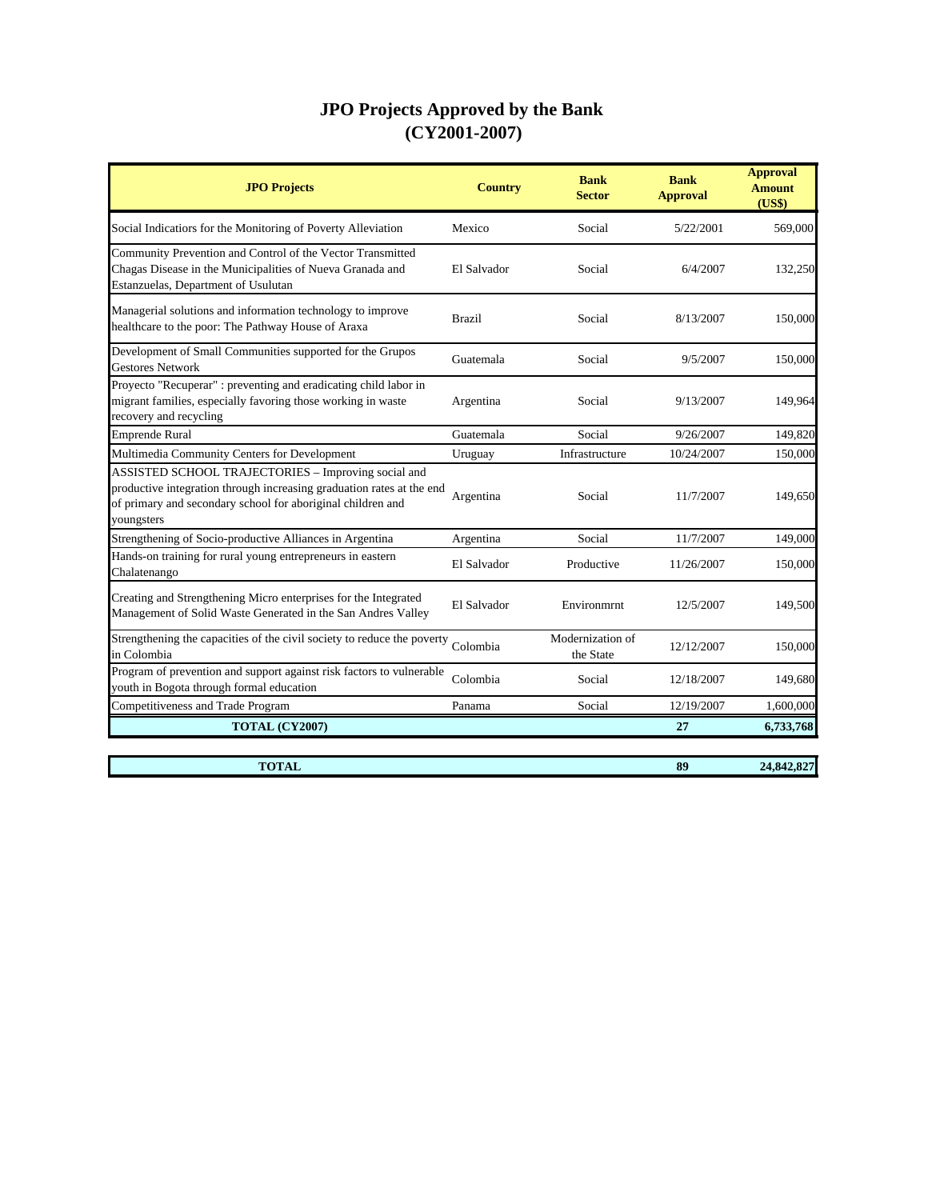# JPO Projects Approved by the Bank
## (CY2001-2007)

| JPO Projects | Country | Bank Sector | Bank Approval | Approval Amount (US$) |
|---|---|---|---|---|
| Social Indicatiors for the Monitoring of Poverty Alleviation | Mexico | Social | 5/22/2001 | 569,000 |
| Community Prevention and Control of the Vector Transmitted Chagas Disease in the Municipalities of Nueva Granada and Estanzuelas, Department of Usulutan | El Salvador | Social | 6/4/2007 | 132,250 |
| Managerial solutions and information technology to improve healthcare to the poor: The Pathway House of Araxa | Brazil | Social | 8/13/2007 | 150,000 |
| Development of Small Communities supported for the Grupos Gestores Network | Guatemala | Social | 9/5/2007 | 150,000 |
| Proyecto "Recuperar" : preventing and eradicating child labor in migrant families, especially favoring those working in waste recovery and recycling | Argentina | Social | 9/13/2007 | 149,964 |
| Emprende Rural | Guatemala | Social | 9/26/2007 | 149,820 |
| Multimedia Community Centers for Development | Uruguay | Infrastructure | 10/24/2007 | 150,000 |
| ASSISTED SCHOOL TRAJECTORIES – Improving social and productive integration through increasing graduation rates at the end of primary and secondary school for aboriginal children and youngsters | Argentina | Social | 11/7/2007 | 149,650 |
| Strengthening of Socio-productive Alliances in Argentina | Argentina | Social | 11/7/2007 | 149,000 |
| Hands-on training for rural young entrepreneurs in eastern Chalatenango | El Salvador | Productive | 11/26/2007 | 150,000 |
| Creating and Strengthening Micro enterprises for the Integrated Management of Solid Waste Generated in the San Andres Valley | El Salvador | Environmrnt | 12/5/2007 | 149,500 |
| Strengthening the capacities of the civil society to reduce the poverty in Colombia | Colombia | Modernization of the State | 12/12/2007 | 150,000 |
| Program of prevention and support against risk factors to vulnerable youth in Bogota through formal education | Colombia | Social | 12/18/2007 | 149,680 |
| Competitiveness and Trade Program | Panama | Social | 12/19/2007 | 1,600,000 |
| **TOTAL (CY2007)** | | | **27** | **6,733,768** |

| | | | | |
|---|---|---|---|---|
| **TOTAL** | | | **89** | **24,842,827** |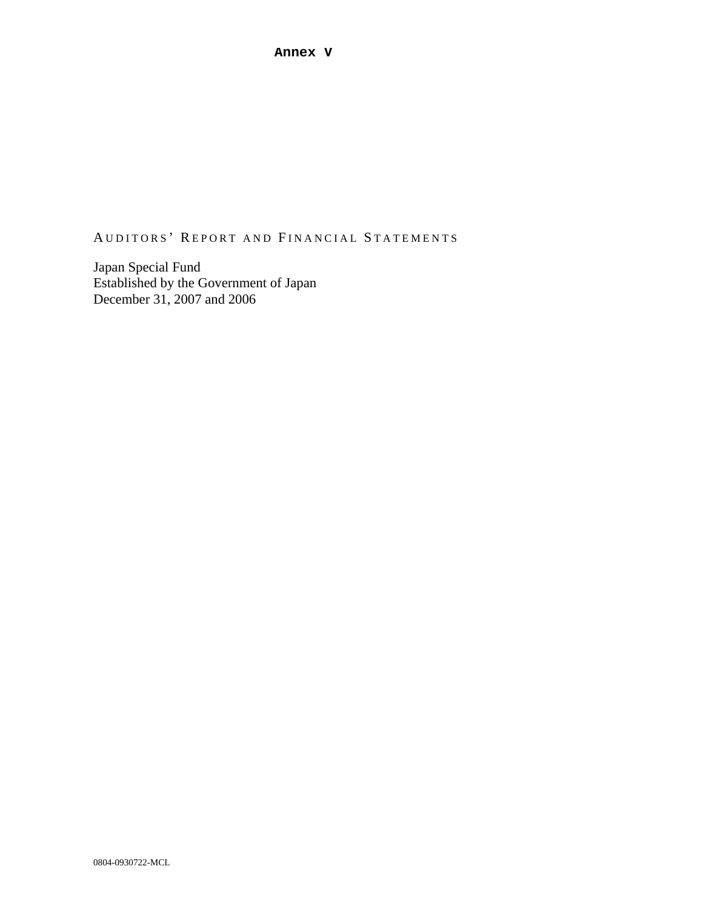**Annex V**

# AUDITORS' REPORT AND FINANCIAL STATEMENTS

Japan Special Fund
Established by the Government of Japan
December 31, 2007 and 2006

0804-0930722-MCL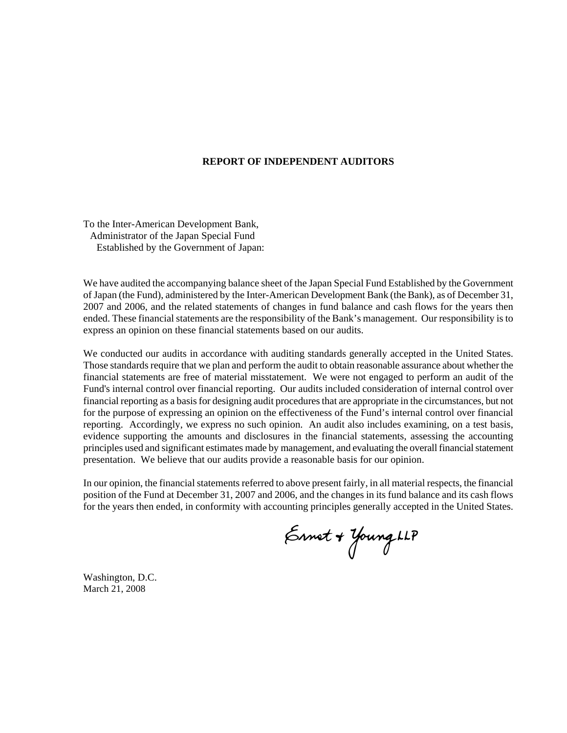## REPORT OF INDEPENDENT AUDITORS

To the Inter-American Development Bank,
Administrator of the Japan Special Fund
Established by the Government of Japan:

We have audited the accompanying balance sheet of the Japan Special Fund Established by the Government of Japan (the Fund), administered by the Inter-American Development Bank (the Bank), as of December 31, 2007 and 2006, and the related statements of changes in fund balance and cash flows for the years then ended. These financial statements are the responsibility of the Bank's management. Our responsibility is to express an opinion on these financial statements based on our audits.

We conducted our audits in accordance with auditing standards generally accepted in the United States. Those standards require that we plan and perform the audit to obtain reasonable assurance about whether the financial statements are free of material misstatement. We were not engaged to perform an audit of the Fund's internal control over financial reporting. Our audits included consideration of internal control over financial reporting as a basis for designing audit procedures that are appropriate in the circumstances, but not for the purpose of expressing an opinion on the effectiveness of the Fund's internal control over financial reporting. Accordingly, we express no such opinion. An audit also includes examining, on a test basis, evidence supporting the amounts and disclosures in the financial statements, assessing the accounting principles used and significant estimates made by management, and evaluating the overall financial statement presentation. We believe that our audits provide a reasonable basis for our opinion.

In our opinion, the financial statements referred to above present fairly, in all material respects, the financial position of the Fund at December 31, 2007 and 2006, and the changes in its fund balance and its cash flows for the years then ended, in conformity with accounting principles generally accepted in the United States.

Ernst & Young LLP

Washington, D.C.
March 21, 2008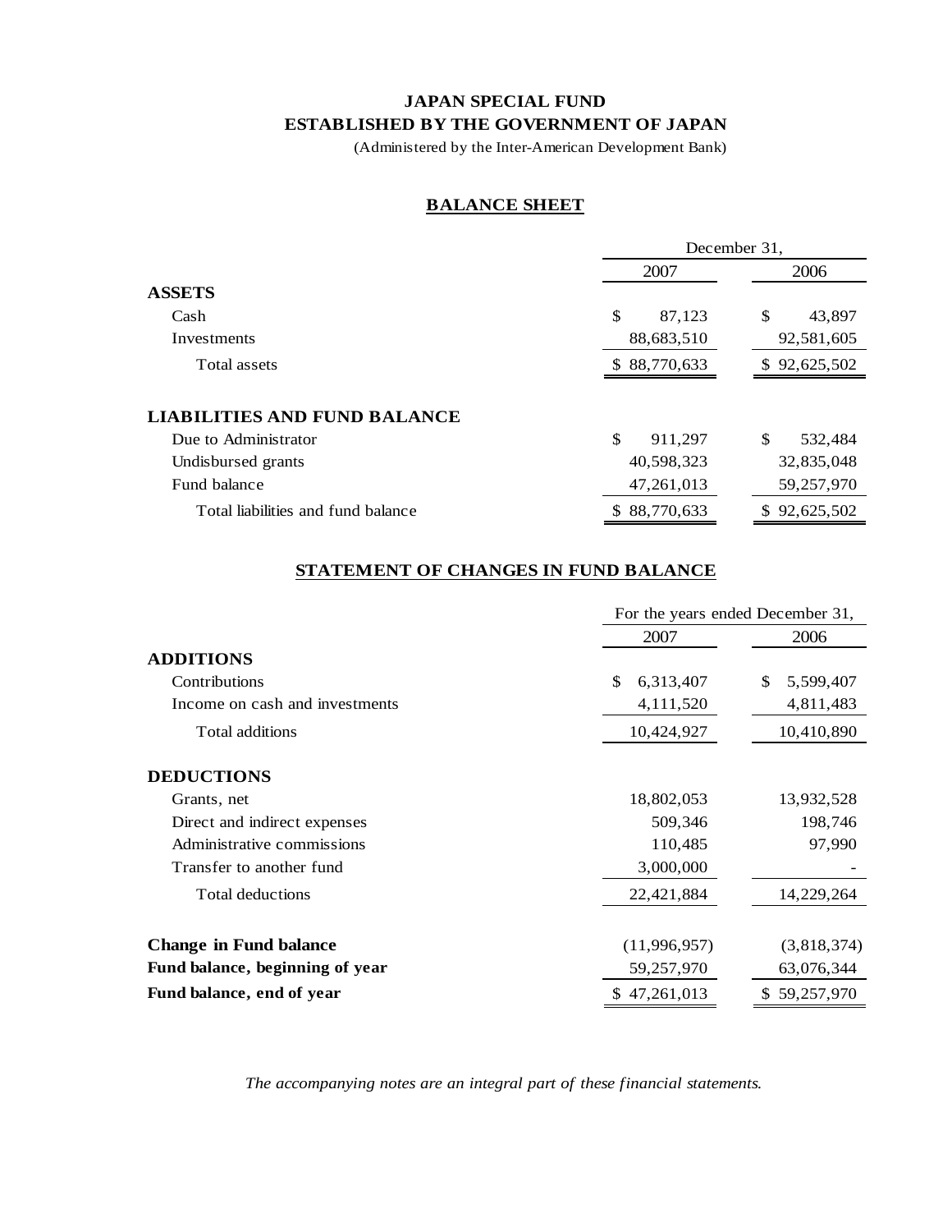**JAPAN SPECIAL FUND**
**ESTABLISHED BY THE GOVERNMENT OF JAPAN**
(Administered by the Inter-American Development Bank)

## BALANCE SHEET

| | December 31, 2007 | December 31, 2006 |
|---|---|---|
| **ASSETS** | | |
| Cash | $ 87,123 | $ 43,897 |
| Investments | 88,683,510 | 92,581,605 |
| Total assets | $ 88,770,633 | $ 92,625,502 |
| | | |
| **LIABILITIES AND FUND BALANCE** | | |
| Due to Administrator | $ 911,297 | $ 532,484 |
| Undisbursed grants | 40,598,323 | 32,835,048 |
| Fund balance | 47,261,013 | 59,257,970 |
| Total liabilities and fund balance | $ 88,770,633 | $ 92,625,502 |

## STATEMENT OF CHANGES IN FUND BALANCE

| | For the years ended December 31, 2007 | For the years ended December 31, 2006 |
|---|---|---|
| **ADDITIONS** | | |
| Contributions | $ 6,313,407 | $ 5,599,407 |
| Income on cash and investments | 4,111,520 | 4,811,483 |
| Total additions | 10,424,927 | 10,410,890 |
| | | |
| **DEDUCTIONS** | | |
| Grants, net | 18,802,053 | 13,932,528 |
| Direct and indirect expenses | 509,346 | 198,746 |
| Administrative commissions | 110,485 | 97,990 |
| Transfer to another fund | 3,000,000 | - |
| Total deductions | 22,421,884 | 14,229,264 |
| | | |
| **Change in Fund balance** | (11,996,957) | (3,818,374) |
| **Fund balance, beginning of year** | 59,257,970 | 63,076,344 |
| **Fund balance, end of year** | $ 47,261,013 | $ 59,257,970 |

*The accompanying notes are an integral part of these financial statements.*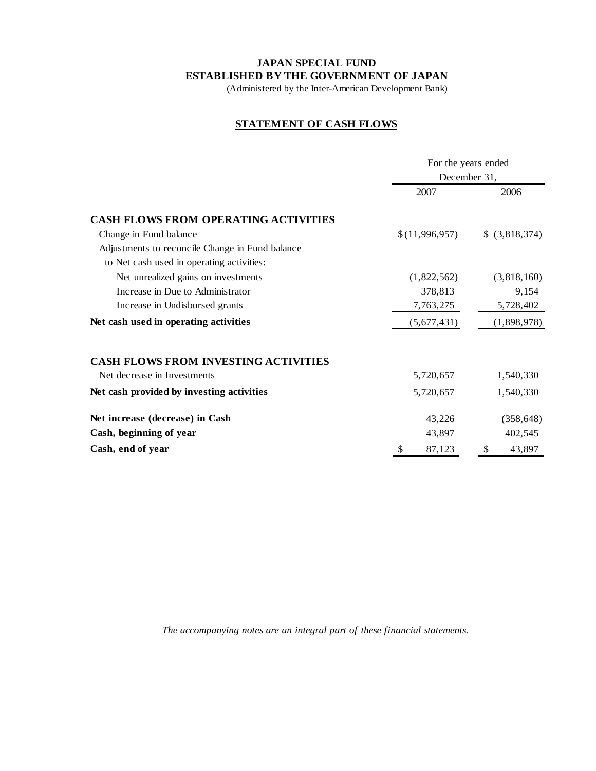**JAPAN SPECIAL FUND**
**ESTABLISHED BY THE GOVERNMENT OF JAPAN**
(Administered by the Inter-American Development Bank)

## STATEMENT OF CASH FLOWS

| | For the years ended December 31, | |
|---|---|---|
| | 2007 | 2006 |
| **CASH FLOWS FROM OPERATING ACTIVITIES** | | |
| Change in Fund balance | $(11,996,957) | $ (3,818,374) |
| Adjustments to reconcile Change in Fund balance to Net cash used in operating activities: | | |
| Net unrealized gains on investments | (1,822,562) | (3,818,160) |
| Increase in Due to Administrator | 378,813 | 9,154 |
| Increase in Undisbursed grants | 7,763,275 | 5,728,402 |
| **Net cash used in operating activities** | (5,677,431) | (1,898,978) |
| **CASH FLOWS FROM INVESTING ACTIVITIES** | | |
| Net decrease in Investments | 5,720,657 | 1,540,330 |
| **Net cash provided by investing activities** | 5,720,657 | 1,540,330 |
| **Net increase (decrease) in Cash** | 43,226 | (358,648) |
| **Cash, beginning of year** | 43,897 | 402,545 |
| **Cash, end of year** | $ 87,123 | $ 43,897 |

*The accompanying notes are an integral part of these financial statements.*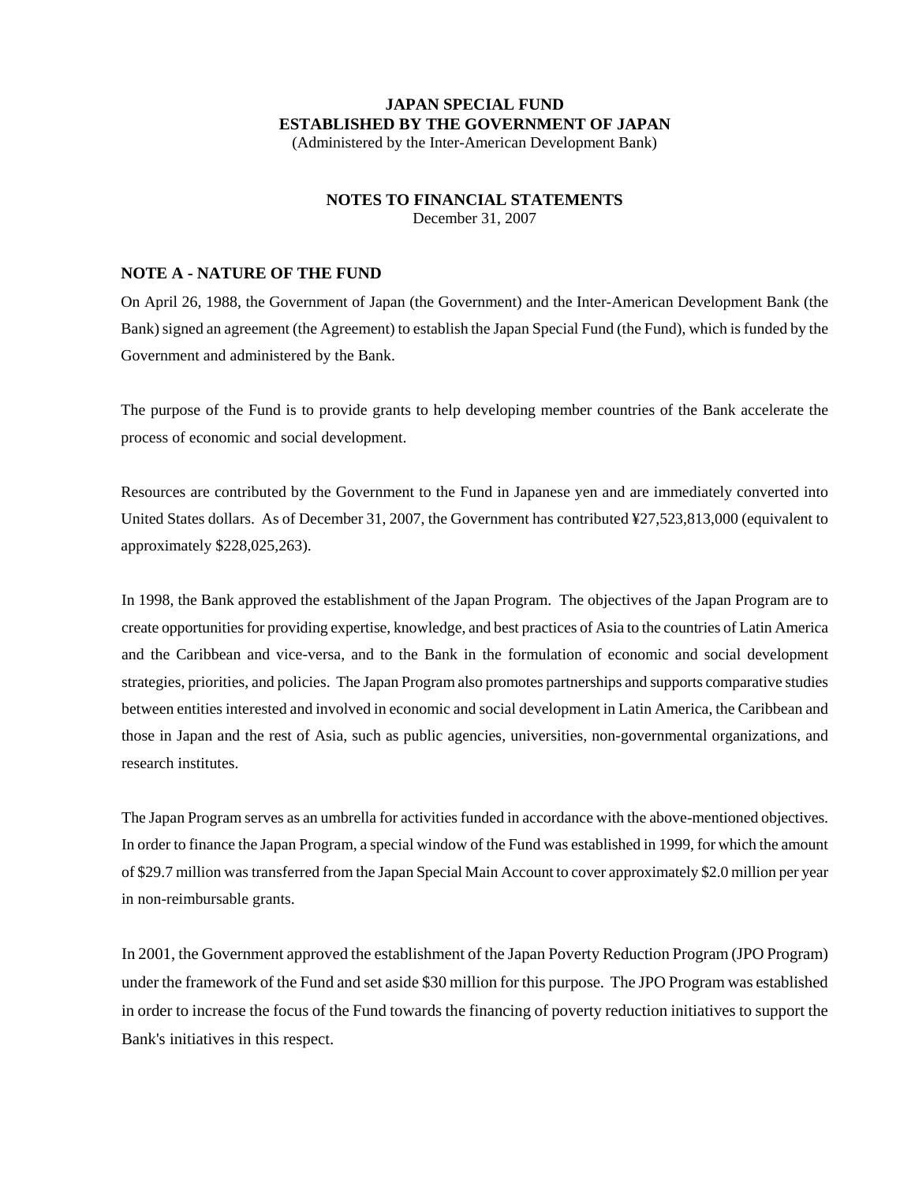**JAPAN SPECIAL FUND**
**ESTABLISHED BY THE GOVERNMENT OF JAPAN**
(Administered by the Inter-American Development Bank)

**NOTES TO FINANCIAL STATEMENTS**
December 31, 2007

## NOTE A - NATURE OF THE FUND

On April 26, 1988, the Government of Japan (the Government) and the Inter-American Development Bank (the Bank) signed an agreement (the Agreement) to establish the Japan Special Fund (the Fund), which is funded by the Government and administered by the Bank.

The purpose of the Fund is to provide grants to help developing member countries of the Bank accelerate the process of economic and social development.

Resources are contributed by the Government to the Fund in Japanese yen and are immediately converted into United States dollars. As of December 31, 2007, the Government has contributed ¥27,523,813,000 (equivalent to approximately $228,025,263).

In 1998, the Bank approved the establishment of the Japan Program. The objectives of the Japan Program are to create opportunities for providing expertise, knowledge, and best practices of Asia to the countries of Latin America and the Caribbean and vice-versa, and to the Bank in the formulation of economic and social development strategies, priorities, and policies. The Japan Program also promotes partnerships and supports comparative studies between entities interested and involved in economic and social development in Latin America, the Caribbean and those in Japan and the rest of Asia, such as public agencies, universities, non-governmental organizations, and research institutes.

The Japan Program serves as an umbrella for activities funded in accordance with the above-mentioned objectives. In order to finance the Japan Program, a special window of the Fund was established in 1999, for which the amount of $29.7 million was transferred from the Japan Special Main Account to cover approximately $2.0 million per year in non-reimbursable grants.

In 2001, the Government approved the establishment of the Japan Poverty Reduction Program (JPO Program) under the framework of the Fund and set aside $30 million for this purpose. The JPO Program was established in order to increase the focus of the Fund towards the financing of poverty reduction initiatives to support the Bank's initiatives in this respect.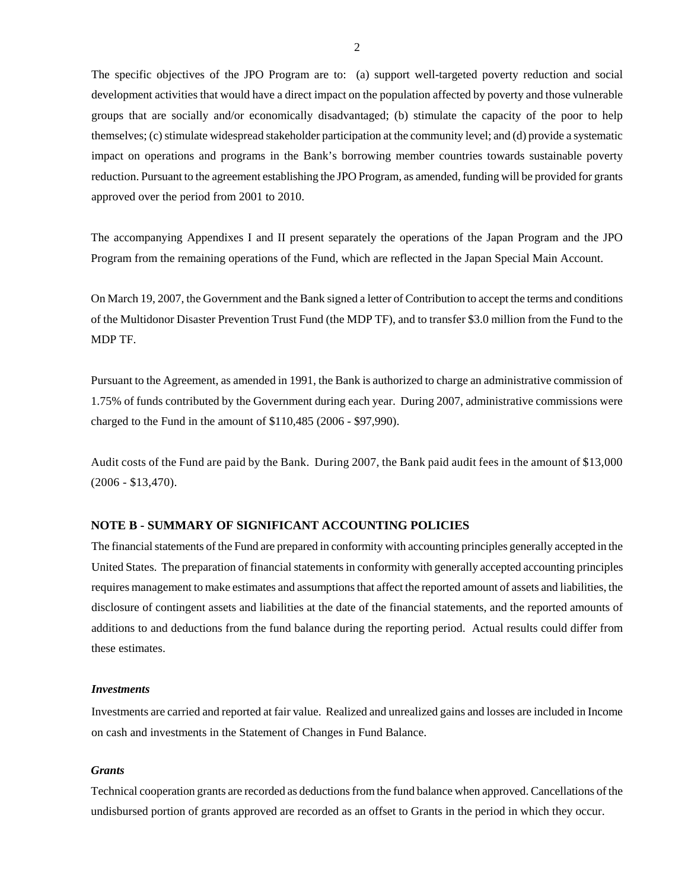The specific objectives of the JPO Program are to: (a) support well-targeted poverty reduction and social development activities that would have a direct impact on the population affected by poverty and those vulnerable groups that are socially and/or economically disadvantaged; (b) stimulate the capacity of the poor to help themselves; (c) stimulate widespread stakeholder participation at the community level; and (d) provide a systematic impact on operations and programs in the Bank's borrowing member countries towards sustainable poverty reduction. Pursuant to the agreement establishing the JPO Program, as amended, funding will be provided for grants approved over the period from 2001 to 2010.

The accompanying Appendixes I and II present separately the operations of the Japan Program and the JPO Program from the remaining operations of the Fund, which are reflected in the Japan Special Main Account.

On March 19, 2007, the Government and the Bank signed a letter of Contribution to accept the terms and conditions of the Multidonor Disaster Prevention Trust Fund (the MDP TF), and to transfer $3.0 million from the Fund to the MDP TF.

Pursuant to the Agreement, as amended in 1991, the Bank is authorized to charge an administrative commission of 1.75% of funds contributed by the Government during each year. During 2007, administrative commissions were charged to the Fund in the amount of $110,485 (2006 - $97,990).

Audit costs of the Fund are paid by the Bank. During 2007, the Bank paid audit fees in the amount of $13,000 (2006 - $13,470).

## NOTE B - SUMMARY OF SIGNIFICANT ACCOUNTING POLICIES

The financial statements of the Fund are prepared in conformity with accounting principles generally accepted in the United States. The preparation of financial statements in conformity with generally accepted accounting principles requires management to make estimates and assumptions that affect the reported amount of assets and liabilities, the disclosure of contingent assets and liabilities at the date of the financial statements, and the reported amounts of additions to and deductions from the fund balance during the reporting period. Actual results could differ from these estimates.

***Investments***

Investments are carried and reported at fair value. Realized and unrealized gains and losses are included in Income on cash and investments in the Statement of Changes in Fund Balance.

***Grants***

Technical cooperation grants are recorded as deductions from the fund balance when approved. Cancellations of the undisbursed portion of grants approved are recorded as an offset to Grants in the period in which they occur.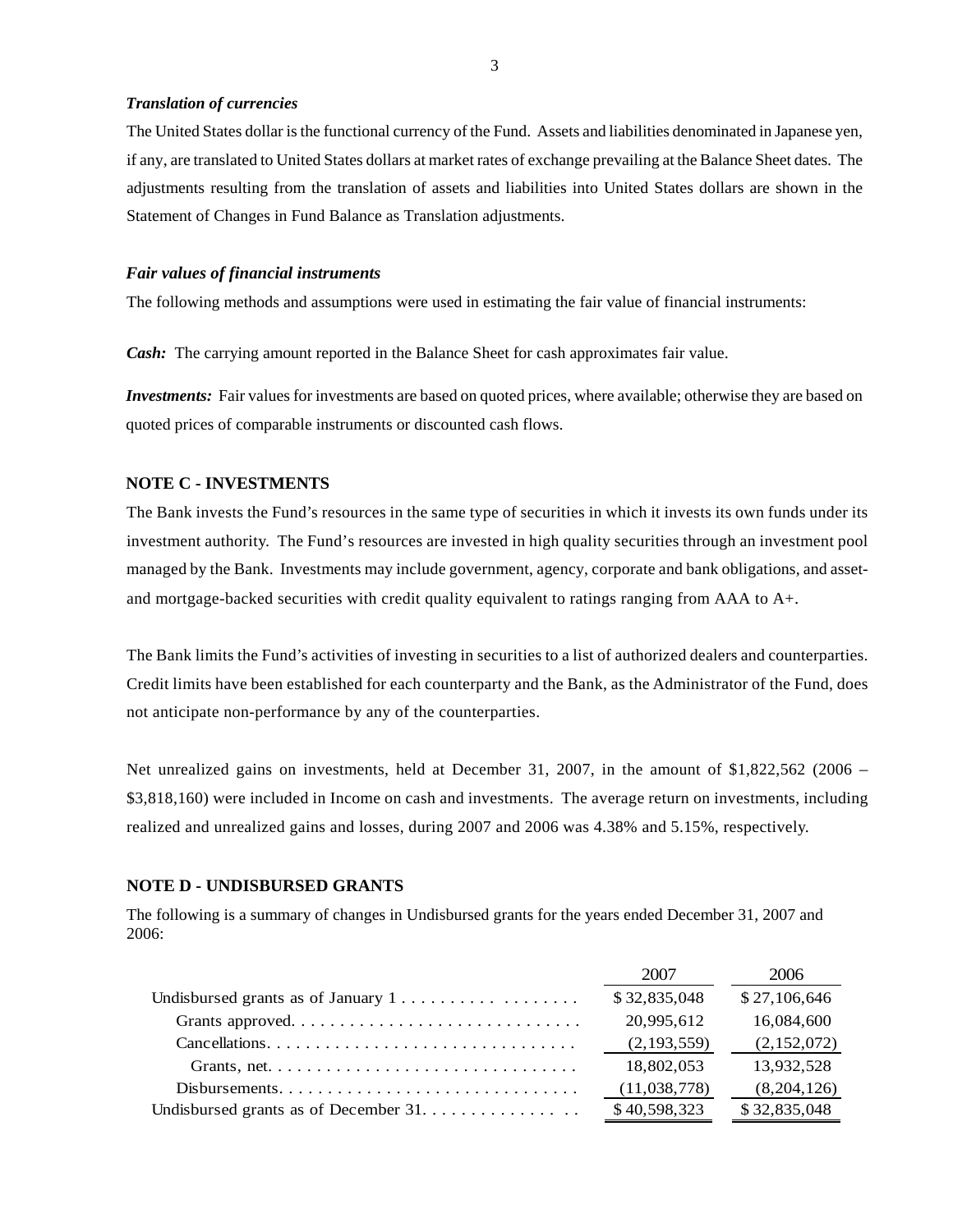### *Translation of currencies*

The United States dollar is the functional currency of the Fund. Assets and liabilities denominated in Japanese yen, if any, are translated to United States dollars at market rates of exchange prevailing at the Balance Sheet dates. The adjustments resulting from the translation of assets and liabilities into United States dollars are shown in the Statement of Changes in Fund Balance as Translation adjustments.

### *Fair values of financial instruments*

The following methods and assumptions were used in estimating the fair value of financial instruments:

***Cash:*** The carrying amount reported in the Balance Sheet for cash approximates fair value.

***Investments:*** Fair values for investments are based on quoted prices, where available; otherwise they are based on quoted prices of comparable instruments or discounted cash flows.

## NOTE C - INVESTMENTS

The Bank invests the Fund's resources in the same type of securities in which it invests its own funds under its investment authority. The Fund's resources are invested in high quality securities through an investment pool managed by the Bank. Investments may include government, agency, corporate and bank obligations, and asset- and mortgage-backed securities with credit quality equivalent to ratings ranging from AAA to A+.

The Bank limits the Fund's activities of investing in securities to a list of authorized dealers and counterparties. Credit limits have been established for each counterparty and the Bank, as the Administrator of the Fund, does not anticipate non-performance by any of the counterparties.

Net unrealized gains on investments, held at December 31, 2007, in the amount of $1,822,562 (2006 – $3,818,160) were included in Income on cash and investments. The average return on investments, including realized and unrealized gains and losses, during 2007 and 2006 was 4.38% and 5.15%, respectively.

## NOTE D - UNDISBURSED GRANTS

The following is a summary of changes in Undisbursed grants for the years ended December 31, 2007 and 2006:

| | 2007 | 2006 |
|---|---|---|
| Undisbursed grants as of January 1 | $ 32,835,048 | $ 27,106,646 |
| Grants approved | 20,995,612 | 16,084,600 |
| Cancellations | (2,193,559) | (2,152,072) |
| Grants, net | 18,802,053 | 13,932,528 |
| Disbursements | (11,038,778) | (8,204,126) |
| Undisbursed grants as of December 31 | $ 40,598,323 | $ 32,835,048 |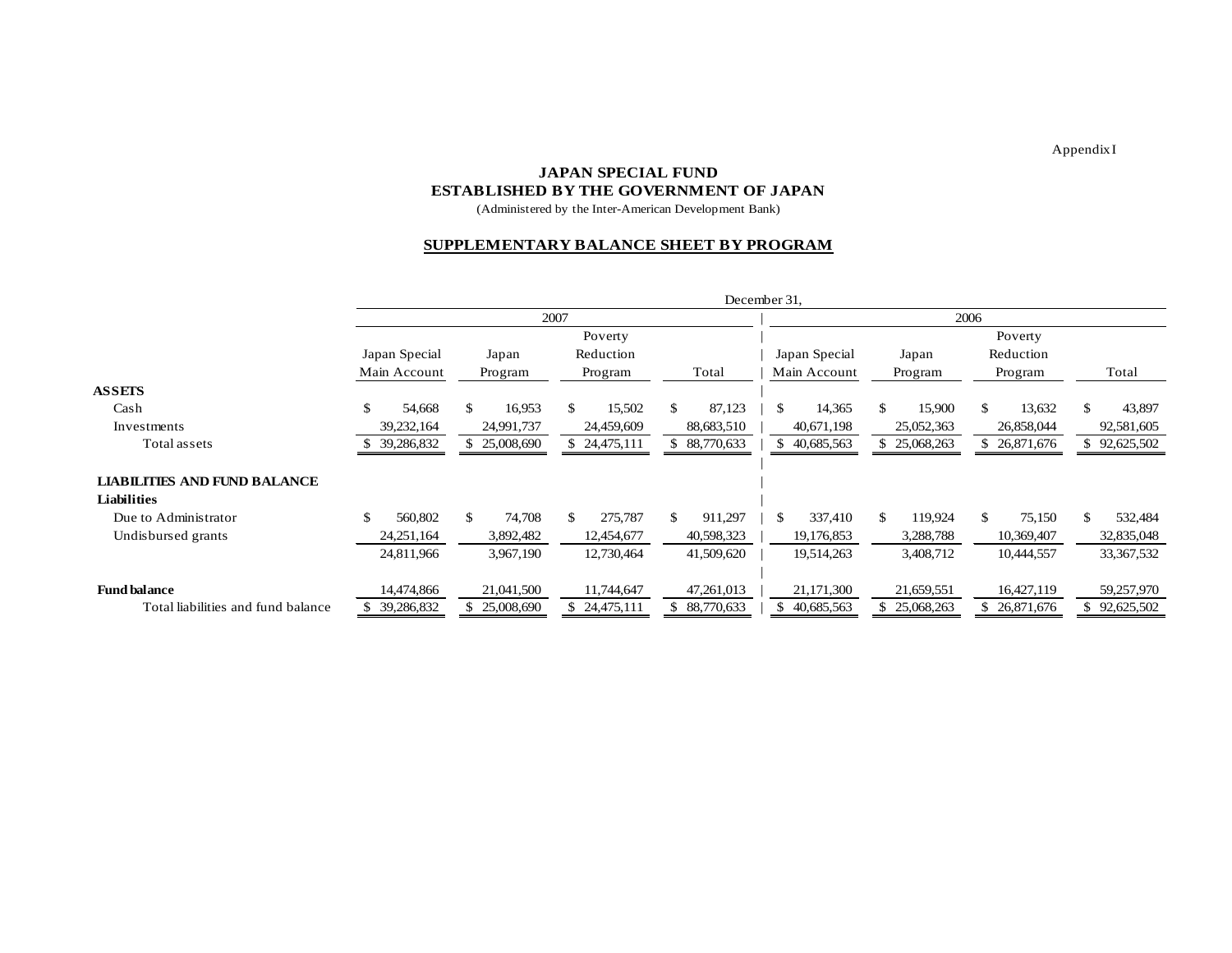Appendix I

# JAPAN SPECIAL FUND
## ESTABLISHED BY THE GOVERNMENT OF JAPAN

(Administered by the Inter-American Development Bank)

## SUPPLEMENTARY BALANCE SHEET BY PROGRAM

| | December 31, | | | | | | | |
|---|---|---|---|---|---|---|---|---|
| | 2007 | | | | 2006 | | | |
| | Japan Special Main Account | Japan Program | Poverty Reduction Program | Total | Japan Special Main Account | Japan Program | Poverty Reduction Program | Total |
| **ASSETS** | | | | | | | | |
| Cash | $ 54,668 | $ 16,953 | $ 15,502 | $ 87,123 | $ 14,365 | $ 15,900 | $ 13,632 | $ 43,897 |
| Investments | 39,232,164 | 24,991,737 | 24,459,609 | 88,683,510 | 40,671,198 | 25,052,363 | 26,858,044 | 92,581,605 |
| Total assets | $ 39,286,832 | $ 25,008,690 | $ 24,475,111 | $ 88,770,633 | $ 40,685,563 | $ 25,068,263 | $ 26,871,676 | $ 92,625,502 |
| **LIABILITIES AND FUND BALANCE** | | | | | | | | |
| **Liabilities** | | | | | | | | |
| Due to Administrator | $ 560,802 | $ 74,708 | $ 275,787 | $ 911,297 | $ 337,410 | $ 119,924 | $ 75,150 | $ 532,484 |
| Undisbursed grants | 24,251,164 | 3,892,482 | 12,454,677 | 40,598,323 | 19,176,853 | 3,288,788 | 10,369,407 | 32,835,048 |
| | 24,811,966 | 3,967,190 | 12,730,464 | 41,509,620 | 19,514,263 | 3,408,712 | 10,444,557 | 33,367,532 |
| **Fund balance** | 14,474,866 | 21,041,500 | 11,744,647 | 47,261,013 | 21,171,300 | 21,659,551 | 16,427,119 | 59,257,970 |
| Total liabilities and fund balance | $ 39,286,832 | $ 25,008,690 | $ 24,475,111 | $ 88,770,633 | $ 40,685,563 | $ 25,068,263 | $ 26,871,676 | $ 92,625,502 |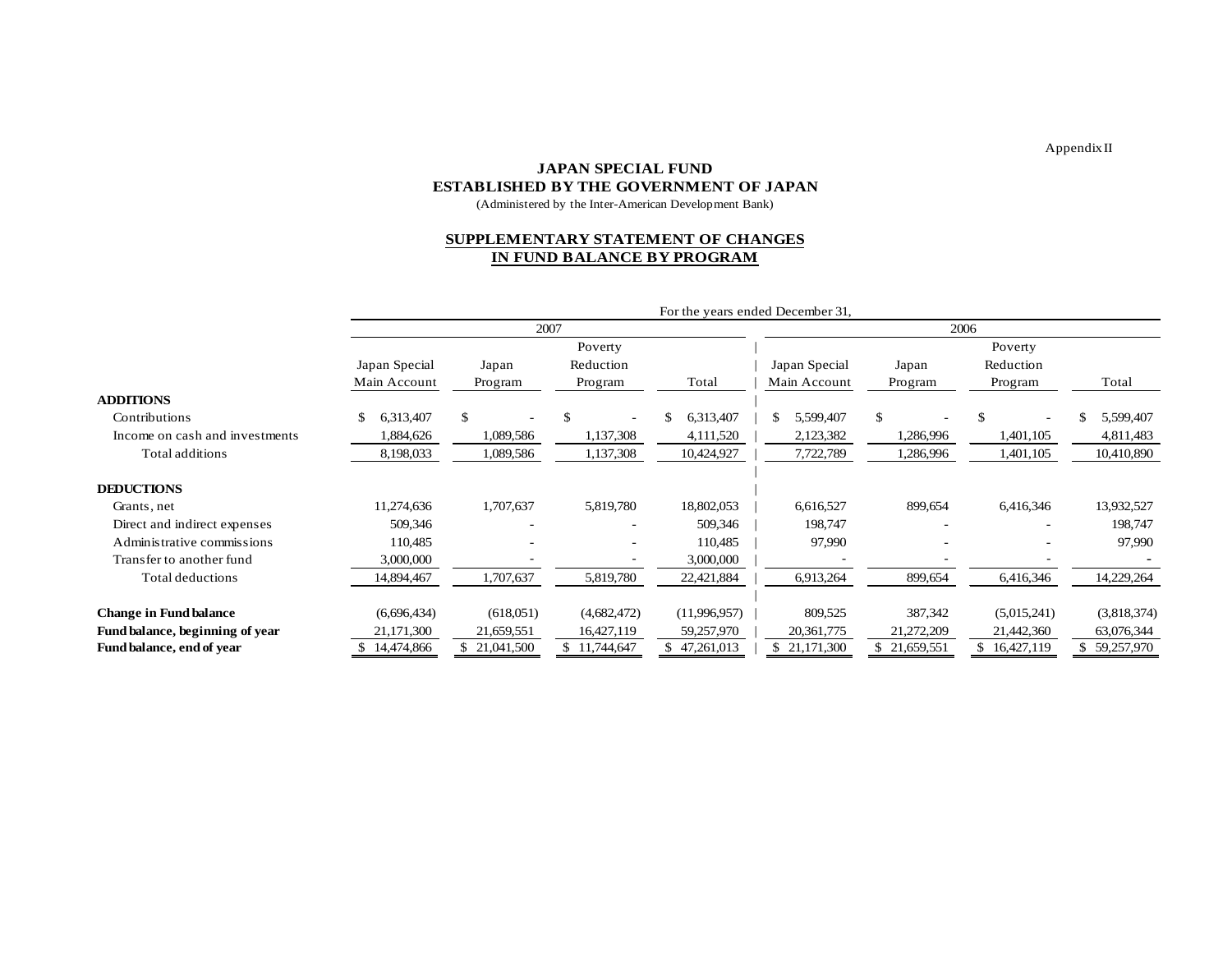Appendix II

**JAPAN SPECIAL FUND**
**ESTABLISHED BY THE GOVERNMENT OF JAPAN**
(Administered by the Inter-American Development Bank)

**SUPPLEMENTARY STATEMENT OF CHANGES IN FUND BALANCE BY PROGRAM**

| | For the years ended December 31, | | | | | | | |
|---|---|---|---|---|---|---|---|---|
| | 2007 | | | | 2006 | | | |
| | Japan Special Main Account | Japan Program | Poverty Reduction Program | Total | Japan Special Main Account | Japan Program | Poverty Reduction Program | Total |
| **ADDITIONS** | | | | | | | | |
| Contributions | $ 6,313,407 | $ - | $ - | $ 6,313,407 | $ 5,599,407 | $ - | $ - | $ 5,599,407 |
| Income on cash and investments | 1,884,626 | 1,089,586 | 1,137,308 | 4,111,520 | 2,123,382 | 1,286,996 | 1,401,105 | 4,811,483 |
| Total additions | 8,198,033 | 1,089,586 | 1,137,308 | 10,424,927 | 7,722,789 | 1,286,996 | 1,401,105 | 10,410,890 |
| **DEDUCTIONS** | | | | | | | | |
| Grants, net | 11,274,636 | 1,707,637 | 5,819,780 | 18,802,053 | 6,616,527 | 899,654 | 6,416,346 | 13,932,527 |
| Direct and indirect expenses | 509,346 | - | - | 509,346 | 198,747 | - | - | 198,747 |
| Administrative commissions | 110,485 | - | - | 110,485 | 97,990 | - | - | 97,990 |
| Transfer to another fund | 3,000,000 | - | - | 3,000,000 | - | - | - | - |
| Total deductions | 14,894,467 | 1,707,637 | 5,819,780 | 22,421,884 | 6,913,264 | 899,654 | 6,416,346 | 14,229,264 |
| **Change in Fund balance** | (6,696,434) | (618,051) | (4,682,472) | (11,996,957) | 809,525 | 387,342 | (5,015,241) | (3,818,374) |
| **Fund balance, beginning of year** | 21,171,300 | 21,659,551 | 16,427,119 | 59,257,970 | 20,361,775 | 21,272,209 | 21,442,360 | 63,076,344 |
| **Fund balance, end of year** | $ 14,474,866 | $ 21,041,500 | $ 11,744,647 | $ 47,261,013 | $ 21,171,300 | $ 21,659,551 | $ 16,427,119 | $ 59,257,970 |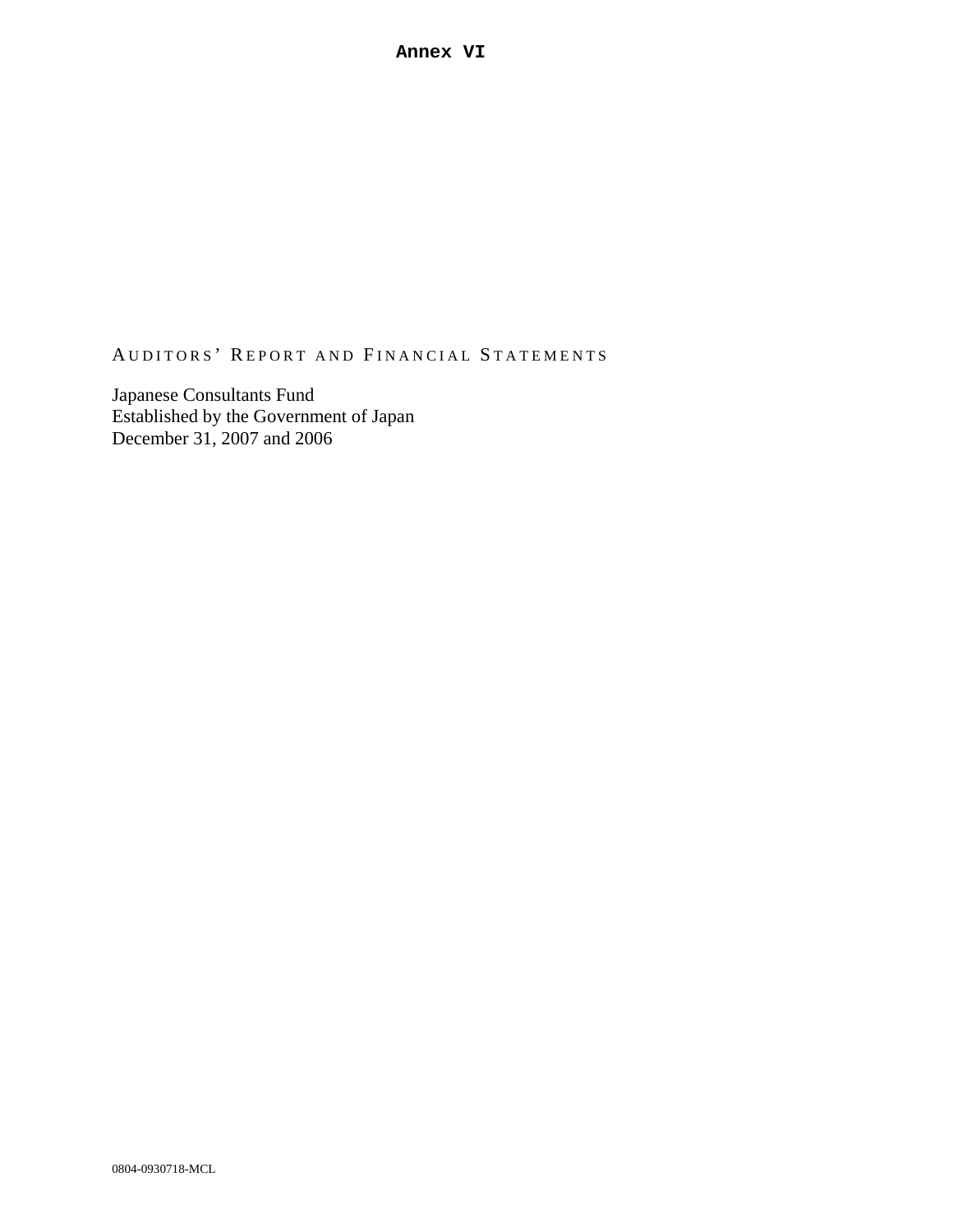**Annex VI**

# AUDITORS' REPORT AND FINANCIAL STATEMENTS

Japanese Consultants Fund
Established by the Government of Japan
December 31, 2007 and 2006

0804-0930718-MCL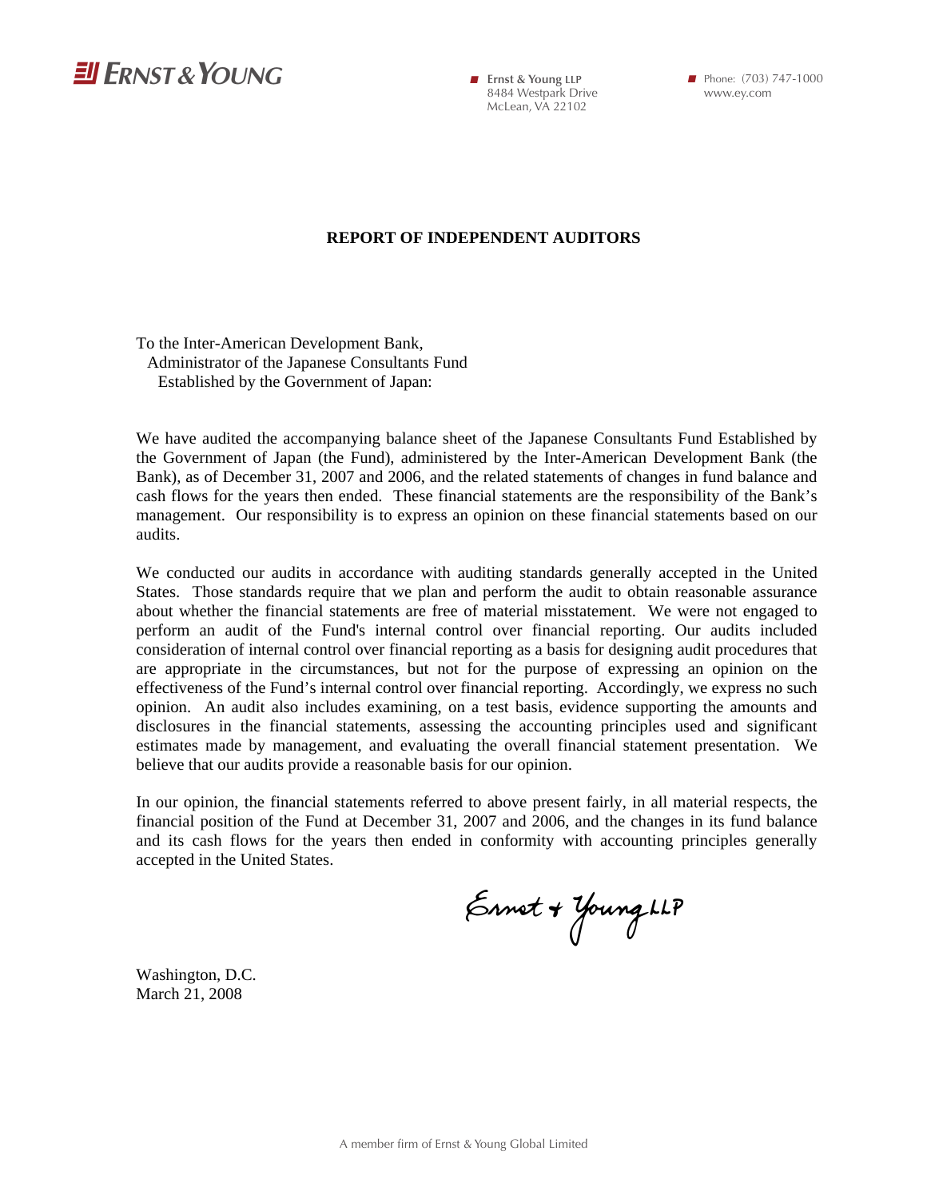**ERNST & YOUNG**

**Ernst & Young LLP**
8484 Westpark Drive
McLean, VA 22102

Phone: (703) 747-1000
www.ey.com

## REPORT OF INDEPENDENT AUDITORS

To the Inter-American Development Bank,
Administrator of the Japanese Consultants Fund
Established by the Government of Japan:

We have audited the accompanying balance sheet of the Japanese Consultants Fund Established by the Government of Japan (the Fund), administered by the Inter-American Development Bank (the Bank), as of December 31, 2007 and 2006, and the related statements of changes in fund balance and cash flows for the years then ended. These financial statements are the responsibility of the Bank's management. Our responsibility is to express an opinion on these financial statements based on our audits.

We conducted our audits in accordance with auditing standards generally accepted in the United States. Those standards require that we plan and perform the audit to obtain reasonable assurance about whether the financial statements are free of material misstatement. We were not engaged to perform an audit of the Fund's internal control over financial reporting. Our audits included consideration of internal control over financial reporting as a basis for designing audit procedures that are appropriate in the circumstances, but not for the purpose of expressing an opinion on the effectiveness of the Fund's internal control over financial reporting. Accordingly, we express no such opinion. An audit also includes examining, on a test basis, evidence supporting the amounts and disclosures in the financial statements, assessing the accounting principles used and significant estimates made by management, and evaluating the overall financial statement presentation. We believe that our audits provide a reasonable basis for our opinion.

In our opinion, the financial statements referred to above present fairly, in all material respects, the financial position of the Fund at December 31, 2007 and 2006, and the changes in its fund balance and its cash flows for the years then ended in conformity with accounting principles generally accepted in the United States.

Ernst & Young LLP

Washington, D.C.
March 21, 2008

A member firm of Ernst & Young Global Limited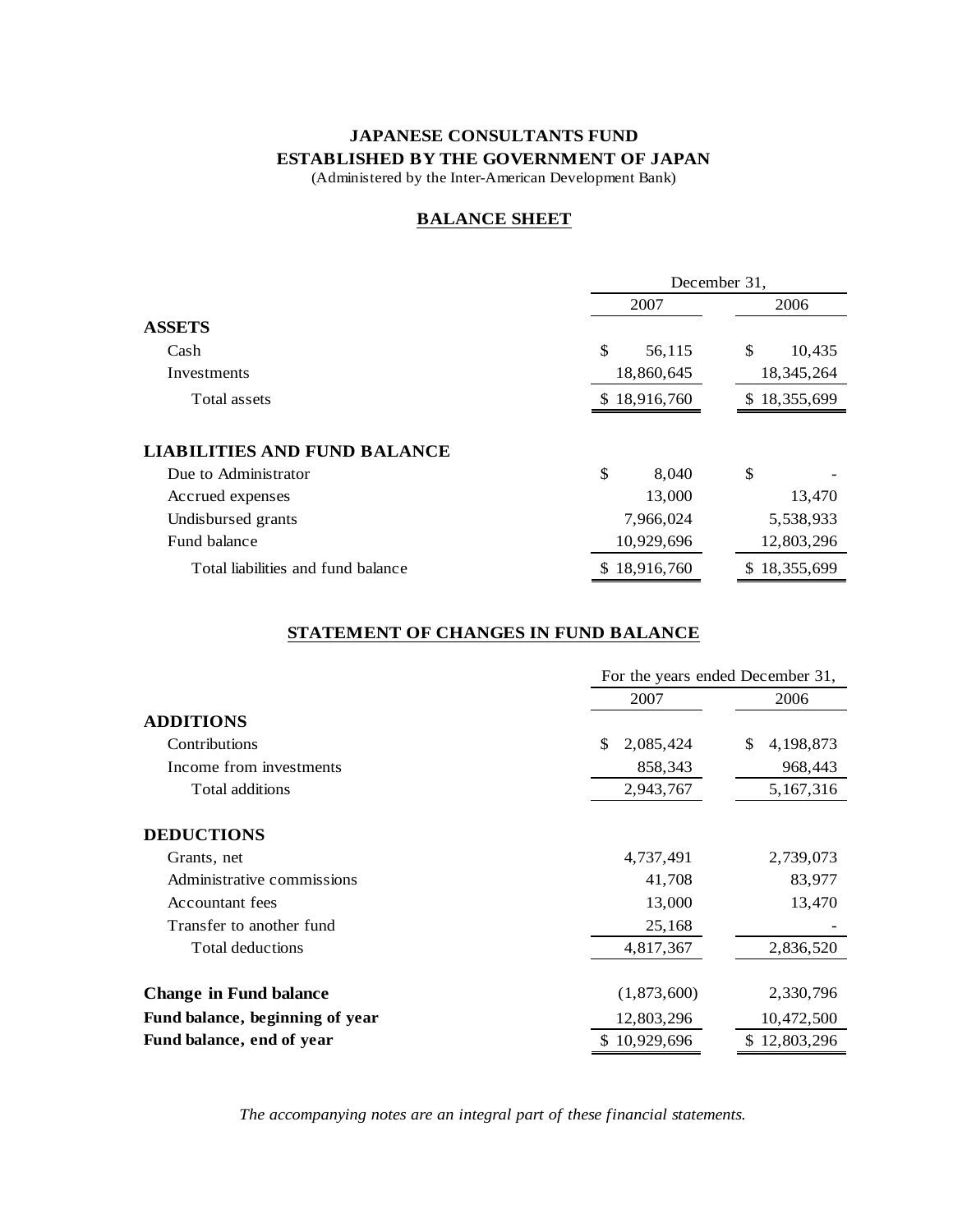**JAPANESE CONSULTANTS FUND**
**ESTABLISHED BY THE GOVERNMENT OF JAPAN**
(Administered by the Inter-American Development Bank)

## BALANCE SHEET

| | December 31, | |
|---|---|---|
| | 2007 | 2006 |
| **ASSETS** | | |
| Cash | $ 56,115 | $ 10,435 |
| Investments | 18,860,645 | 18,345,264 |
| Total assets | $ 18,916,760 | $ 18,355,699 |
| | | |
| **LIABILITIES AND FUND BALANCE** | | |
| Due to Administrator | $ 8,040 | $ - |
| Accrued expenses | 13,000 | 13,470 |
| Undisbursed grants | 7,966,024 | 5,538,933 |
| Fund balance | 10,929,696 | 12,803,296 |
| Total liabilities and fund balance | $ 18,916,760 | $ 18,355,699 |

## STATEMENT OF CHANGES IN FUND BALANCE

| | For the years ended December 31, | |
|---|---|---|
| | 2007 | 2006 |
| **ADDITIONS** | | |
| Contributions | $ 2,085,424 | $ 4,198,873 |
| Income from investments | 858,343 | 968,443 |
| Total additions | 2,943,767 | 5,167,316 |
| | | |
| **DEDUCTIONS** | | |
| Grants, net | 4,737,491 | 2,739,073 |
| Administrative commissions | 41,708 | 83,977 |
| Accountant fees | 13,000 | 13,470 |
| Transfer to another fund | 25,168 | - |
| Total deductions | 4,817,367 | 2,836,520 |
| | | |
| **Change in Fund balance** | (1,873,600) | 2,330,796 |
| **Fund balance, beginning of year** | 12,803,296 | 10,472,500 |
| **Fund balance, end of year** | $ 10,929,696 | $ 12,803,296 |

*The accompanying notes are an integral part of these financial statements.*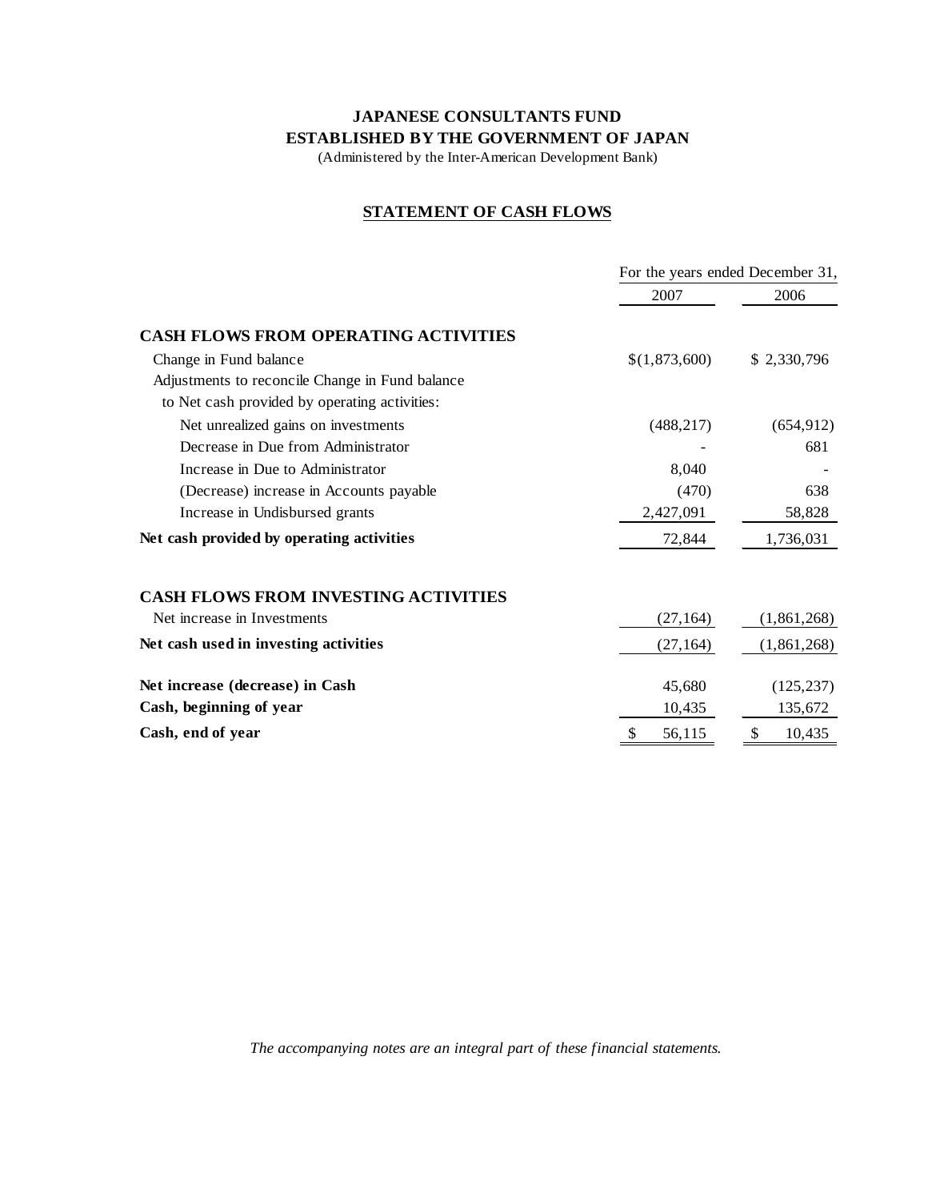**JAPANESE CONSULTANTS FUND**
**ESTABLISHED BY THE GOVERNMENT OF JAPAN**
(Administered by the Inter-American Development Bank)

**STATEMENT OF CASH FLOWS**

| | For the years ended December 31, | |
|---|---|---|
| | 2007 | 2006 |
| **CASH FLOWS FROM OPERATING ACTIVITIES** | | |
| Change in Fund balance | $(1,873,600) | $ 2,330,796 |
| Adjustments to reconcile Change in Fund balance to Net cash provided by operating activities: | | |
| Net unrealized gains on investments | (488,217) | (654,912) |
| Decrease in Due from Administrator | - | 681 |
| Increase in Due to Administrator | 8,040 | - |
| (Decrease) increase in Accounts payable | (470) | 638 |
| Increase in Undisbursed grants | 2,427,091 | 58,828 |
| **Net cash provided by operating activities** | 72,844 | 1,736,031 |
| **CASH FLOWS FROM INVESTING ACTIVITIES** | | |
| Net increase in Investments | (27,164) | (1,861,268) |
| **Net cash used in investing activities** | (27,164) | (1,861,268) |
| **Net increase (decrease) in Cash** | 45,680 | (125,237) |
| **Cash, beginning of year** | 10,435 | 135,672 |
| **Cash, end of year** | $ 56,115 | $ 10,435 |

*The accompanying notes are an integral part of these financial statements.*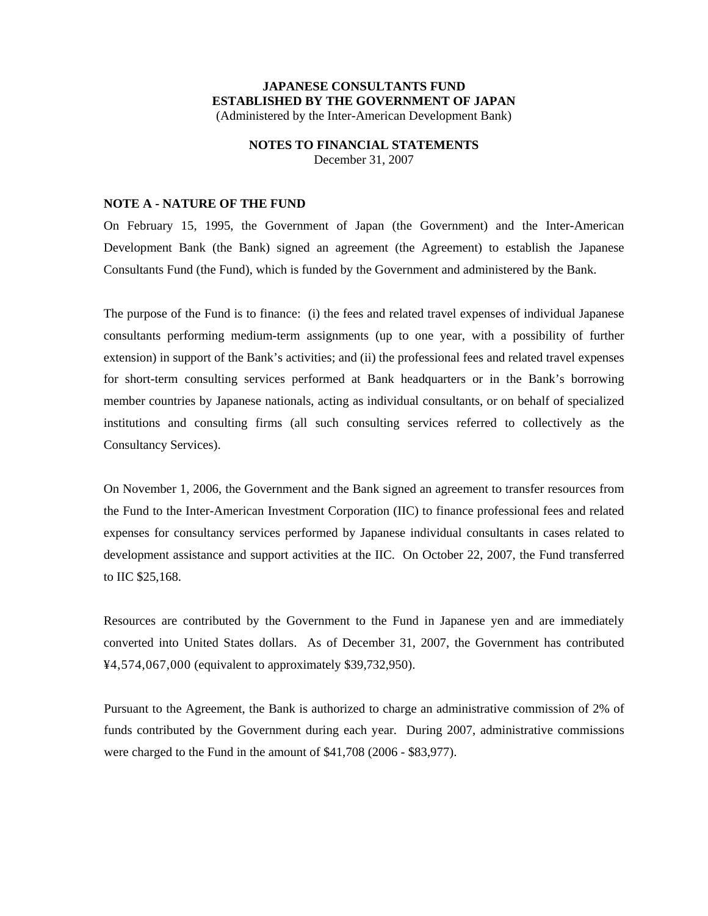**JAPANESE CONSULTANTS FUND**
**ESTABLISHED BY THE GOVERNMENT OF JAPAN**
(Administered by the Inter-American Development Bank)

**NOTES TO FINANCIAL STATEMENTS**
December 31, 2007

**NOTE A - NATURE OF THE FUND**

On February 15, 1995, the Government of Japan (the Government) and the Inter-American Development Bank (the Bank) signed an agreement (the Agreement) to establish the Japanese Consultants Fund (the Fund), which is funded by the Government and administered by the Bank.

The purpose of the Fund is to finance: (i) the fees and related travel expenses of individual Japanese consultants performing medium-term assignments (up to one year, with a possibility of further extension) in support of the Bank's activities; and (ii) the professional fees and related travel expenses for short-term consulting services performed at Bank headquarters or in the Bank's borrowing member countries by Japanese nationals, acting as individual consultants, or on behalf of specialized institutions and consulting firms (all such consulting services referred to collectively as the Consultancy Services).

On November 1, 2006, the Government and the Bank signed an agreement to transfer resources from the Fund to the Inter-American Investment Corporation (IIC) to finance professional fees and related expenses for consultancy services performed by Japanese individual consultants in cases related to development assistance and support activities at the IIC. On October 22, 2007, the Fund transferred to IIC $25,168.

Resources are contributed by the Government to the Fund in Japanese yen and are immediately converted into United States dollars. As of December 31, 2007, the Government has contributed ¥4,574,067,000 (equivalent to approximately $39,732,950).

Pursuant to the Agreement, the Bank is authorized to charge an administrative commission of 2% of funds contributed by the Government during each year. During 2007, administrative commissions were charged to the Fund in the amount of $41,708 (2006 - $83,977).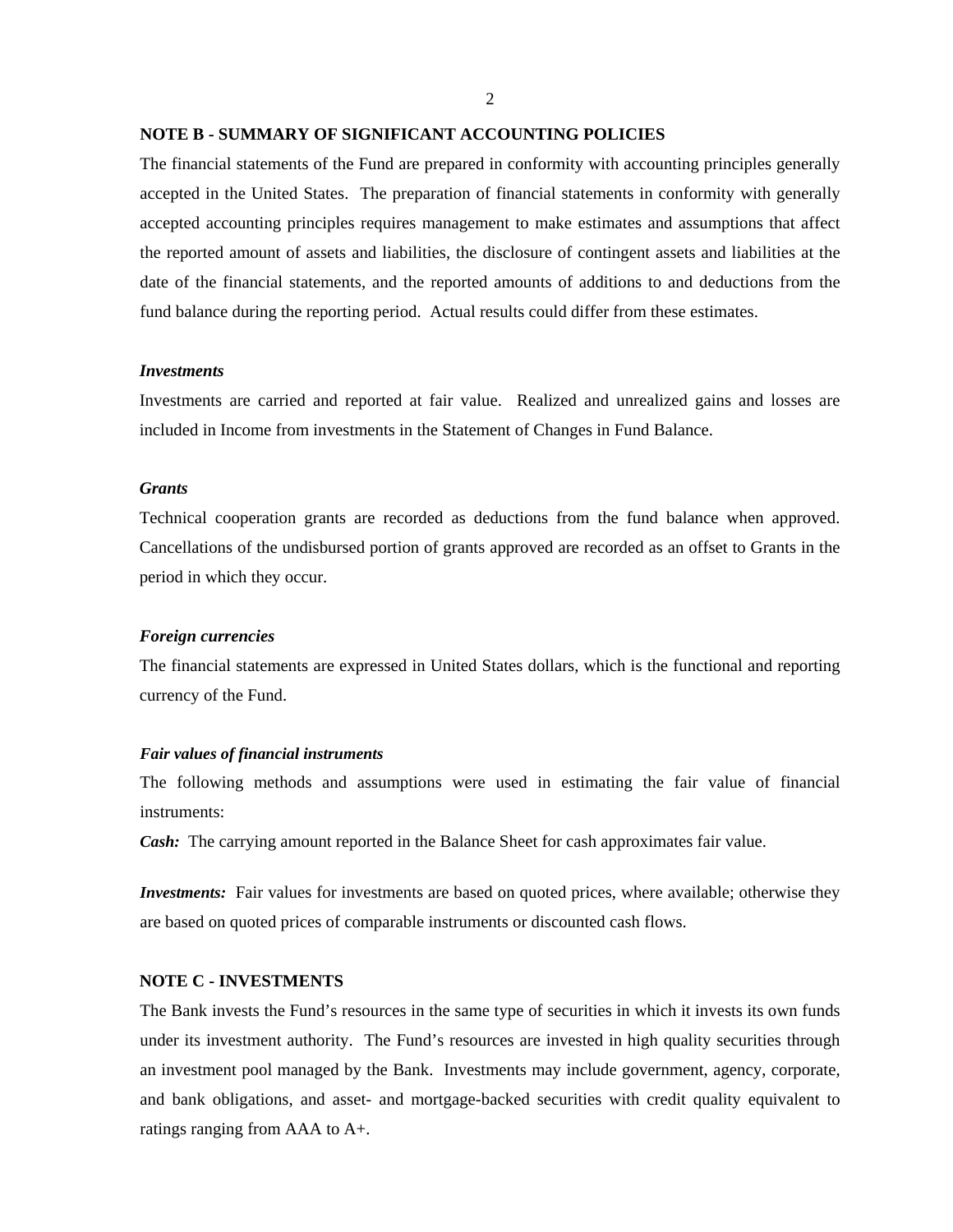## NOTE B - SUMMARY OF SIGNIFICANT ACCOUNTING POLICIES

The financial statements of the Fund are prepared in conformity with accounting principles generally accepted in the United States. The preparation of financial statements in conformity with generally accepted accounting principles requires management to make estimates and assumptions that affect the reported amount of assets and liabilities, the disclosure of contingent assets and liabilities at the date of the financial statements, and the reported amounts of additions to and deductions from the fund balance during the reporting period. Actual results could differ from these estimates.

***Investments***

Investments are carried and reported at fair value. Realized and unrealized gains and losses are included in Income from investments in the Statement of Changes in Fund Balance.

***Grants***

Technical cooperation grants are recorded as deductions from the fund balance when approved. Cancellations of the undisbursed portion of grants approved are recorded as an offset to Grants in the period in which they occur.

***Foreign currencies***

The financial statements are expressed in United States dollars, which is the functional and reporting currency of the Fund.

***Fair values of financial instruments***

The following methods and assumptions were used in estimating the fair value of financial instruments:

***Cash:*** The carrying amount reported in the Balance Sheet for cash approximates fair value.

***Investments:*** Fair values for investments are based on quoted prices, where available; otherwise they are based on quoted prices of comparable instruments or discounted cash flows.

## NOTE C - INVESTMENTS

The Bank invests the Fund's resources in the same type of securities in which it invests its own funds under its investment authority. The Fund's resources are invested in high quality securities through an investment pool managed by the Bank. Investments may include government, agency, corporate, and bank obligations, and asset- and mortgage-backed securities with credit quality equivalent to ratings ranging from AAA to A+.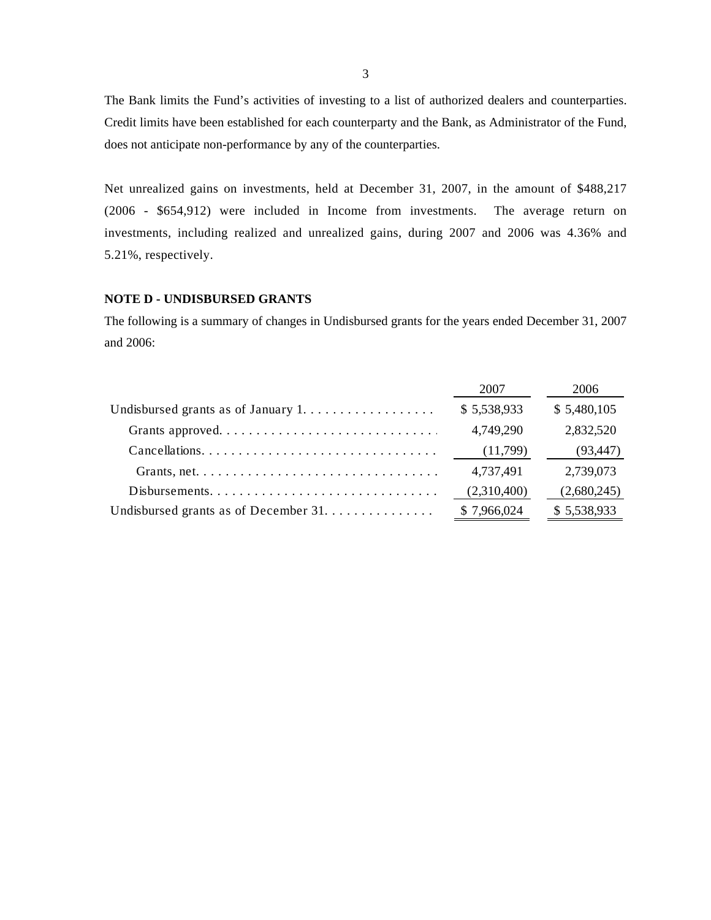The Bank limits the Fund's activities of investing to a list of authorized dealers and counterparties. Credit limits have been established for each counterparty and the Bank, as Administrator of the Fund, does not anticipate non-performance by any of the counterparties.

Net unrealized gains on investments, held at December 31, 2007, in the amount of $488,217 (2006 - $654,912) were included in Income from investments. The average return on investments, including realized and unrealized gains, during 2007 and 2006 was 4.36% and 5.21%, respectively.

**NOTE D - UNDISBURSED GRANTS**

The following is a summary of changes in Undisbursed grants for the years ended December 31, 2007 and 2006:

| | 2007 | 2006 |
|---|---|---|
| Undisbursed grants as of January 1 | $ 5,538,933 | $ 5,480,105 |
| Grants approved | 4,749,290 | 2,832,520 |
| Cancellations | (11,799) | (93,447) |
| Grants, net | 4,737,491 | 2,739,073 |
| Disbursements | (2,310,400) | (2,680,245) |
| Undisbursed grants as of December 31 | $ 7,966,024 | $ 5,538,933 |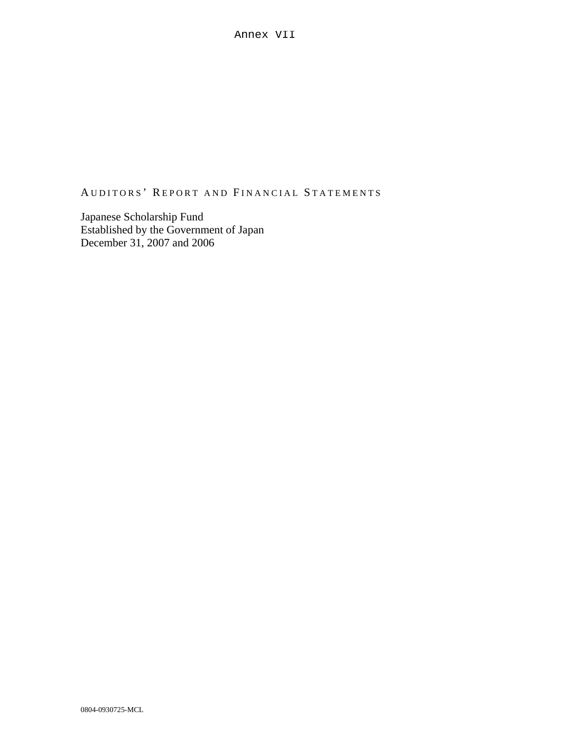Annex VII

# AUDITORS' REPORT AND FINANCIAL STATEMENTS

Japanese Scholarship Fund
Established by the Government of Japan
December 31, 2007 and 2006

0804-0930725-MCL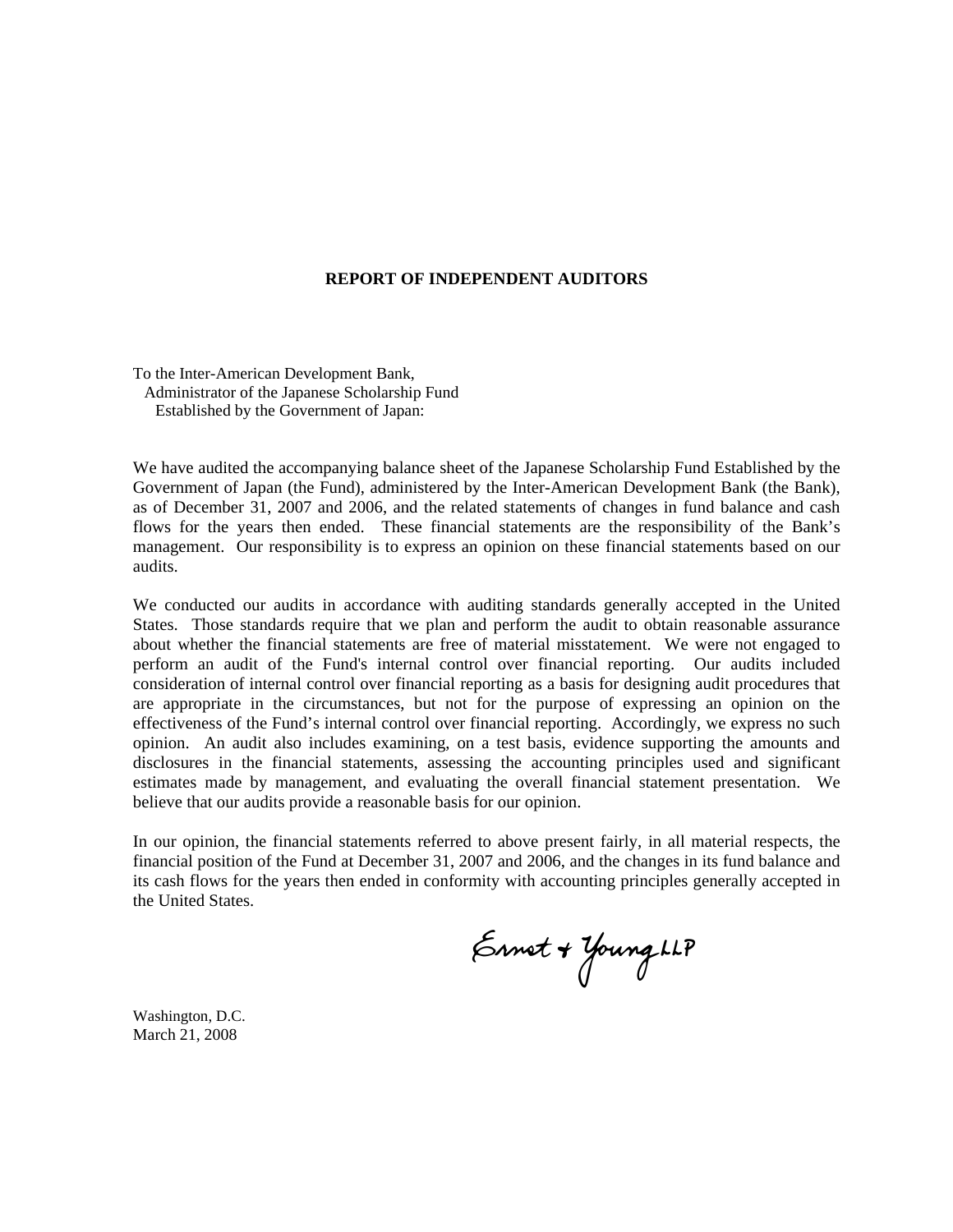## REPORT OF INDEPENDENT AUDITORS

To the Inter-American Development Bank,
Administrator of the Japanese Scholarship Fund
Established by the Government of Japan:

We have audited the accompanying balance sheet of the Japanese Scholarship Fund Established by the Government of Japan (the Fund), administered by the Inter-American Development Bank (the Bank), as of December 31, 2007 and 2006, and the related statements of changes in fund balance and cash flows for the years then ended. These financial statements are the responsibility of the Bank's management. Our responsibility is to express an opinion on these financial statements based on our audits.

We conducted our audits in accordance with auditing standards generally accepted in the United States. Those standards require that we plan and perform the audit to obtain reasonable assurance about whether the financial statements are free of material misstatement. We were not engaged to perform an audit of the Fund's internal control over financial reporting. Our audits included consideration of internal control over financial reporting as a basis for designing audit procedures that are appropriate in the circumstances, but not for the purpose of expressing an opinion on the effectiveness of the Fund's internal control over financial reporting. Accordingly, we express no such opinion. An audit also includes examining, on a test basis, evidence supporting the amounts and disclosures in the financial statements, assessing the accounting principles used and significant estimates made by management, and evaluating the overall financial statement presentation. We believe that our audits provide a reasonable basis for our opinion.

In our opinion, the financial statements referred to above present fairly, in all material respects, the financial position of the Fund at December 31, 2007 and 2006, and the changes in its fund balance and its cash flows for the years then ended in conformity with accounting principles generally accepted in the United States.

Ernst & Young LLP

Washington, D.C.
March 21, 2008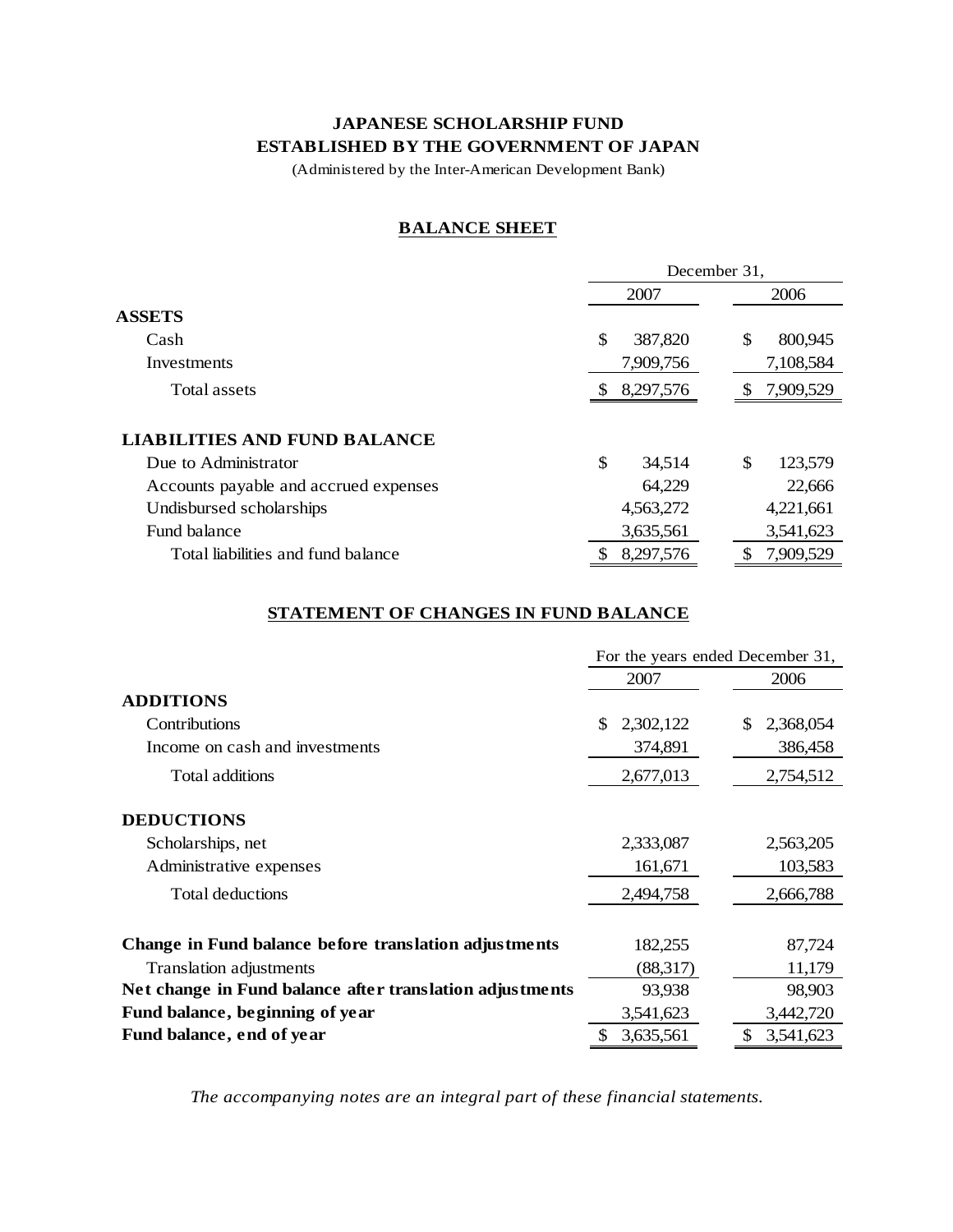**JAPANESE SCHOLARSHIP FUND**
**ESTABLISHED BY THE GOVERNMENT OF JAPAN**

(Administered by the Inter-American Development Bank)

## BALANCE SHEET

| | December 31, | |
|---|---|---|
| | 2007 | 2006 |
| **ASSETS** | | |
| Cash | $ 387,820 | $ 800,945 |
| Investments | 7,909,756 | 7,108,584 |
| Total assets | $ 8,297,576 | $ 7,909,529 |
| | | |
| **LIABILITIES AND FUND BALANCE** | | |
| Due to Administrator | $ 34,514 | $ 123,579 |
| Accounts payable and accrued expenses | 64,229 | 22,666 |
| Undisbursed scholarships | 4,563,272 | 4,221,661 |
| Fund balance | 3,635,561 | 3,541,623 |
| Total liabilities and fund balance | $ 8,297,576 | $ 7,909,529 |

## STATEMENT OF CHANGES IN FUND BALANCE

| | For the years ended December 31, | |
|---|---|---|
| | 2007 | 2006 |
| **ADDITIONS** | | |
| Contributions | $ 2,302,122 | $ 2,368,054 |
| Income on cash and investments | 374,891 | 386,458 |
| Total additions | 2,677,013 | 2,754,512 |
| | | |
| **DEDUCTIONS** | | |
| Scholarships, net | 2,333,087 | 2,563,205 |
| Administrative expenses | 161,671 | 103,583 |
| Total deductions | 2,494,758 | 2,666,788 |
| | | |
| **Change in Fund balance before translation adjustments** | 182,255 | 87,724 |
| Translation adjustments | (88,317) | 11,179 |
| **Net change in Fund balance after translation adjustments** | 93,938 | 98,903 |
| **Fund balance, beginning of year** | 3,541,623 | 3,442,720 |
| **Fund balance, end of year** | $ 3,635,561 | $ 3,541,623 |

*The accompanying notes are an integral part of these financial statements.*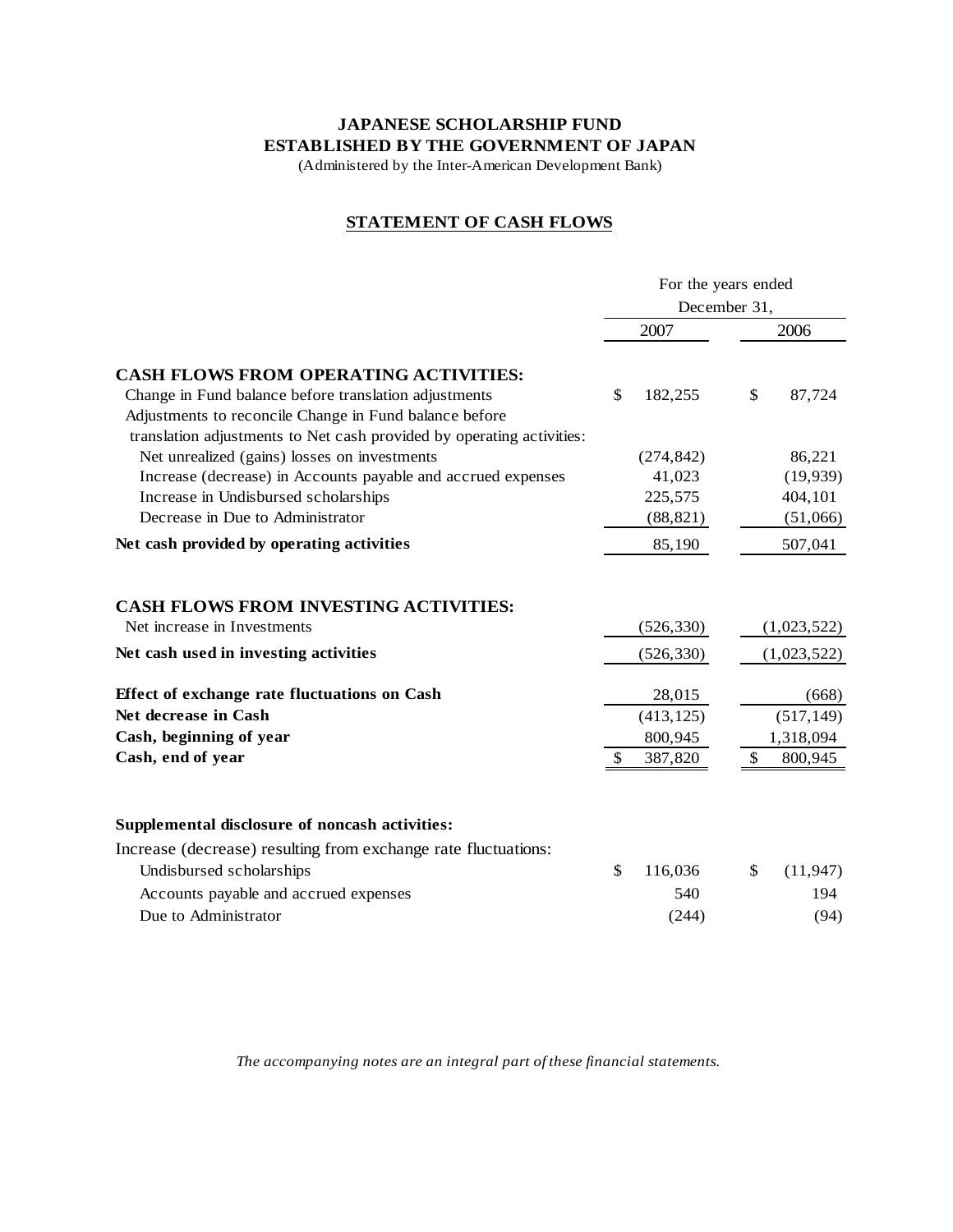**JAPANESE SCHOLARSHIP FUND**
**ESTABLISHED BY THE GOVERNMENT OF JAPAN**
(Administered by the Inter-American Development Bank)

## STATEMENT OF CASH FLOWS

| | For the years ended December 31, | |
|---|---|---|
| | 2007 | 2006 |
| **CASH FLOWS FROM OPERATING ACTIVITIES:** | | |
| Change in Fund balance before translation adjustments | $ 182,255 | $ 87,724 |
| Adjustments to reconcile Change in Fund balance before translation adjustments to Net cash provided by operating activities: | | |
| Net unrealized (gains) losses on investments | (274,842) | 86,221 |
| Increase (decrease) in Accounts payable and accrued expenses | 41,023 | (19,939) |
| Increase in Undisbursed scholarships | 225,575 | 404,101 |
| Decrease in Due to Administrator | (88,821) | (51,066) |
| **Net cash provided by operating activities** | 85,190 | 507,041 |
| | | |
| **CASH FLOWS FROM INVESTING ACTIVITIES:** | | |
| Net increase in Investments | (526,330) | (1,023,522) |
| **Net cash used in investing activities** | (526,330) | (1,023,522) |
| | | |
| **Effect of exchange rate fluctuations on Cash** | 28,015 | (668) |
| **Net decrease in Cash** | (413,125) | (517,149) |
| **Cash, beginning of year** | 800,945 | 1,318,094 |
| **Cash, end of year** | $ 387,820 | $ 800,945 |
| | | |
| **Supplemental disclosure of noncash activities:** | | |
| Increase (decrease) resulting from exchange rate fluctuations: | | |
| Undisbursed scholarships | $ 116,036 | $ (11,947) |
| Accounts payable and accrued expenses | 540 | 194 |
| Due to Administrator | (244) | (94) |

*The accompanying notes are an integral part of these financial statements.*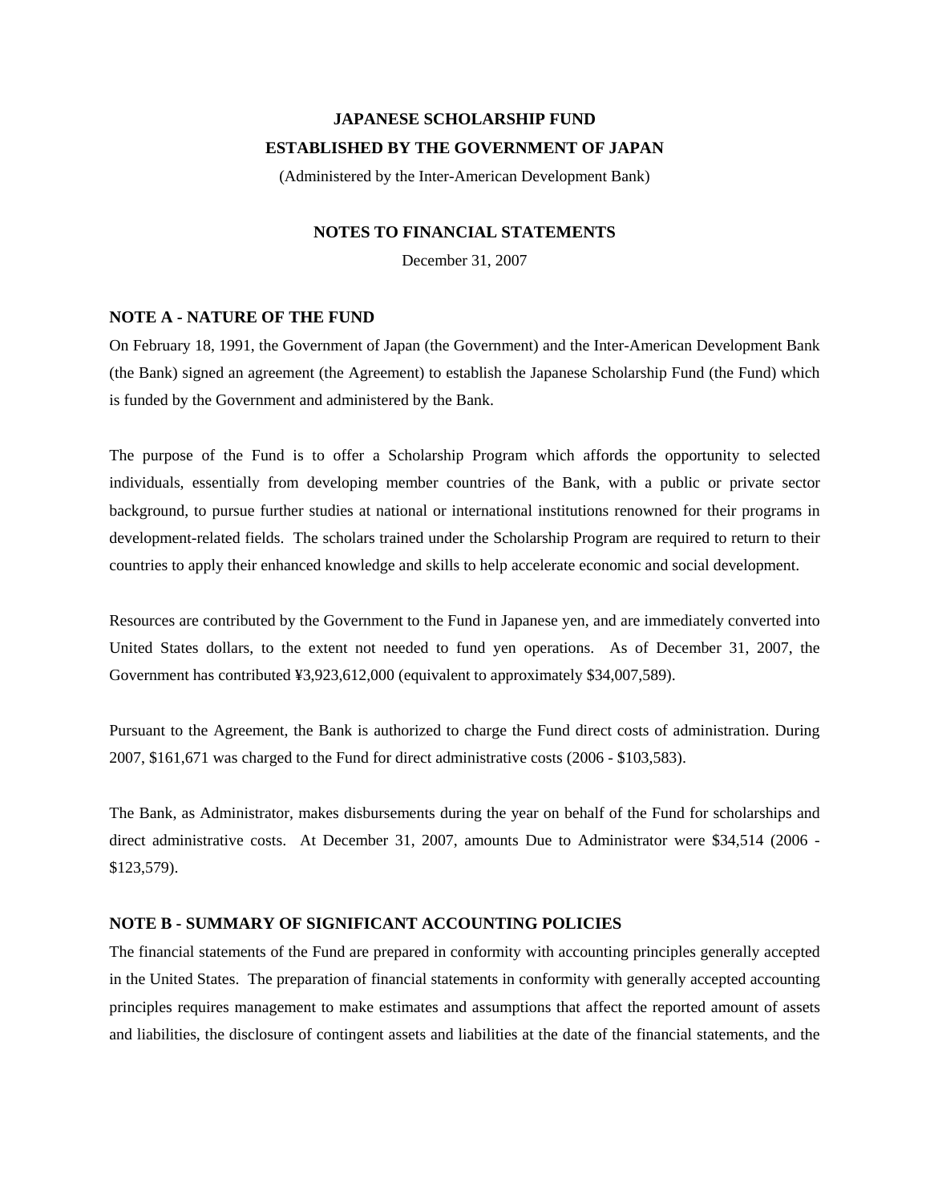**JAPANESE SCHOLARSHIP FUND**

**ESTABLISHED BY THE GOVERNMENT OF JAPAN**

(Administered by the Inter-American Development Bank)

**NOTES TO FINANCIAL STATEMENTS**

December 31, 2007

## NOTE A - NATURE OF THE FUND

On February 18, 1991, the Government of Japan (the Government) and the Inter-American Development Bank (the Bank) signed an agreement (the Agreement) to establish the Japanese Scholarship Fund (the Fund) which is funded by the Government and administered by the Bank.

The purpose of the Fund is to offer a Scholarship Program which affords the opportunity to selected individuals, essentially from developing member countries of the Bank, with a public or private sector background, to pursue further studies at national or international institutions renowned for their programs in development-related fields. The scholars trained under the Scholarship Program are required to return to their countries to apply their enhanced knowledge and skills to help accelerate economic and social development.

Resources are contributed by the Government to the Fund in Japanese yen, and are immediately converted into United States dollars, to the extent not needed to fund yen operations. As of December 31, 2007, the Government has contributed ¥3,923,612,000 (equivalent to approximately $34,007,589).

Pursuant to the Agreement, the Bank is authorized to charge the Fund direct costs of administration. During 2007, $161,671 was charged to the Fund for direct administrative costs (2006 - $103,583).

The Bank, as Administrator, makes disbursements during the year on behalf of the Fund for scholarships and direct administrative costs. At December 31, 2007, amounts Due to Administrator were $34,514 (2006 - $123,579).

## NOTE B - SUMMARY OF SIGNIFICANT ACCOUNTING POLICIES

The financial statements of the Fund are prepared in conformity with accounting principles generally accepted in the United States. The preparation of financial statements in conformity with generally accepted accounting principles requires management to make estimates and assumptions that affect the reported amount of assets and liabilities, the disclosure of contingent assets and liabilities at the date of the financial statements, and the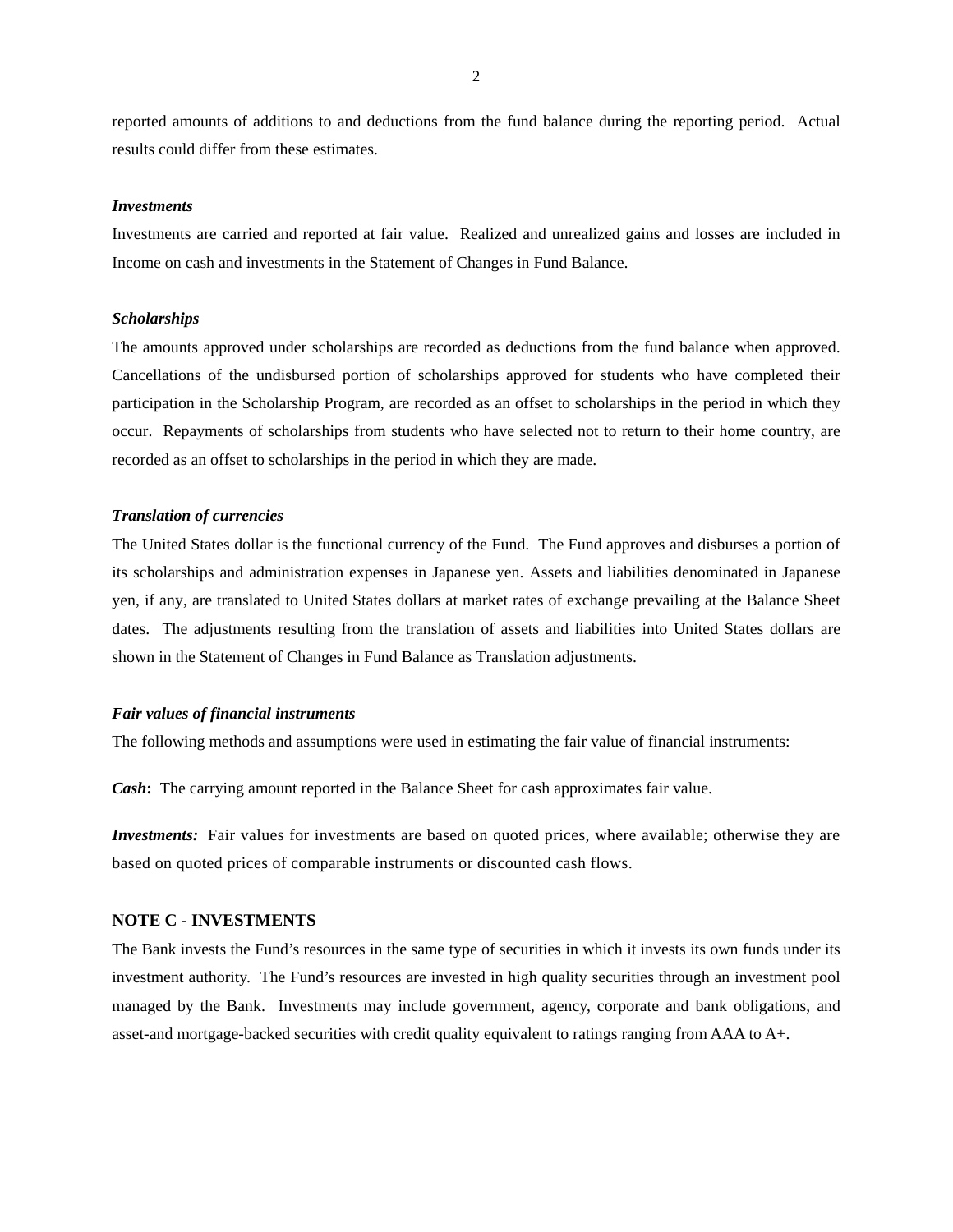reported amounts of additions to and deductions from the fund balance during the reporting period. Actual results could differ from these estimates.

***Investments***

Investments are carried and reported at fair value. Realized and unrealized gains and losses are included in Income on cash and investments in the Statement of Changes in Fund Balance.

***Scholarships***

The amounts approved under scholarships are recorded as deductions from the fund balance when approved. Cancellations of the undisbursed portion of scholarships approved for students who have completed their participation in the Scholarship Program, are recorded as an offset to scholarships in the period in which they occur. Repayments of scholarships from students who have selected not to return to their home country, are recorded as an offset to scholarships in the period in which they are made.

***Translation of currencies***

The United States dollar is the functional currency of the Fund. The Fund approves and disburses a portion of its scholarships and administration expenses in Japanese yen. Assets and liabilities denominated in Japanese yen, if any, are translated to United States dollars at market rates of exchange prevailing at the Balance Sheet dates. The adjustments resulting from the translation of assets and liabilities into United States dollars are shown in the Statement of Changes in Fund Balance as Translation adjustments.

***Fair values of financial instruments***

The following methods and assumptions were used in estimating the fair value of financial instruments:

***Cash*****:** The carrying amount reported in the Balance Sheet for cash approximates fair value.

***Investments:*** Fair values for investments are based on quoted prices, where available; otherwise they are based on quoted prices of comparable instruments or discounted cash flows.

## NOTE C - INVESTMENTS

The Bank invests the Fund's resources in the same type of securities in which it invests its own funds under its investment authority. The Fund's resources are invested in high quality securities through an investment pool managed by the Bank. Investments may include government, agency, corporate and bank obligations, and asset-and mortgage-backed securities with credit quality equivalent to ratings ranging from AAA to A+.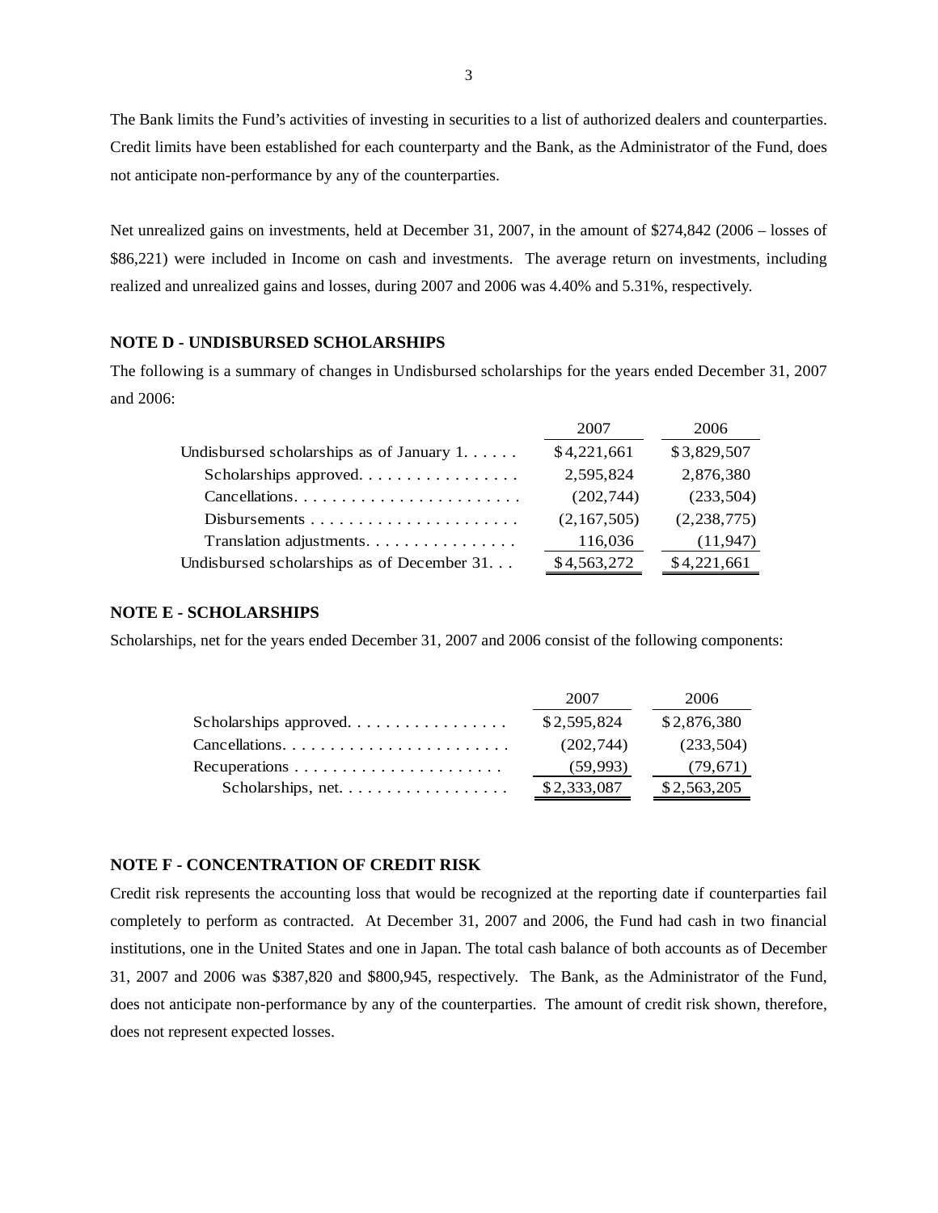The Bank limits the Fund's activities of investing in securities to a list of authorized dealers and counterparties. Credit limits have been established for each counterparty and the Bank, as the Administrator of the Fund, does not anticipate non-performance by any of the counterparties.

Net unrealized gains on investments, held at December 31, 2007, in the amount of $274,842 (2006 – losses of $86,221) were included in Income on cash and investments. The average return on investments, including realized and unrealized gains and losses, during 2007 and 2006 was 4.40% and 5.31%, respectively.

### NOTE D - UNDISBURSED SCHOLARSHIPS

The following is a summary of changes in Undisbursed scholarships for the years ended December 31, 2007 and 2006:

| | 2007 | 2006 |
|---|---|---|
| Undisbursed scholarships as of January 1. . . . . . | $4,221,661 | $3,829,507 |
| Scholarships approved. . . . . . . . . . . . . . . . | 2,595,824 | 2,876,380 |
| Cancellations. . . . . . . . . . . . . . . . . . . . . . . . | (202,744) | (233,504) |
| Disbursements . . . . . . . . . . . . . . . . . . . . . . | (2,167,505) | (2,238,775) |
| Translation adjustments. . . . . . . . . . . . . . . . | 116,036 | (11,947) |
| Undisbursed scholarships as of December 31. . . | $4,563,272 | $4,221,661 |

### NOTE E - SCHOLARSHIPS

Scholarships, net for the years ended December 31, 2007 and 2006 consist of the following components:

| | 2007 | 2006 |
|---|---|---|
| Scholarships approved. . . . . . . . . . . . . . . . | $2,595,824 | $2,876,380 |
| Cancellations. . . . . . . . . . . . . . . . . . . . . . . . | (202,744) | (233,504) |
| Recuperations . . . . . . . . . . . . . . . . . . . . . . | (59,993) | (79,671) |
| Scholarships, net. . . . . . . . . . . . . . . . . . | $2,333,087 | $2,563,205 |

### NOTE F - CONCENTRATION OF CREDIT RISK

Credit risk represents the accounting loss that would be recognized at the reporting date if counterparties fail completely to perform as contracted. At December 31, 2007 and 2006, the Fund had cash in two financial institutions, one in the United States and one in Japan. The total cash balance of both accounts as of December 31, 2007 and 2006 was $387,820 and $800,945, respectively. The Bank, as the Administrator of the Fund, does not anticipate non-performance by any of the counterparties. The amount of credit risk shown, therefore, does not represent expected losses.